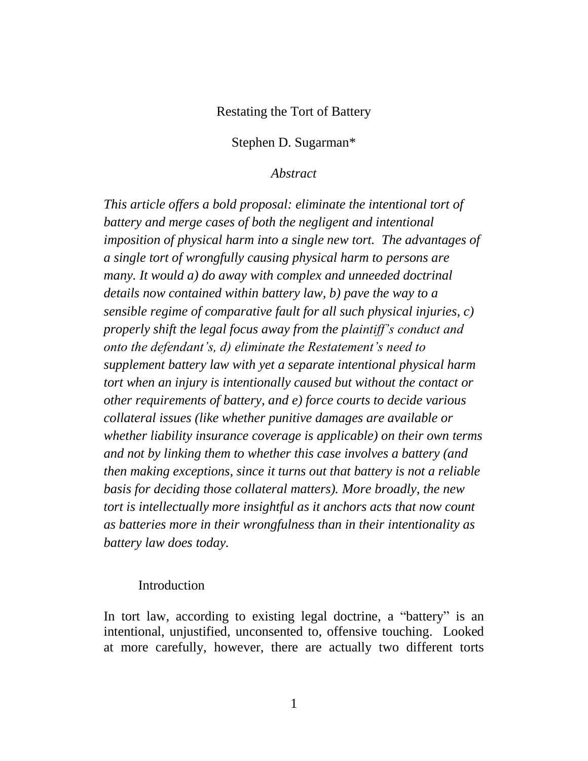# Restating the Tort of Battery

Stephen D. Sugarman*

*Abstract*

*This article offers a bold proposal: eliminate the intentional tort of battery and merge cases of both the negligent and intentional imposition of physical harm into a single new tort. The advantages of a single tort of wrongfully causing physical harm to persons are many. It would a) do away with complex and unneeded doctrinal details now contained within battery law, b) pave the way to a sensible regime of comparative fault for all such physical injuries, c) properly shift the legal focus away from the plaintiff's conduct and onto the defendant's, d) eliminate the Restatement's need to supplement battery law with yet a separate intentional physical harm tort when an injury is intentionally caused but without the contact or other requirements of battery, and e) force courts to decide various collateral issues (like whether punitive damages are available or whether liability insurance coverage is applicable) on their own terms and not by linking them to whether this case involves a battery (and then making exceptions, since it turns out that battery is not a reliable basis for deciding those collateral matters). More broadly, the new tort is intellectually more insightful as it anchors acts that now count as batteries more in their wrongfulness than in their intentionality as battery law does today.*

## Introduction

In tort law, according to existing legal doctrine, a "battery" is an intentional, unjustified, unconsented to, offensive touching. Looked at more carefully, however, there are actually two different torts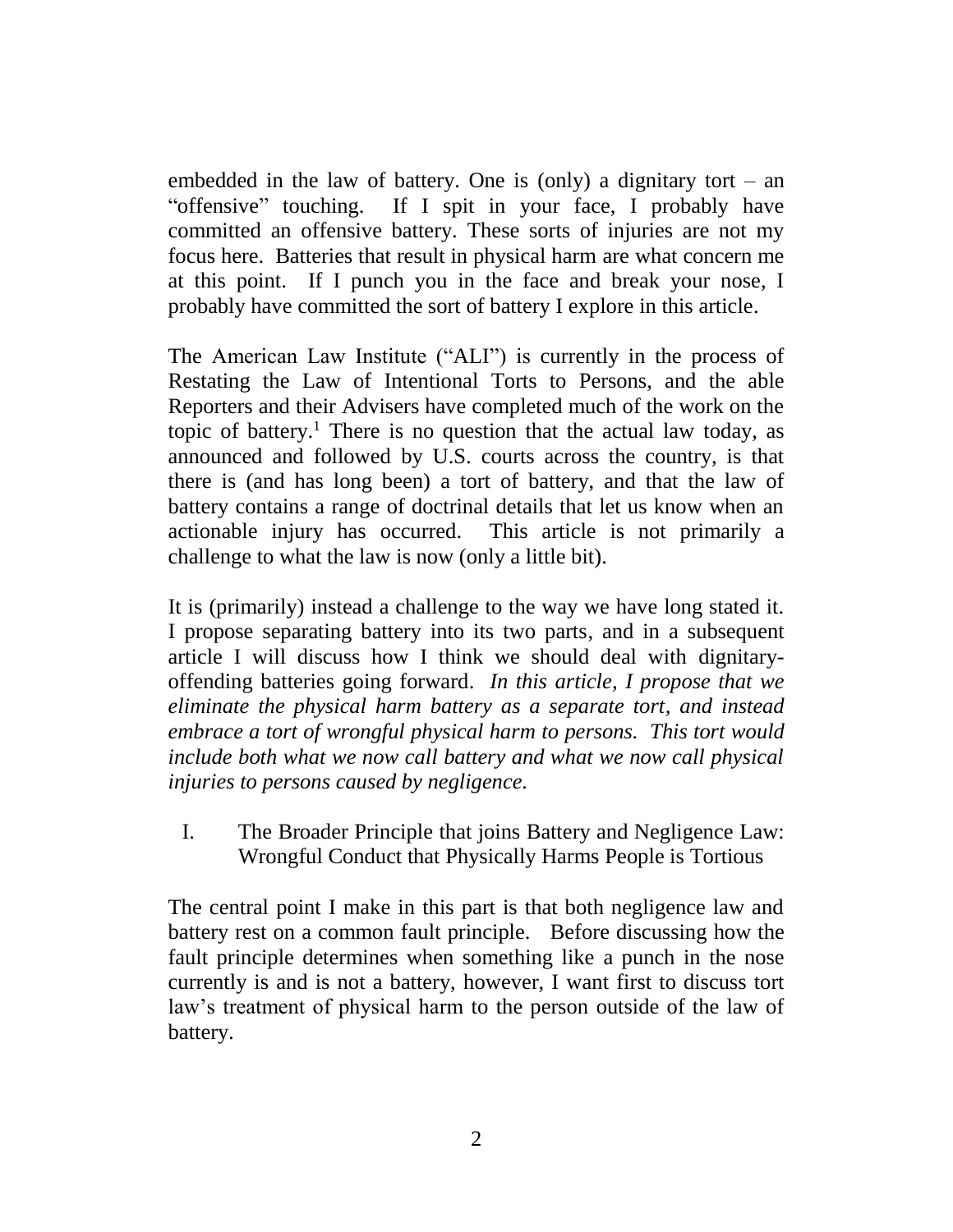embedded in the law of battery. One is (only) a dignitary tort – an "offensive" touching. If I spit in your face, I probably have committed an offensive battery. These sorts of injuries are not my focus here. Batteries that result in physical harm are what concern me at this point. If I punch you in the face and break your nose, I probably have committed the sort of battery I explore in this article.

The American Law Institute ("ALI") is currently in the process of Restating the Law of Intentional Torts to Persons, and the able Reporters and their Advisers have completed much of the work on the topic of battery.[1] There is no question that the actual law today, as announced and followed by U.S. courts across the country, is that there is (and has long been) a tort of battery, and that the law of battery contains a range of doctrinal details that let us know when an actionable injury has occurred. This article is not primarily a challenge to what the law is now (only a little bit).

It is (primarily) instead a challenge to the way we have long stated it. I propose separating battery into its two parts, and in a subsequent article I will discuss how I think we should deal with dignitary-offending batteries going forward. *In this article, I propose that we eliminate the physical harm battery as a separate tort, and instead embrace a tort of wrongful physical harm to persons. This tort would include both what we now call battery and what we now call physical injuries to persons caused by negligence.*

## I. The Broader Principle that joins Battery and Negligence Law: Wrongful Conduct that Physically Harms People is Tortious

The central point I make in this part is that both negligence law and battery rest on a common fault principle. Before discussing how the fault principle determines when something like a punch in the nose currently is and is not a battery, however, I want first to discuss tort law's treatment of physical harm to the person outside of the law of battery.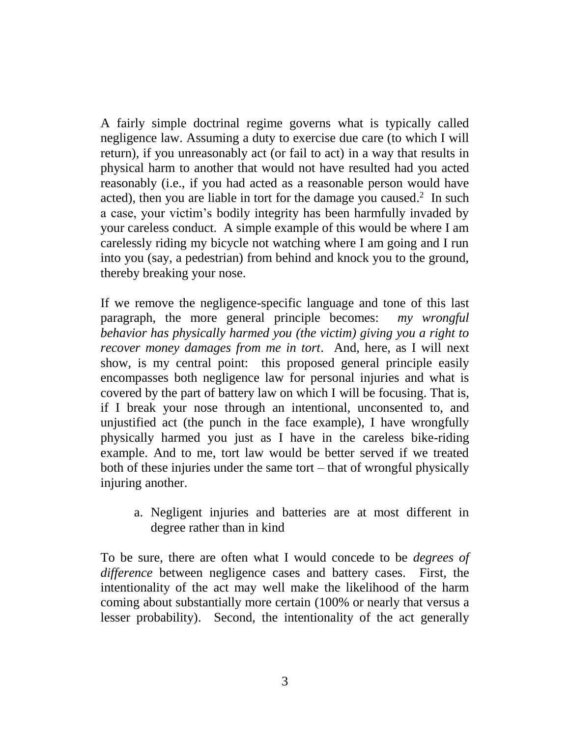A fairly simple doctrinal regime governs what is typically called negligence law. Assuming a duty to exercise due care (to which I will return), if you unreasonably act (or fail to act) in a way that results in physical harm to another that would not have resulted had you acted reasonably (i.e., if you had acted as a reasonable person would have acted), then you are liable in tort for the damage you caused.[2] In such a case, your victim's bodily integrity has been harmfully invaded by your careless conduct. A simple example of this would be where I am carelessly riding my bicycle not watching where I am going and I run into you (say, a pedestrian) from behind and knock you to the ground, thereby breaking your nose.

If we remove the negligence-specific language and tone of this last paragraph, the more general principle becomes: *my wrongful behavior has physically harmed you (the victim) giving you a right to recover money damages from me in tort*. And, here, as I will next show, is my central point: this proposed general principle easily encompasses both negligence law for personal injuries and what is covered by the part of battery law on which I will be focusing. That is, if I break your nose through an intentional, unconsented to, and unjustified act (the punch in the face example), I have wrongfully physically harmed you just as I have in the careless bike-riding example. And to me, tort law would be better served if we treated both of these injuries under the same tort – that of wrongful physically injuring another.

a. Negligent injuries and batteries are at most different in degree rather than in kind

To be sure, there are often what I would concede to be *degrees of difference* between negligence cases and battery cases. First, the intentionality of the act may well make the likelihood of the harm coming about substantially more certain (100% or nearly that versus a lesser probability). Second, the intentionality of the act generally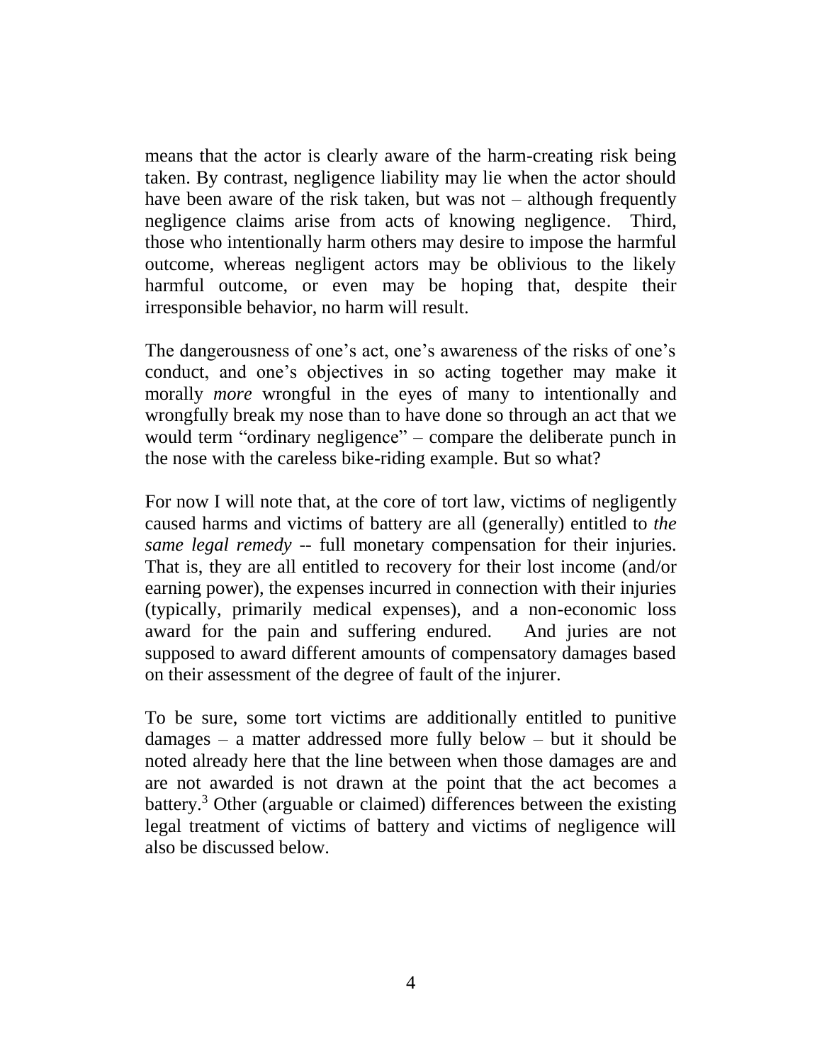means that the actor is clearly aware of the harm-creating risk being taken. By contrast, negligence liability may lie when the actor should have been aware of the risk taken, but was not – although frequently negligence claims arise from acts of knowing negligence. Third, those who intentionally harm others may desire to impose the harmful outcome, whereas negligent actors may be oblivious to the likely harmful outcome, or even may be hoping that, despite their irresponsible behavior, no harm will result.

The dangerousness of one's act, one's awareness of the risks of one's conduct, and one's objectives in so acting together may make it morally *more* wrongful in the eyes of many to intentionally and wrongfully break my nose than to have done so through an act that we would term "ordinary negligence" – compare the deliberate punch in the nose with the careless bike-riding example. But so what?

For now I will note that, at the core of tort law, victims of negligently caused harms and victims of battery are all (generally) entitled to *the same legal remedy* -- full monetary compensation for their injuries. That is, they are all entitled to recovery for their lost income (and/or earning power), the expenses incurred in connection with their injuries (typically, primarily medical expenses), and a non-economic loss award for the pain and suffering endured. And juries are not supposed to award different amounts of compensatory damages based on their assessment of the degree of fault of the injurer.

To be sure, some tort victims are additionally entitled to punitive damages – a matter addressed more fully below – but it should be noted already here that the line between when those damages are and are not awarded is not drawn at the point that the act becomes a battery.[3] Other (arguable or claimed) differences between the existing legal treatment of victims of battery and victims of negligence will also be discussed below.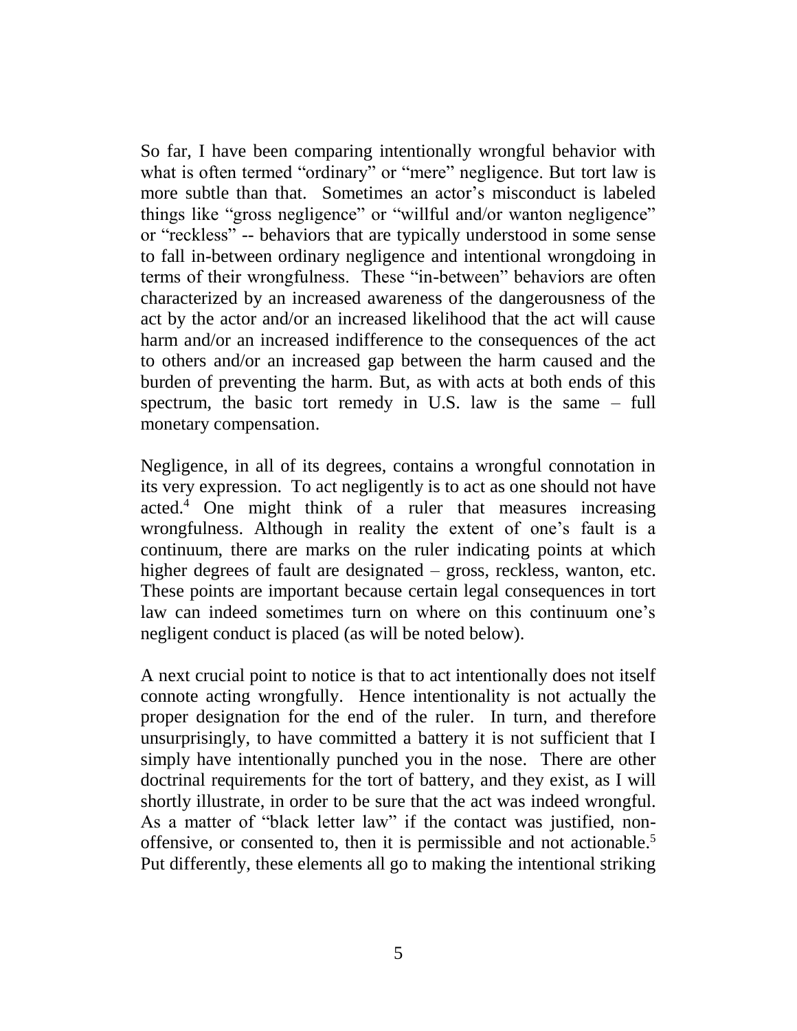So far, I have been comparing intentionally wrongful behavior with what is often termed "ordinary" or "mere" negligence. But tort law is more subtle than that. Sometimes an actor's misconduct is labeled things like "gross negligence" or "willful and/or wanton negligence" or "reckless" -- behaviors that are typically understood in some sense to fall in-between ordinary negligence and intentional wrongdoing in terms of their wrongfulness. These "in-between" behaviors are often characterized by an increased awareness of the dangerousness of the act by the actor and/or an increased likelihood that the act will cause harm and/or an increased indifference to the consequences of the act to others and/or an increased gap between the harm caused and the burden of preventing the harm. But, as with acts at both ends of this spectrum, the basic tort remedy in U.S. law is the same – full monetary compensation.

Negligence, in all of its degrees, contains a wrongful connotation in its very expression. To act negligently is to act as one should not have acted.[4] One might think of a ruler that measures increasing wrongfulness. Although in reality the extent of one's fault is a continuum, there are marks on the ruler indicating points at which higher degrees of fault are designated – gross, reckless, wanton, etc. These points are important because certain legal consequences in tort law can indeed sometimes turn on where on this continuum one's negligent conduct is placed (as will be noted below).

A next crucial point to notice is that to act intentionally does not itself connote acting wrongfully. Hence intentionality is not actually the proper designation for the end of the ruler. In turn, and therefore unsurprisingly, to have committed a battery it is not sufficient that I simply have intentionally punched you in the nose. There are other doctrinal requirements for the tort of battery, and they exist, as I will shortly illustrate, in order to be sure that the act was indeed wrongful. As a matter of "black letter law" if the contact was justified, non-offensive, or consented to, then it is permissible and not actionable.[5] Put differently, these elements all go to making the intentional striking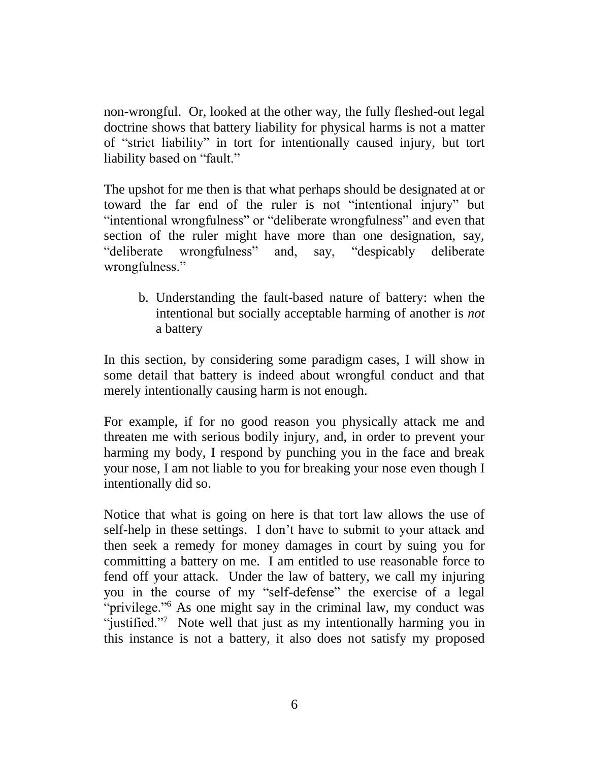non-wrongful. Or, looked at the other way, the fully fleshed-out legal doctrine shows that battery liability for physical harms is not a matter of "strict liability" in tort for intentionally caused injury, but tort liability based on "fault."

The upshot for me then is that what perhaps should be designated at or toward the far end of the ruler is not "intentional injury" but "intentional wrongfulness" or "deliberate wrongfulness" and even that section of the ruler might have more than one designation, say, "deliberate wrongfulness" and, say, "despicably deliberate wrongfulness."

b. Understanding the fault-based nature of battery: when the intentional but socially acceptable harming of another is *not* a battery

In this section, by considering some paradigm cases, I will show in some detail that battery is indeed about wrongful conduct and that merely intentionally causing harm is not enough.

For example, if for no good reason you physically attack me and threaten me with serious bodily injury, and, in order to prevent your harming my body, I respond by punching you in the face and break your nose, I am not liable to you for breaking your nose even though I intentionally did so.

Notice that what is going on here is that tort law allows the use of self-help in these settings. I don't have to submit to your attack and then seek a remedy for money damages in court by suing you for committing a battery on me. I am entitled to use reasonable force to fend off your attack. Under the law of battery, we call my injuring you in the course of my "self-defense" the exercise of a legal "privilege."[6] As one might say in the criminal law, my conduct was "justified."[7] Note well that just as my intentionally harming you in this instance is not a battery, it also does not satisfy my proposed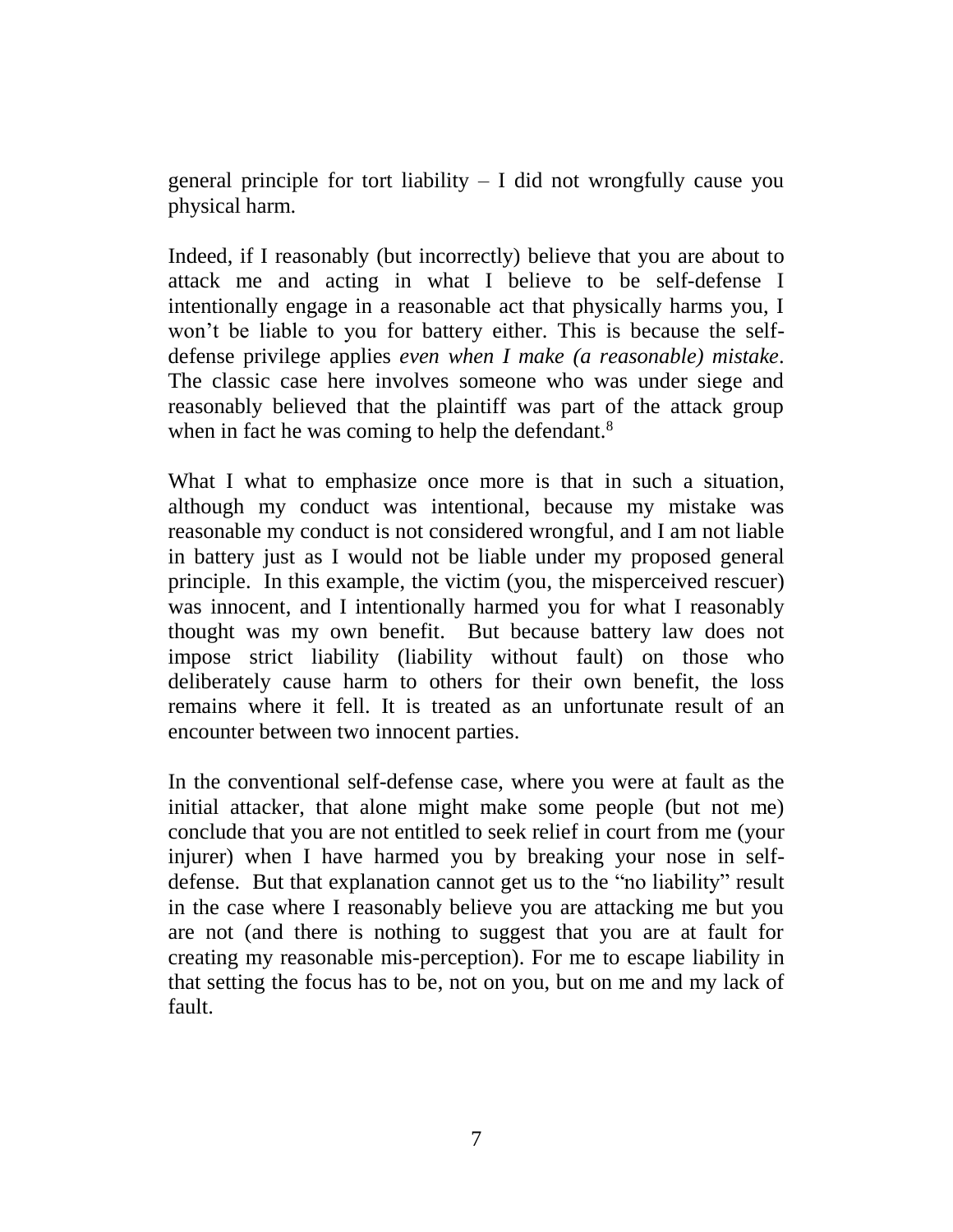general principle for tort liability – I did not wrongfully cause you physical harm.

Indeed, if I reasonably (but incorrectly) believe that you are about to attack me and acting in what I believe to be self-defense I intentionally engage in a reasonable act that physically harms you, I won't be liable to you for battery either. This is because the self-defense privilege applies *even when I make (a reasonable) mistake*. The classic case here involves someone who was under siege and reasonably believed that the plaintiff was part of the attack group when in fact he was coming to help the defendant.[8]

What I what to emphasize once more is that in such a situation, although my conduct was intentional, because my mistake was reasonable my conduct is not considered wrongful, and I am not liable in battery just as I would not be liable under my proposed general principle. In this example, the victim (you, the misperceived rescuer) was innocent, and I intentionally harmed you for what I reasonably thought was my own benefit. But because battery law does not impose strict liability (liability without fault) on those who deliberately cause harm to others for their own benefit, the loss remains where it fell. It is treated as an unfortunate result of an encounter between two innocent parties.

In the conventional self-defense case, where you were at fault as the initial attacker, that alone might make some people (but not me) conclude that you are not entitled to seek relief in court from me (your injurer) when I have harmed you by breaking your nose in self-defense. But that explanation cannot get us to the "no liability" result in the case where I reasonably believe you are attacking me but you are not (and there is nothing to suggest that you are at fault for creating my reasonable mis-perception). For me to escape liability in that setting the focus has to be, not on you, but on me and my lack of fault.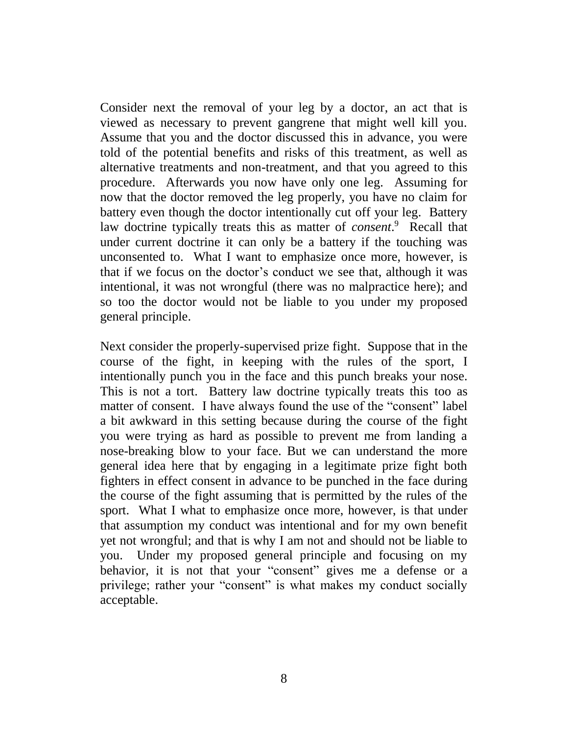Consider next the removal of your leg by a doctor, an act that is viewed as necessary to prevent gangrene that might well kill you. Assume that you and the doctor discussed this in advance, you were told of the potential benefits and risks of this treatment, as well as alternative treatments and non-treatment, and that you agreed to this procedure. Afterwards you now have only one leg. Assuming for now that the doctor removed the leg properly, you have no claim for battery even though the doctor intentionally cut off your leg. Battery law doctrine typically treats this as matter of *consent*.[9] Recall that under current doctrine it can only be a battery if the touching was unconsented to. What I want to emphasize once more, however, is that if we focus on the doctor's conduct we see that, although it was intentional, it was not wrongful (there was no malpractice here); and so too the doctor would not be liable to you under my proposed general principle.

Next consider the properly-supervised prize fight. Suppose that in the course of the fight, in keeping with the rules of the sport, I intentionally punch you in the face and this punch breaks your nose. This is not a tort. Battery law doctrine typically treats this too as matter of consent. I have always found the use of the "consent" label a bit awkward in this setting because during the course of the fight you were trying as hard as possible to prevent me from landing a nose-breaking blow to your face. But we can understand the more general idea here that by engaging in a legitimate prize fight both fighters in effect consent in advance to be punched in the face during the course of the fight assuming that is permitted by the rules of the sport. What I what to emphasize once more, however, is that under that assumption my conduct was intentional and for my own benefit yet not wrongful; and that is why I am not and should not be liable to you. Under my proposed general principle and focusing on my behavior, it is not that your "consent" gives me a defense or a privilege; rather your "consent" is what makes my conduct socially acceptable.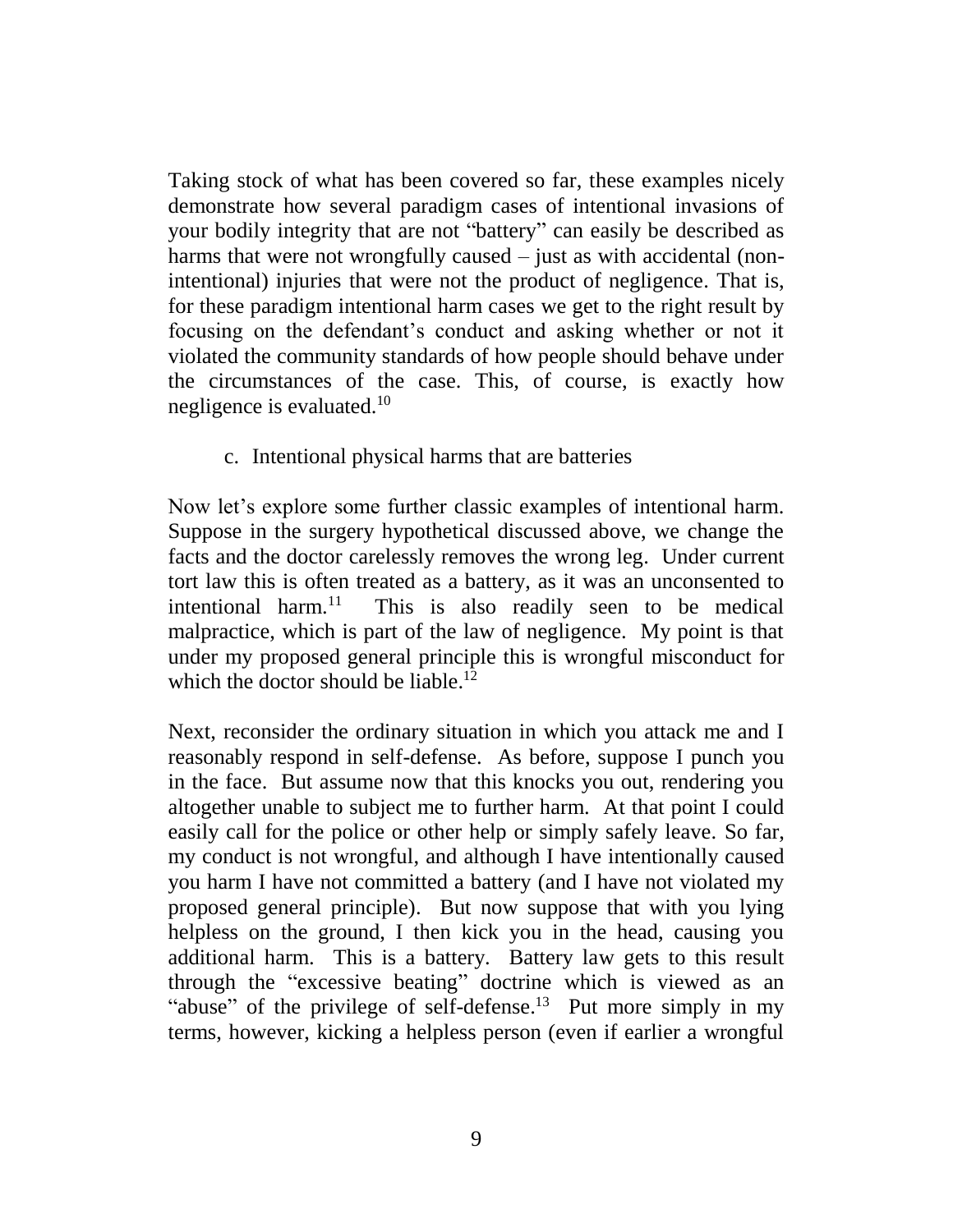Taking stock of what has been covered so far, these examples nicely demonstrate how several paradigm cases of intentional invasions of your bodily integrity that are not "battery" can easily be described as harms that were not wrongfully caused – just as with accidental (non-intentional) injuries that were not the product of negligence. That is, for these paradigm intentional harm cases we get to the right result by focusing on the defendant's conduct and asking whether or not it violated the community standards of how people should behave under the circumstances of the case. This, of course, is exactly how negligence is evaluated.[10]

c. Intentional physical harms that are batteries

Now let's explore some further classic examples of intentional harm. Suppose in the surgery hypothetical discussed above, we change the facts and the doctor carelessly removes the wrong leg. Under current tort law this is often treated as a battery, as it was an unconsented to intentional harm.[11] This is also readily seen to be medical malpractice, which is part of the law of negligence. My point is that under my proposed general principle this is wrongful misconduct for which the doctor should be liable.[12]

Next, reconsider the ordinary situation in which you attack me and I reasonably respond in self-defense. As before, suppose I punch you in the face. But assume now that this knocks you out, rendering you altogether unable to subject me to further harm. At that point I could easily call for the police or other help or simply safely leave. So far, my conduct is not wrongful, and although I have intentionally caused you harm I have not committed a battery (and I have not violated my proposed general principle). But now suppose that with you lying helpless on the ground, I then kick you in the head, causing you additional harm. This is a battery. Battery law gets to this result through the "excessive beating" doctrine which is viewed as an "abuse" of the privilege of self-defense.[13] Put more simply in my terms, however, kicking a helpless person (even if earlier a wrongful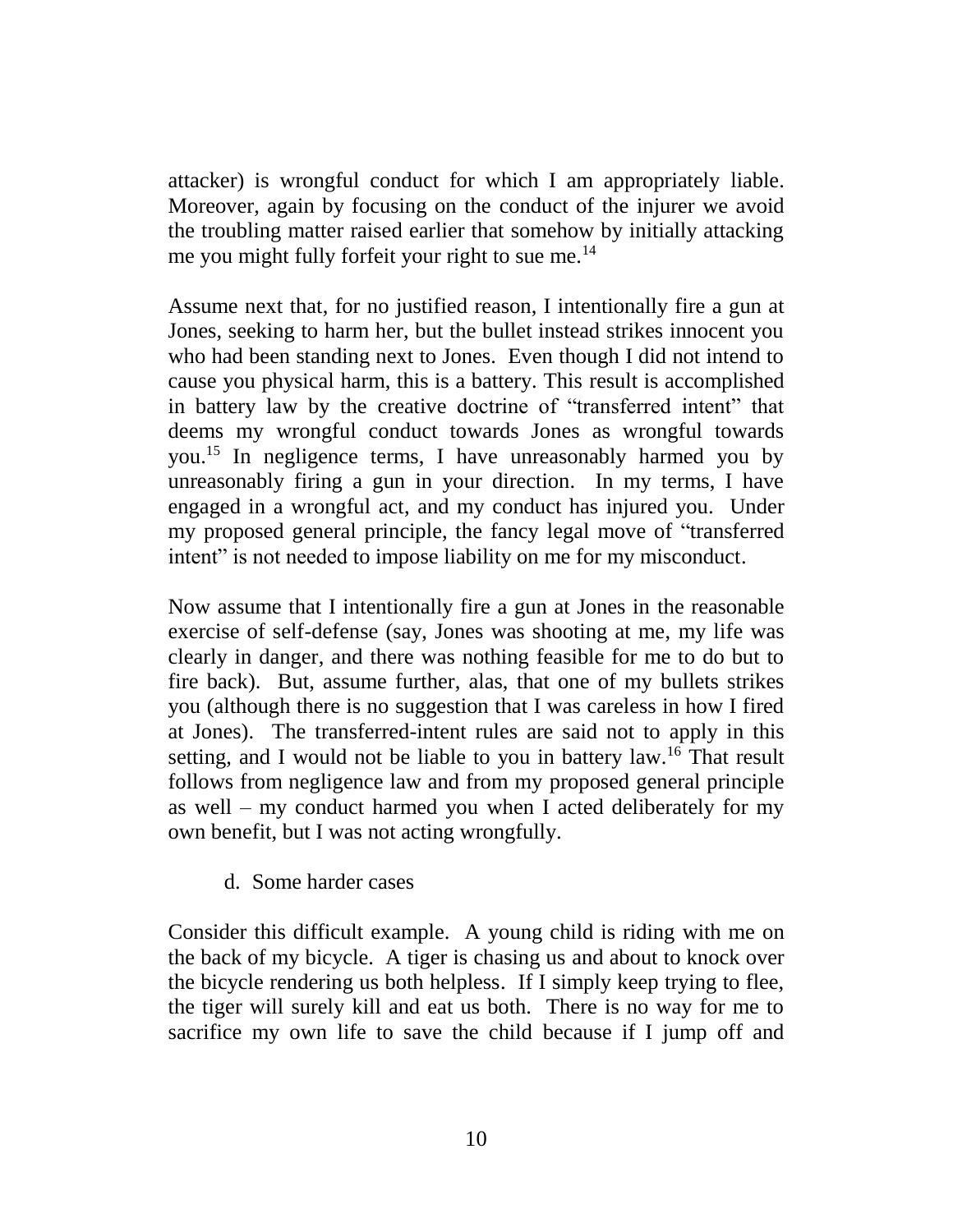attacker) is wrongful conduct for which I am appropriately liable. Moreover, again by focusing on the conduct of the injurer we avoid the troubling matter raised earlier that somehow by initially attacking me you might fully forfeit your right to sue me.[14]

Assume next that, for no justified reason, I intentionally fire a gun at Jones, seeking to harm her, but the bullet instead strikes innocent you who had been standing next to Jones. Even though I did not intend to cause you physical harm, this is a battery. This result is accomplished in battery law by the creative doctrine of "transferred intent" that deems my wrongful conduct towards Jones as wrongful towards you.[15] In negligence terms, I have unreasonably harmed you by unreasonably firing a gun in your direction. In my terms, I have engaged in a wrongful act, and my conduct has injured you. Under my proposed general principle, the fancy legal move of "transferred intent" is not needed to impose liability on me for my misconduct.

Now assume that I intentionally fire a gun at Jones in the reasonable exercise of self-defense (say, Jones was shooting at me, my life was clearly in danger, and there was nothing feasible for me to do but to fire back). But, assume further, alas, that one of my bullets strikes you (although there is no suggestion that I was careless in how I fired at Jones). The transferred-intent rules are said not to apply in this setting, and I would not be liable to you in battery law.[16] That result follows from negligence law and from my proposed general principle as well – my conduct harmed you when I acted deliberately for my own benefit, but I was not acting wrongfully.

d. Some harder cases

Consider this difficult example. A young child is riding with me on the back of my bicycle. A tiger is chasing us and about to knock over the bicycle rendering us both helpless. If I simply keep trying to flee, the tiger will surely kill and eat us both. There is no way for me to sacrifice my own life to save the child because if I jump off and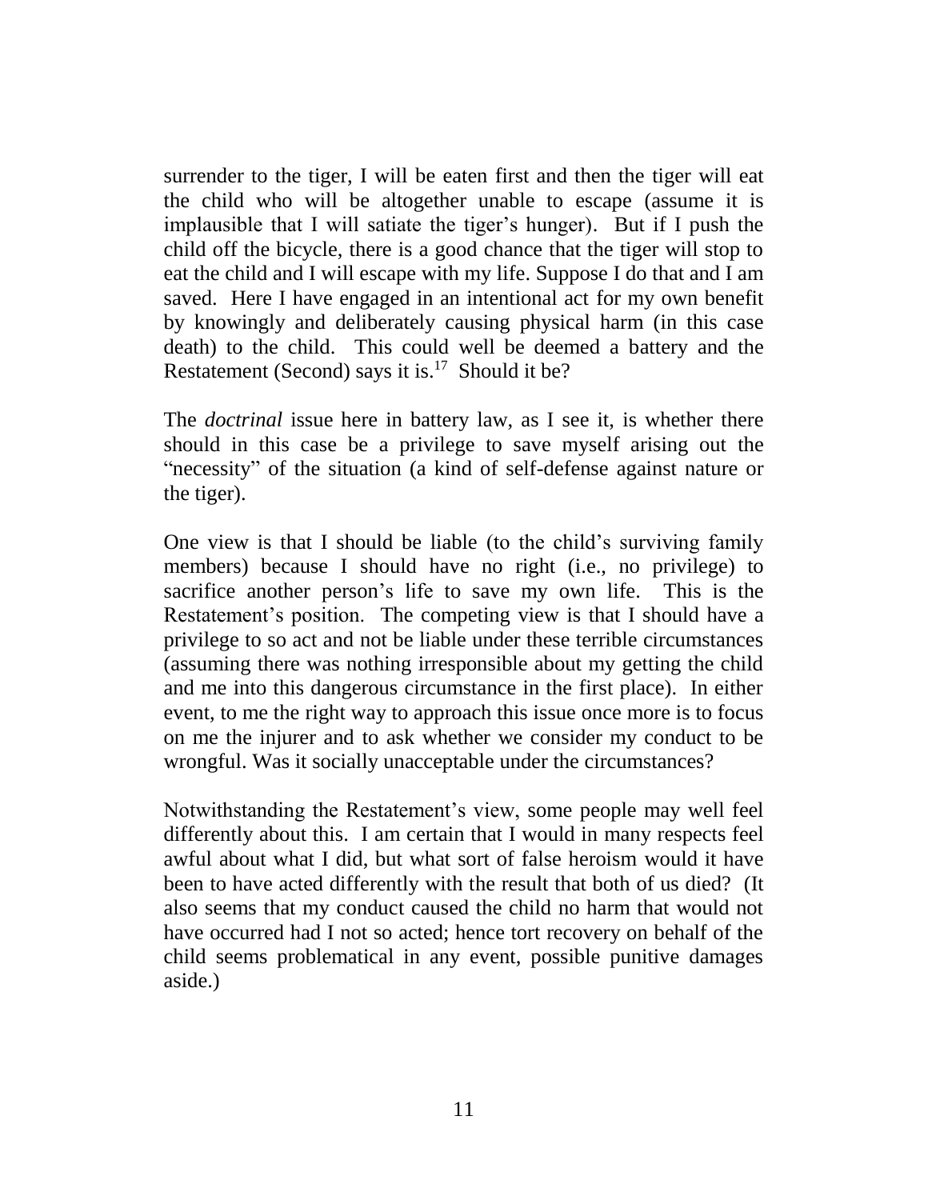surrender to the tiger, I will be eaten first and then the tiger will eat the child who will be altogether unable to escape (assume it is implausible that I will satiate the tiger's hunger). But if I push the child off the bicycle, there is a good chance that the tiger will stop to eat the child and I will escape with my life. Suppose I do that and I am saved. Here I have engaged in an intentional act for my own benefit by knowingly and deliberately causing physical harm (in this case death) to the child. This could well be deemed a battery and the Restatement (Second) says it is.[17] Should it be?

The *doctrinal* issue here in battery law, as I see it, is whether there should in this case be a privilege to save myself arising out the "necessity" of the situation (a kind of self-defense against nature or the tiger).

One view is that I should be liable (to the child's surviving family members) because I should have no right (i.e., no privilege) to sacrifice another person's life to save my own life. This is the Restatement's position. The competing view is that I should have a privilege to so act and not be liable under these terrible circumstances (assuming there was nothing irresponsible about my getting the child and me into this dangerous circumstance in the first place). In either event, to me the right way to approach this issue once more is to focus on me the injurer and to ask whether we consider my conduct to be wrongful. Was it socially unacceptable under the circumstances?

Notwithstanding the Restatement's view, some people may well feel differently about this. I am certain that I would in many respects feel awful about what I did, but what sort of false heroism would it have been to have acted differently with the result that both of us died? (It also seems that my conduct caused the child no harm that would not have occurred had I not so acted; hence tort recovery on behalf of the child seems problematical in any event, possible punitive damages aside.)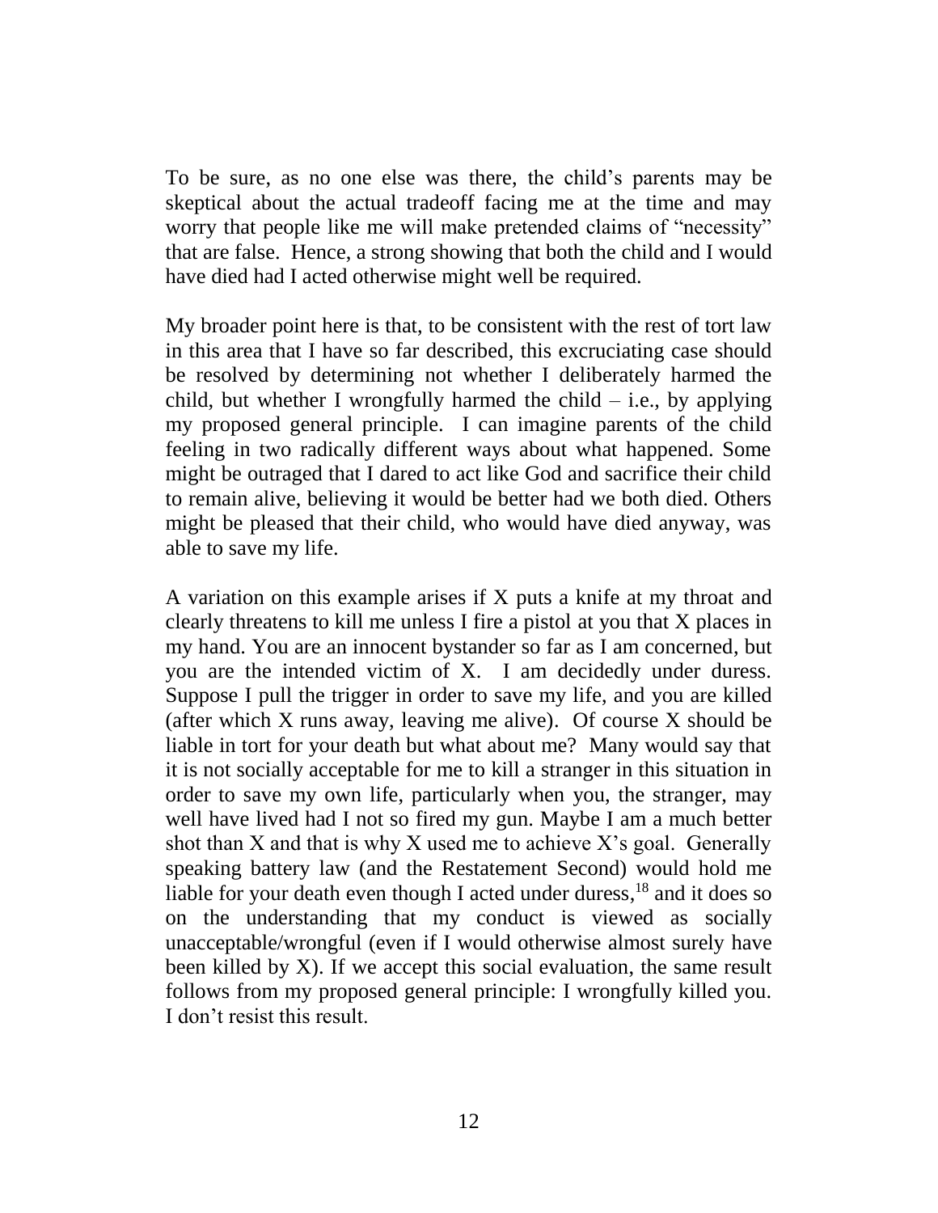To be sure, as no one else was there, the child's parents may be skeptical about the actual tradeoff facing me at the time and may worry that people like me will make pretended claims of "necessity" that are false. Hence, a strong showing that both the child and I would have died had I acted otherwise might well be required.

My broader point here is that, to be consistent with the rest of tort law in this area that I have so far described, this excruciating case should be resolved by determining not whether I deliberately harmed the child, but whether I wrongfully harmed the child – i.e., by applying my proposed general principle. I can imagine parents of the child feeling in two radically different ways about what happened. Some might be outraged that I dared to act like God and sacrifice their child to remain alive, believing it would be better had we both died. Others might be pleased that their child, who would have died anyway, was able to save my life.

A variation on this example arises if X puts a knife at my throat and clearly threatens to kill me unless I fire a pistol at you that X places in my hand. You are an innocent bystander so far as I am concerned, but you are the intended victim of X. I am decidedly under duress. Suppose I pull the trigger in order to save my life, and you are killed (after which X runs away, leaving me alive). Of course X should be liable in tort for your death but what about me? Many would say that it is not socially acceptable for me to kill a stranger in this situation in order to save my own life, particularly when you, the stranger, may well have lived had I not so fired my gun. Maybe I am a much better shot than X and that is why X used me to achieve X's goal. Generally speaking battery law (and the Restatement Second) would hold me liable for your death even though I acted under duress,[18] and it does so on the understanding that my conduct is viewed as socially unacceptable/wrongful (even if I would otherwise almost surely have been killed by X). If we accept this social evaluation, the same result follows from my proposed general principle: I wrongfully killed you. I don't resist this result.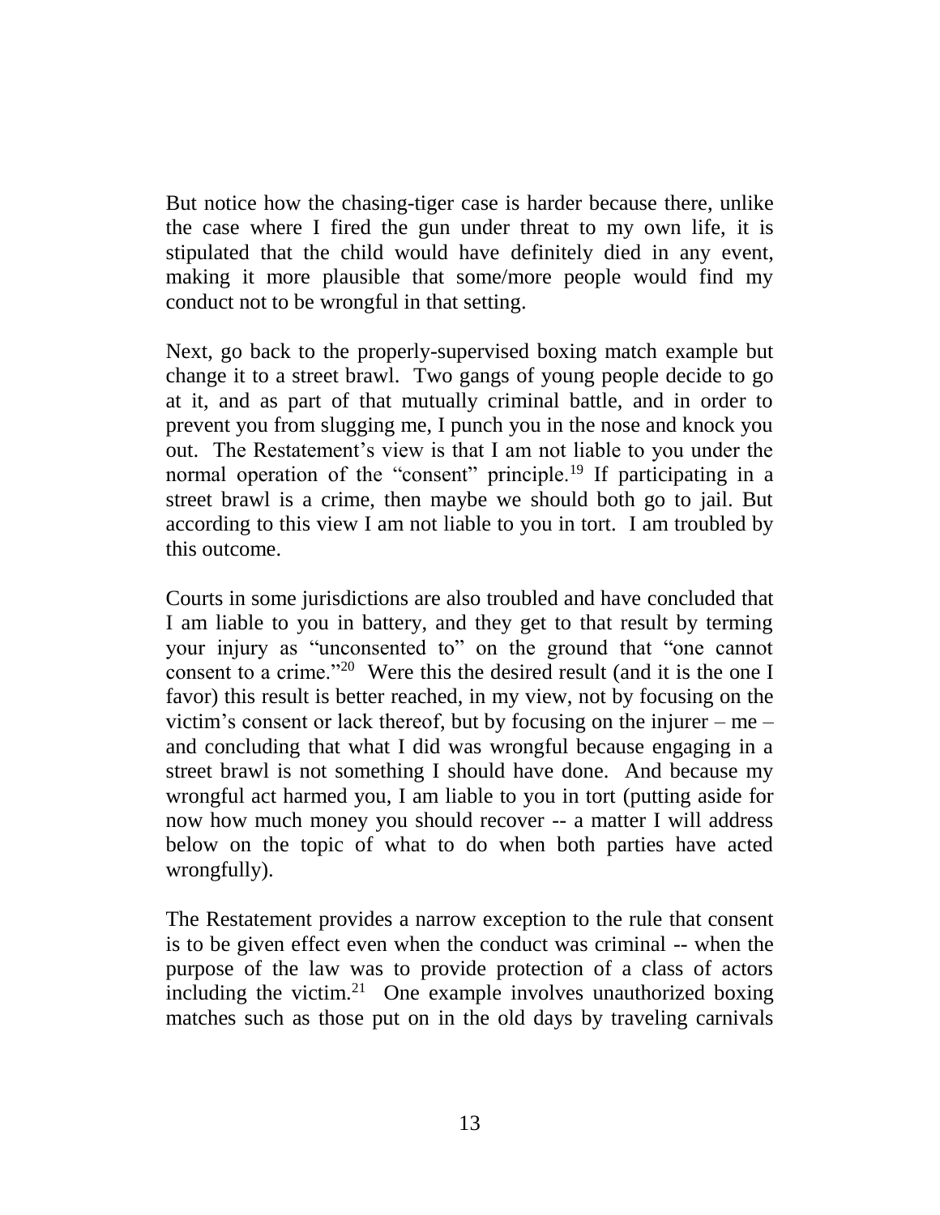But notice how the chasing-tiger case is harder because there, unlike the case where I fired the gun under threat to my own life, it is stipulated that the child would have definitely died in any event, making it more plausible that some/more people would find my conduct not to be wrongful in that setting.

Next, go back to the properly-supervised boxing match example but change it to a street brawl. Two gangs of young people decide to go at it, and as part of that mutually criminal battle, and in order to prevent you from slugging me, I punch you in the nose and knock you out. The Restatement's view is that I am not liable to you under the normal operation of the "consent" principle.[19] If participating in a street brawl is a crime, then maybe we should both go to jail. But according to this view I am not liable to you in tort. I am troubled by this outcome.

Courts in some jurisdictions are also troubled and have concluded that I am liable to you in battery, and they get to that result by terming your injury as "unconsented to" on the ground that "one cannot consent to a crime."[20] Were this the desired result (and it is the one I favor) this result is better reached, in my view, not by focusing on the victim's consent or lack thereof, but by focusing on the injurer – me – and concluding that what I did was wrongful because engaging in a street brawl is not something I should have done. And because my wrongful act harmed you, I am liable to you in tort (putting aside for now how much money you should recover -- a matter I will address below on the topic of what to do when both parties have acted wrongfully).

The Restatement provides a narrow exception to the rule that consent is to be given effect even when the conduct was criminal -- when the purpose of the law was to provide protection of a class of actors including the victim.[21] One example involves unauthorized boxing matches such as those put on in the old days by traveling carnivals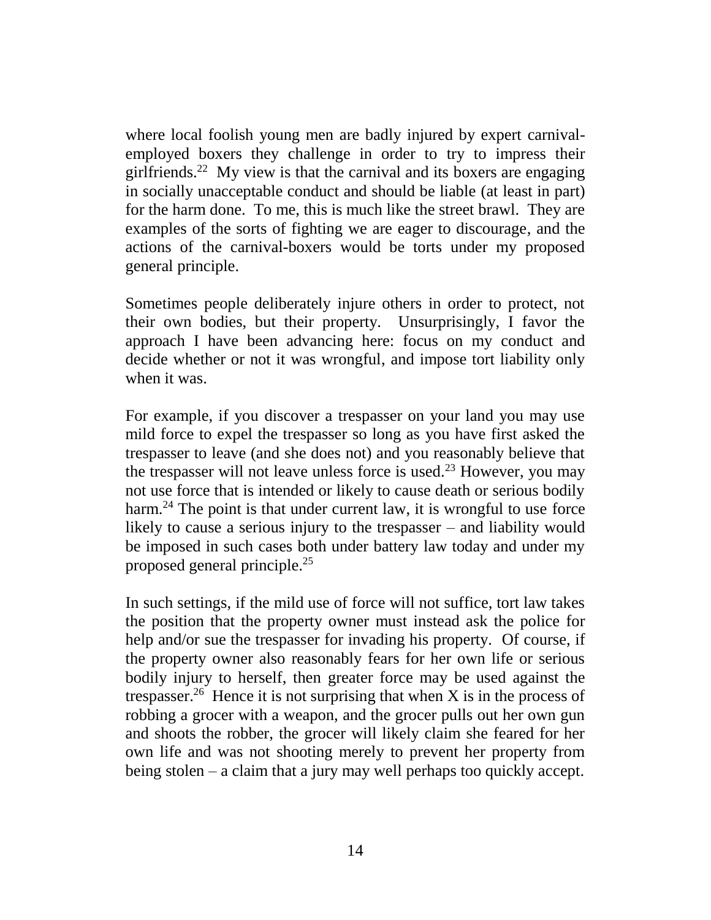where local foolish young men are badly injured by expert carnival-employed boxers they challenge in order to try to impress their girlfriends.[22] My view is that the carnival and its boxers are engaging in socially unacceptable conduct and should be liable (at least in part) for the harm done. To me, this is much like the street brawl. They are examples of the sorts of fighting we are eager to discourage, and the actions of the carnival-boxers would be torts under my proposed general principle.

Sometimes people deliberately injure others in order to protect, not their own bodies, but their property. Unsurprisingly, I favor the approach I have been advancing here: focus on my conduct and decide whether or not it was wrongful, and impose tort liability only when it was.

For example, if you discover a trespasser on your land you may use mild force to expel the trespasser so long as you have first asked the trespasser to leave (and she does not) and you reasonably believe that the trespasser will not leave unless force is used.[23] However, you may not use force that is intended or likely to cause death or serious bodily harm.[24] The point is that under current law, it is wrongful to use force likely to cause a serious injury to the trespasser – and liability would be imposed in such cases both under battery law today and under my proposed general principle.[25]

In such settings, if the mild use of force will not suffice, tort law takes the position that the property owner must instead ask the police for help and/or sue the trespasser for invading his property. Of course, if the property owner also reasonably fears for her own life or serious bodily injury to herself, then greater force may be used against the trespasser.[26] Hence it is not surprising that when X is in the process of robbing a grocer with a weapon, and the grocer pulls out her own gun and shoots the robber, the grocer will likely claim she feared for her own life and was not shooting merely to prevent her property from being stolen – a claim that a jury may well perhaps too quickly accept.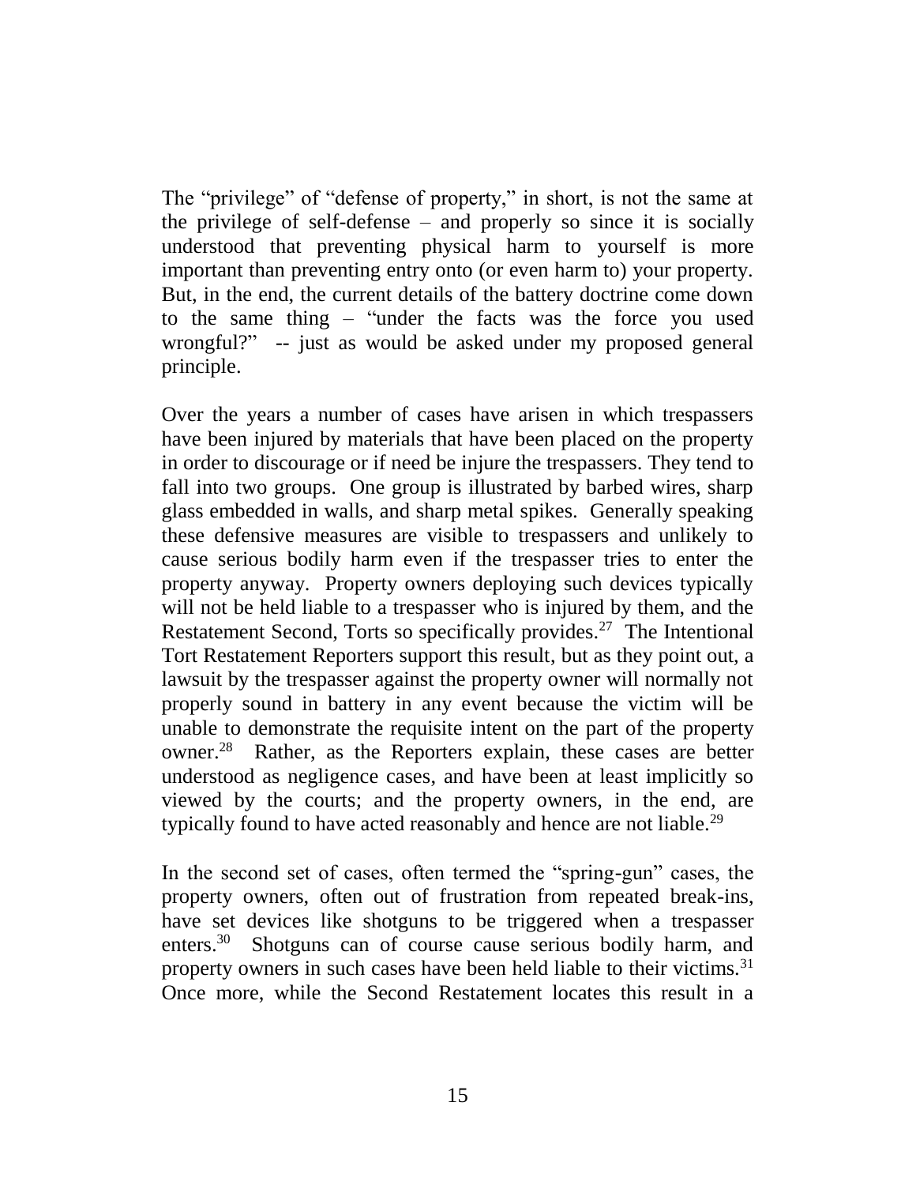The "privilege" of "defense of property," in short, is not the same at the privilege of self-defense – and properly so since it is socially understood that preventing physical harm to yourself is more important than preventing entry onto (or even harm to) your property. But, in the end, the current details of the battery doctrine come down to the same thing – "under the facts was the force you used wrongful?" -- just as would be asked under my proposed general principle.

Over the years a number of cases have arisen in which trespassers have been injured by materials that have been placed on the property in order to discourage or if need be injure the trespassers. They tend to fall into two groups. One group is illustrated by barbed wires, sharp glass embedded in walls, and sharp metal spikes. Generally speaking these defensive measures are visible to trespassers and unlikely to cause serious bodily harm even if the trespasser tries to enter the property anyway. Property owners deploying such devices typically will not be held liable to a trespasser who is injured by them, and the Restatement Second, Torts so specifically provides.[27] The Intentional Tort Restatement Reporters support this result, but as they point out, a lawsuit by the trespasser against the property owner will normally not properly sound in battery in any event because the victim will be unable to demonstrate the requisite intent on the part of the property owner.[28] Rather, as the Reporters explain, these cases are better understood as negligence cases, and have been at least implicitly so viewed by the courts; and the property owners, in the end, are typically found to have acted reasonably and hence are not liable.[29]

In the second set of cases, often termed the "spring-gun" cases, the property owners, often out of frustration from repeated break-ins, have set devices like shotguns to be triggered when a trespasser enters.[30] Shotguns can of course cause serious bodily harm, and property owners in such cases have been held liable to their victims.[31] Once more, while the Second Restatement locates this result in a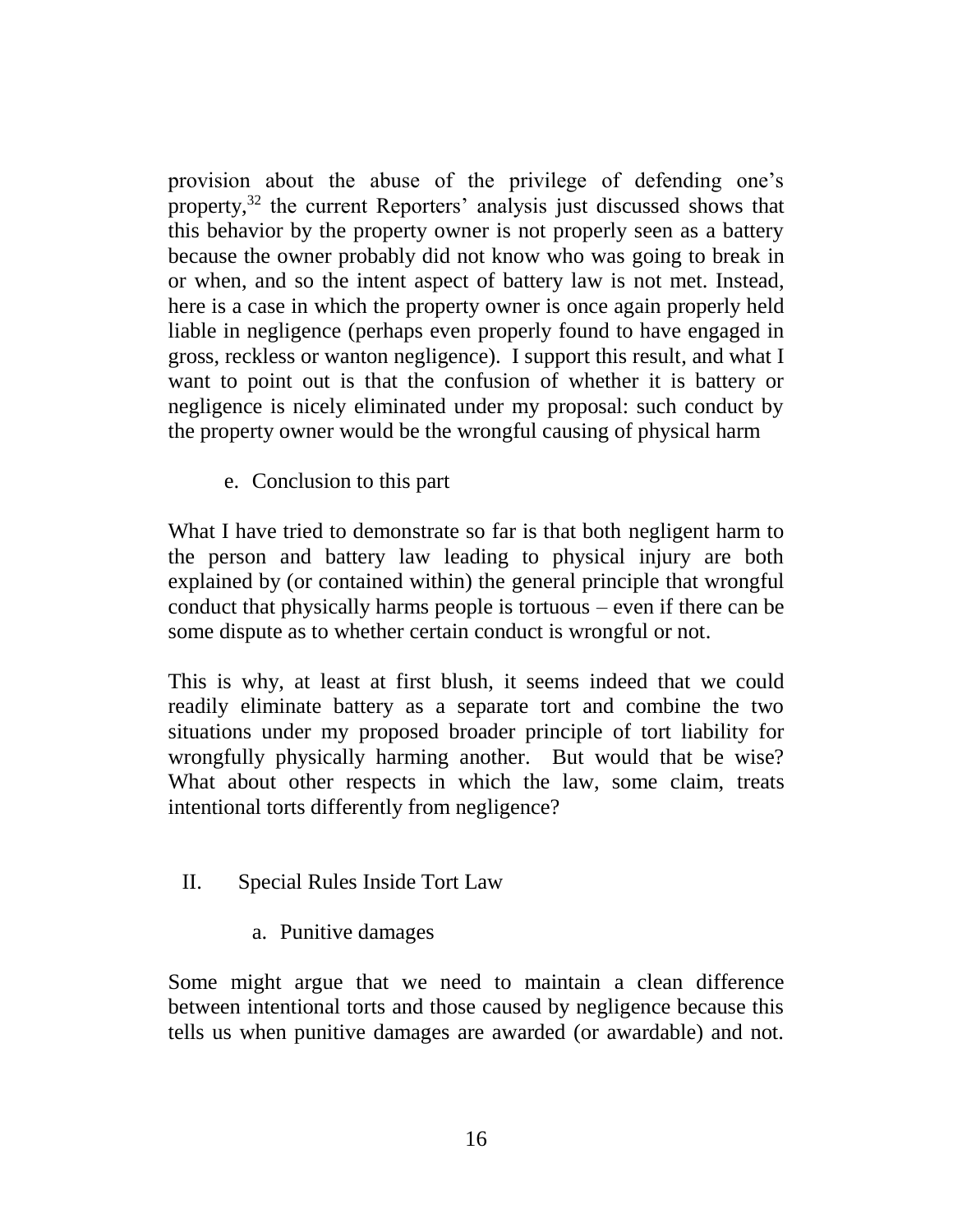provision about the abuse of the privilege of defending one's property,[32] the current Reporters' analysis just discussed shows that this behavior by the property owner is not properly seen as a battery because the owner probably did not know who was going to break in or when, and so the intent aspect of battery law is not met. Instead, here is a case in which the property owner is once again properly held liable in negligence (perhaps even properly found to have engaged in gross, reckless or wanton negligence). I support this result, and what I want to point out is that the confusion of whether it is battery or negligence is nicely eliminated under my proposal: such conduct by the property owner would be the wrongful causing of physical harm

### e. Conclusion to this part

What I have tried to demonstrate so far is that both negligent harm to the person and battery law leading to physical injury are both explained by (or contained within) the general principle that wrongful conduct that physically harms people is tortuous – even if there can be some dispute as to whether certain conduct is wrongful or not.

This is why, at least at first blush, it seems indeed that we could readily eliminate battery as a separate tort and combine the two situations under my proposed broader principle of tort liability for wrongfully physically harming another. But would that be wise? What about other respects in which the law, some claim, treats intentional torts differently from negligence?

## II. Special Rules Inside Tort Law

### a. Punitive damages

Some might argue that we need to maintain a clean difference between intentional torts and those caused by negligence because this tells us when punitive damages are awarded (or awardable) and not.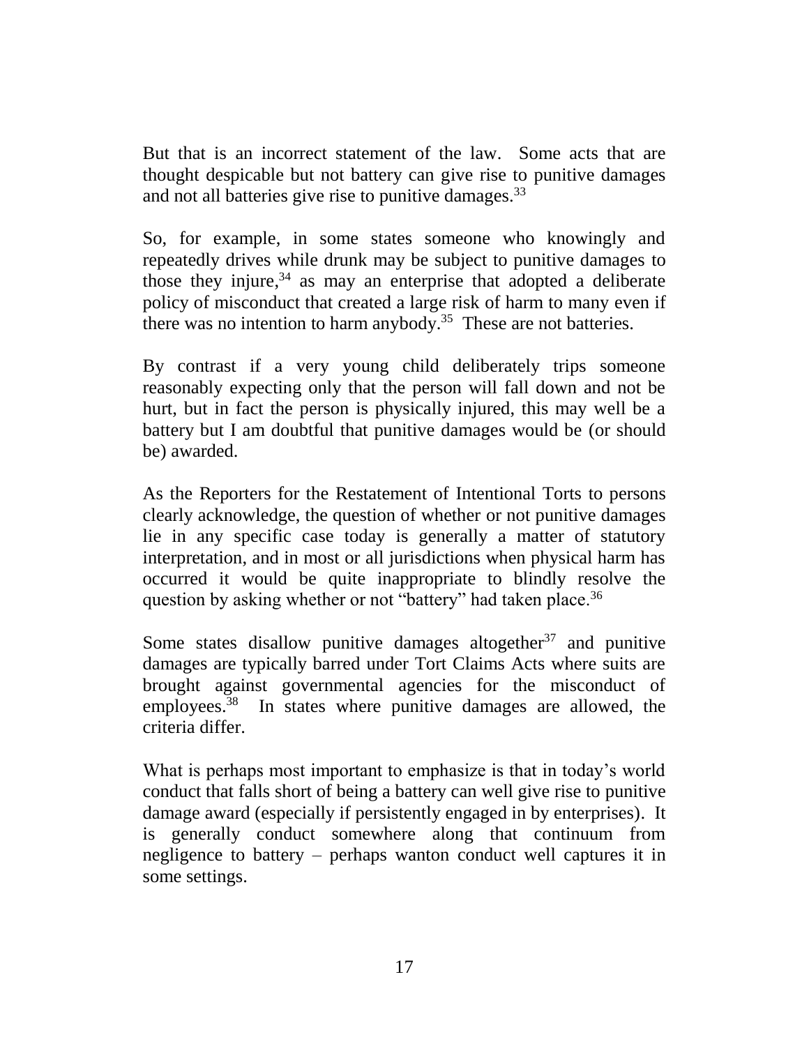But that is an incorrect statement of the law. Some acts that are thought despicable but not battery can give rise to punitive damages and not all batteries give rise to punitive damages.[33]

So, for example, in some states someone who knowingly and repeatedly drives while drunk may be subject to punitive damages to those they injure,[34] as may an enterprise that adopted a deliberate policy of misconduct that created a large risk of harm to many even if there was no intention to harm anybody.[35] These are not batteries.

By contrast if a very young child deliberately trips someone reasonably expecting only that the person will fall down and not be hurt, but in fact the person is physically injured, this may well be a battery but I am doubtful that punitive damages would be (or should be) awarded.

As the Reporters for the Restatement of Intentional Torts to persons clearly acknowledge, the question of whether or not punitive damages lie in any specific case today is generally a matter of statutory interpretation, and in most or all jurisdictions when physical harm has occurred it would be quite inappropriate to blindly resolve the question by asking whether or not "battery" had taken place.[36]

Some states disallow punitive damages altogether[37] and punitive damages are typically barred under Tort Claims Acts where suits are brought against governmental agencies for the misconduct of employees.[38] In states where punitive damages are allowed, the criteria differ.

What is perhaps most important to emphasize is that in today's world conduct that falls short of being a battery can well give rise to punitive damage award (especially if persistently engaged in by enterprises). It is generally conduct somewhere along that continuum from negligence to battery – perhaps wanton conduct well captures it in some settings.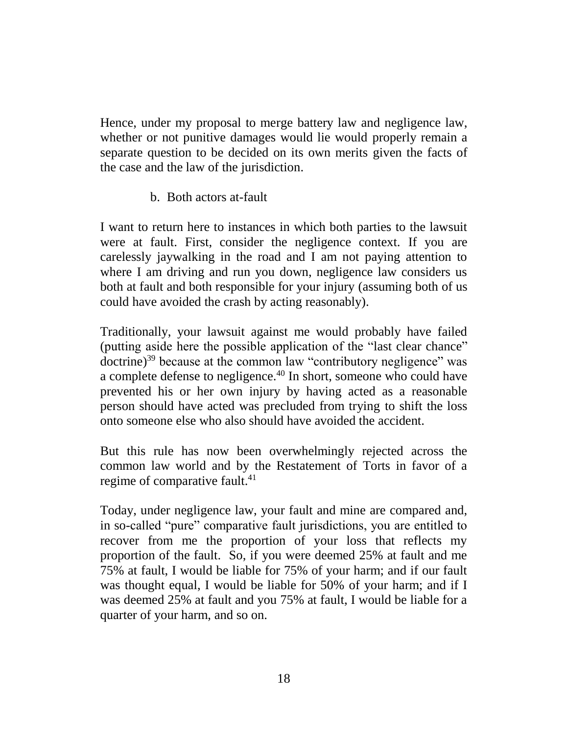Hence, under my proposal to merge battery law and negligence law, whether or not punitive damages would lie would properly remain a separate question to be decided on its own merits given the facts of the case and the law of the jurisdiction.

b. Both actors at-fault

I want to return here to instances in which both parties to the lawsuit were at fault. First, consider the negligence context. If you are carelessly jaywalking in the road and I am not paying attention to where I am driving and run you down, negligence law considers us both at fault and both responsible for your injury (assuming both of us could have avoided the crash by acting reasonably).

Traditionally, your lawsuit against me would probably have failed (putting aside here the possible application of the "last clear chance" doctrine)[39] because at the common law "contributory negligence" was a complete defense to negligence.[40] In short, someone who could have prevented his or her own injury by having acted as a reasonable person should have acted was precluded from trying to shift the loss onto someone else who also should have avoided the accident.

But this rule has now been overwhelmingly rejected across the common law world and by the Restatement of Torts in favor of a regime of comparative fault.[41]

Today, under negligence law, your fault and mine are compared and, in so-called "pure" comparative fault jurisdictions, you are entitled to recover from me the proportion of your loss that reflects my proportion of the fault. So, if you were deemed 25% at fault and me 75% at fault, I would be liable for 75% of your harm; and if our fault was thought equal, I would be liable for 50% of your harm; and if I was deemed 25% at fault and you 75% at fault, I would be liable for a quarter of your harm, and so on.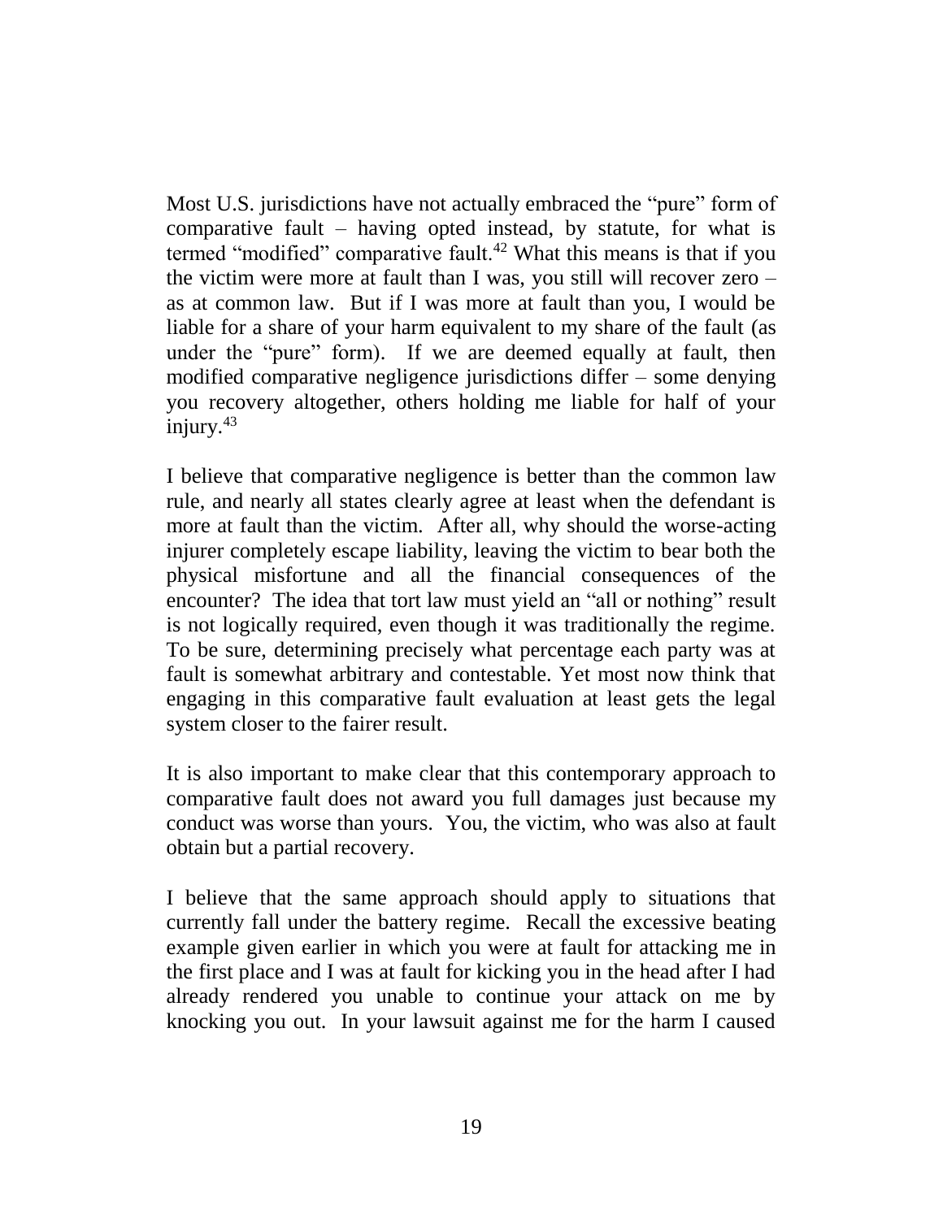Most U.S. jurisdictions have not actually embraced the “pure” form of comparative fault – having opted instead, by statute, for what is termed “modified” comparative fault.[42] What this means is that if you the victim were more at fault than I was, you still will recover zero – as at common law. But if I was more at fault than you, I would be liable for a share of your harm equivalent to my share of the fault (as under the “pure” form). If we are deemed equally at fault, then modified comparative negligence jurisdictions differ – some denying you recovery altogether, others holding me liable for half of your injury.[43]

I believe that comparative negligence is better than the common law rule, and nearly all states clearly agree at least when the defendant is more at fault than the victim. After all, why should the worse-acting injurer completely escape liability, leaving the victim to bear both the physical misfortune and all the financial consequences of the encounter? The idea that tort law must yield an “all or nothing” result is not logically required, even though it was traditionally the regime. To be sure, determining precisely what percentage each party was at fault is somewhat arbitrary and contestable. Yet most now think that engaging in this comparative fault evaluation at least gets the legal system closer to the fairer result.

It is also important to make clear that this contemporary approach to comparative fault does not award you full damages just because my conduct was worse than yours. You, the victim, who was also at fault obtain but a partial recovery.

I believe that the same approach should apply to situations that currently fall under the battery regime. Recall the excessive beating example given earlier in which you were at fault for attacking me in the first place and I was at fault for kicking you in the head after I had already rendered you unable to continue your attack on me by knocking you out. In your lawsuit against me for the harm I caused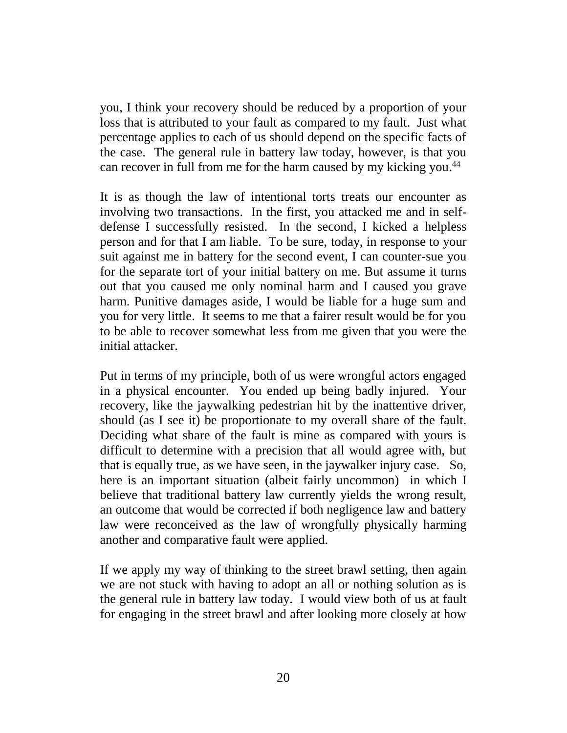you, I think your recovery should be reduced by a proportion of your loss that is attributed to your fault as compared to my fault. Just what percentage applies to each of us should depend on the specific facts of the case. The general rule in battery law today, however, is that you can recover in full from me for the harm caused by my kicking you.[44]

It is as though the law of intentional torts treats our encounter as involving two transactions. In the first, you attacked me and in self-defense I successfully resisted. In the second, I kicked a helpless person and for that I am liable. To be sure, today, in response to your suit against me in battery for the second event, I can counter-sue you for the separate tort of your initial battery on me. But assume it turns out that you caused me only nominal harm and I caused you grave harm. Punitive damages aside, I would be liable for a huge sum and you for very little. It seems to me that a fairer result would be for you to be able to recover somewhat less from me given that you were the initial attacker.

Put in terms of my principle, both of us were wrongful actors engaged in a physical encounter. You ended up being badly injured. Your recovery, like the jaywalking pedestrian hit by the inattentive driver, should (as I see it) be proportionate to my overall share of the fault. Deciding what share of the fault is mine as compared with yours is difficult to determine with a precision that all would agree with, but that is equally true, as we have seen, in the jaywalker injury case. So, here is an important situation (albeit fairly uncommon) in which I believe that traditional battery law currently yields the wrong result, an outcome that would be corrected if both negligence law and battery law were reconceived as the law of wrongfully physically harming another and comparative fault were applied.

If we apply my way of thinking to the street brawl setting, then again we are not stuck with having to adopt an all or nothing solution as is the general rule in battery law today. I would view both of us at fault for engaging in the street brawl and after looking more closely at how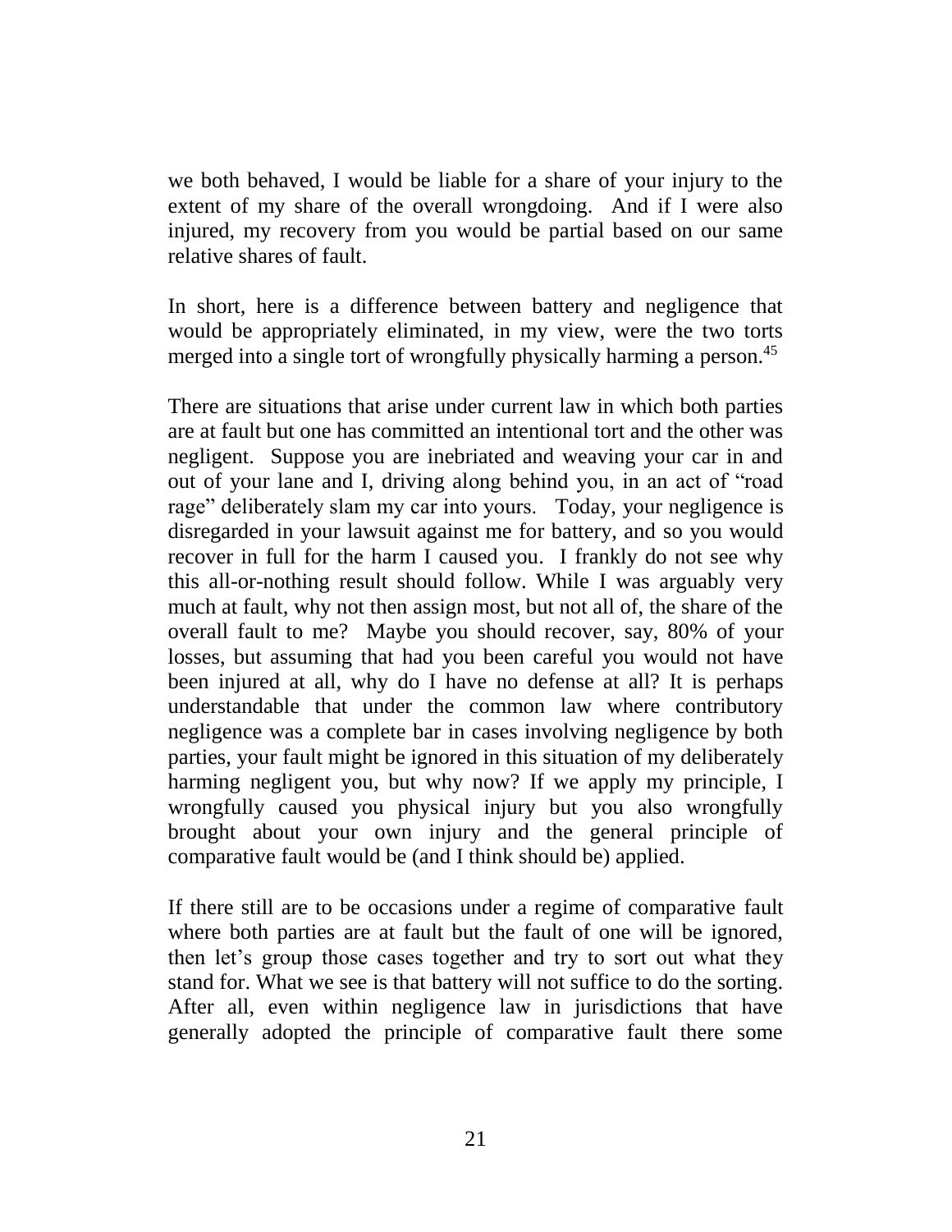we both behaved, I would be liable for a share of your injury to the extent of my share of the overall wrongdoing. And if I were also injured, my recovery from you would be partial based on our same relative shares of fault.

In short, here is a difference between battery and negligence that would be appropriately eliminated, in my view, were the two torts merged into a single tort of wrongfully physically harming a person.[45]

There are situations that arise under current law in which both parties are at fault but one has committed an intentional tort and the other was negligent. Suppose you are inebriated and weaving your car in and out of your lane and I, driving along behind you, in an act of "road rage" deliberately slam my car into yours. Today, your negligence is disregarded in your lawsuit against me for battery, and so you would recover in full for the harm I caused you. I frankly do not see why this all-or-nothing result should follow. While I was arguably very much at fault, why not then assign most, but not all of, the share of the overall fault to me? Maybe you should recover, say, 80% of your losses, but assuming that had you been careful you would not have been injured at all, why do I have no defense at all? It is perhaps understandable that under the common law where contributory negligence was a complete bar in cases involving negligence by both parties, your fault might be ignored in this situation of my deliberately harming negligent you, but why now? If we apply my principle, I wrongfully caused you physical injury but you also wrongfully brought about your own injury and the general principle of comparative fault would be (and I think should be) applied.

If there still are to be occasions under a regime of comparative fault where both parties are at fault but the fault of one will be ignored, then let's group those cases together and try to sort out what they stand for. What we see is that battery will not suffice to do the sorting. After all, even within negligence law in jurisdictions that have generally adopted the principle of comparative fault there some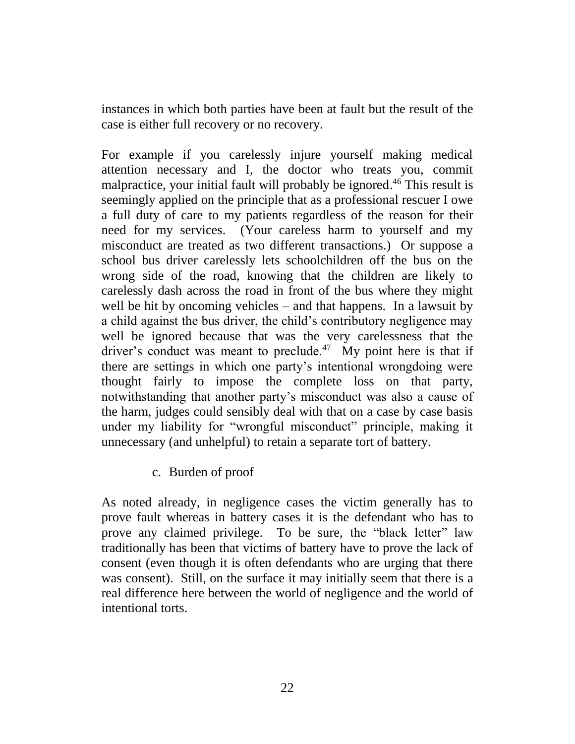instances in which both parties have been at fault but the result of the case is either full recovery or no recovery.

For example if you carelessly injure yourself making medical attention necessary and I, the doctor who treats you, commit malpractice, your initial fault will probably be ignored.[46] This result is seemingly applied on the principle that as a professional rescuer I owe a full duty of care to my patients regardless of the reason for their need for my services. (Your careless harm to yourself and my misconduct are treated as two different transactions.) Or suppose a school bus driver carelessly lets schoolchildren off the bus on the wrong side of the road, knowing that the children are likely to carelessly dash across the road in front of the bus where they might well be hit by oncoming vehicles – and that happens. In a lawsuit by a child against the bus driver, the child's contributory negligence may well be ignored because that was the very carelessness that the driver's conduct was meant to preclude.[47] My point here is that if there are settings in which one party's intentional wrongdoing were thought fairly to impose the complete loss on that party, notwithstanding that another party's misconduct was also a cause of the harm, judges could sensibly deal with that on a case by case basis under my liability for "wrongful misconduct" principle, making it unnecessary (and unhelpful) to retain a separate tort of battery.

### c. Burden of proof

As noted already, in negligence cases the victim generally has to prove fault whereas in battery cases it is the defendant who has to prove any claimed privilege. To be sure, the "black letter" law traditionally has been that victims of battery have to prove the lack of consent (even though it is often defendants who are urging that there was consent). Still, on the surface it may initially seem that there is a real difference here between the world of negligence and the world of intentional torts.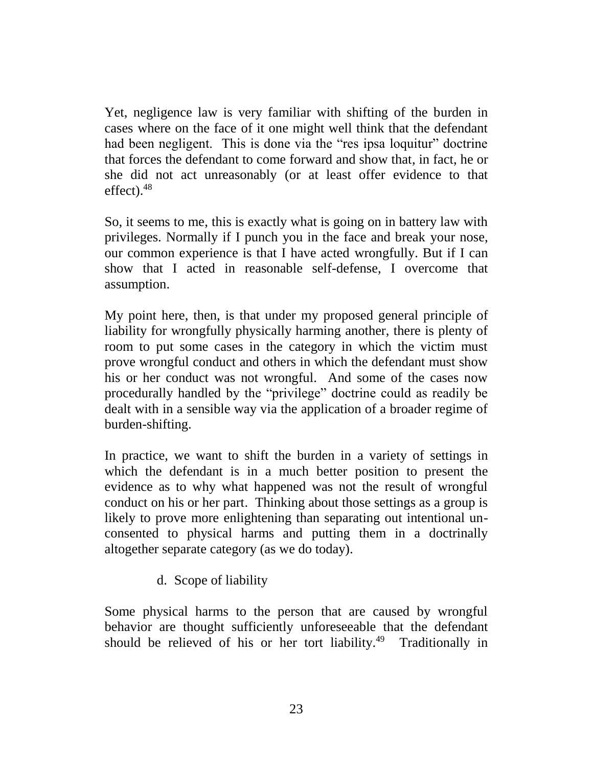Yet, negligence law is very familiar with shifting of the burden in cases where on the face of it one might well think that the defendant had been negligent. This is done via the "res ipsa loquitur" doctrine that forces the defendant to come forward and show that, in fact, he or she did not act unreasonably (or at least offer evidence to that effect).[48]

So, it seems to me, this is exactly what is going on in battery law with privileges. Normally if I punch you in the face and break your nose, our common experience is that I have acted wrongfully. But if I can show that I acted in reasonable self-defense, I overcome that assumption.

My point here, then, is that under my proposed general principle of liability for wrongfully physically harming another, there is plenty of room to put some cases in the category in which the victim must prove wrongful conduct and others in which the defendant must show his or her conduct was not wrongful. And some of the cases now procedurally handled by the "privilege" doctrine could as readily be dealt with in a sensible way via the application of a broader regime of burden-shifting.

In practice, we want to shift the burden in a variety of settings in which the defendant is in a much better position to present the evidence as to why what happened was not the result of wrongful conduct on his or her part. Thinking about those settings as a group is likely to prove more enlightening than separating out intentional un-consented to physical harms and putting them in a doctrinally altogether separate category (as we do today).

d. Scope of liability

Some physical harms to the person that are caused by wrongful behavior are thought sufficiently unforeseeable that the defendant should be relieved of his or her tort liability.[49] Traditionally in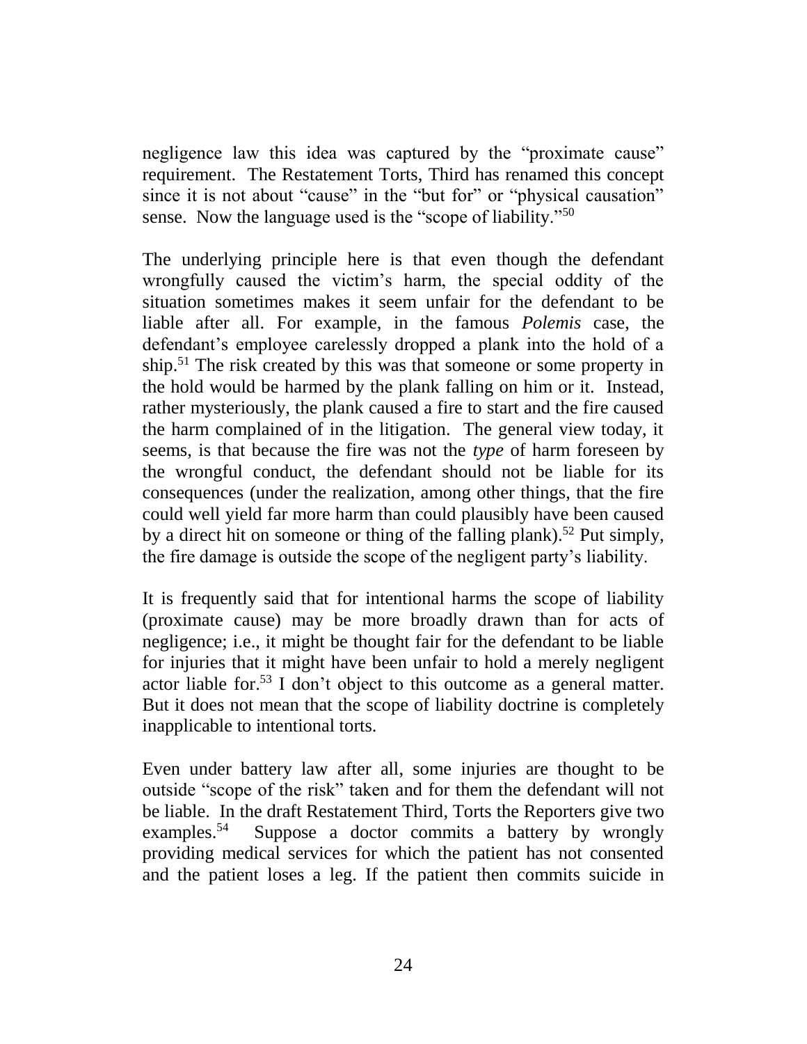negligence law this idea was captured by the "proximate cause" requirement. The Restatement Torts, Third has renamed this concept since it is not about "cause" in the "but for" or "physical causation" sense. Now the language used is the "scope of liability."[50]

The underlying principle here is that even though the defendant wrongfully caused the victim's harm, the special oddity of the situation sometimes makes it seem unfair for the defendant to be liable after all. For example, in the famous *Polemis* case, the defendant's employee carelessly dropped a plank into the hold of a ship.[51] The risk created by this was that someone or some property in the hold would be harmed by the plank falling on him or it. Instead, rather mysteriously, the plank caused a fire to start and the fire caused the harm complained of in the litigation. The general view today, it seems, is that because the fire was not the *type* of harm foreseen by the wrongful conduct, the defendant should not be liable for its consequences (under the realization, among other things, that the fire could well yield far more harm than could plausibly have been caused by a direct hit on someone or thing of the falling plank).[52] Put simply, the fire damage is outside the scope of the negligent party's liability.

It is frequently said that for intentional harms the scope of liability (proximate cause) may be more broadly drawn than for acts of negligence; i.e., it might be thought fair for the defendant to be liable for injuries that it might have been unfair to hold a merely negligent actor liable for.[53] I don't object to this outcome as a general matter. But it does not mean that the scope of liability doctrine is completely inapplicable to intentional torts.

Even under battery law after all, some injuries are thought to be outside "scope of the risk" taken and for them the defendant will not be liable. In the draft Restatement Third, Torts the Reporters give two examples.[54] Suppose a doctor commits a battery by wrongly providing medical services for which the patient has not consented and the patient loses a leg. If the patient then commits suicide in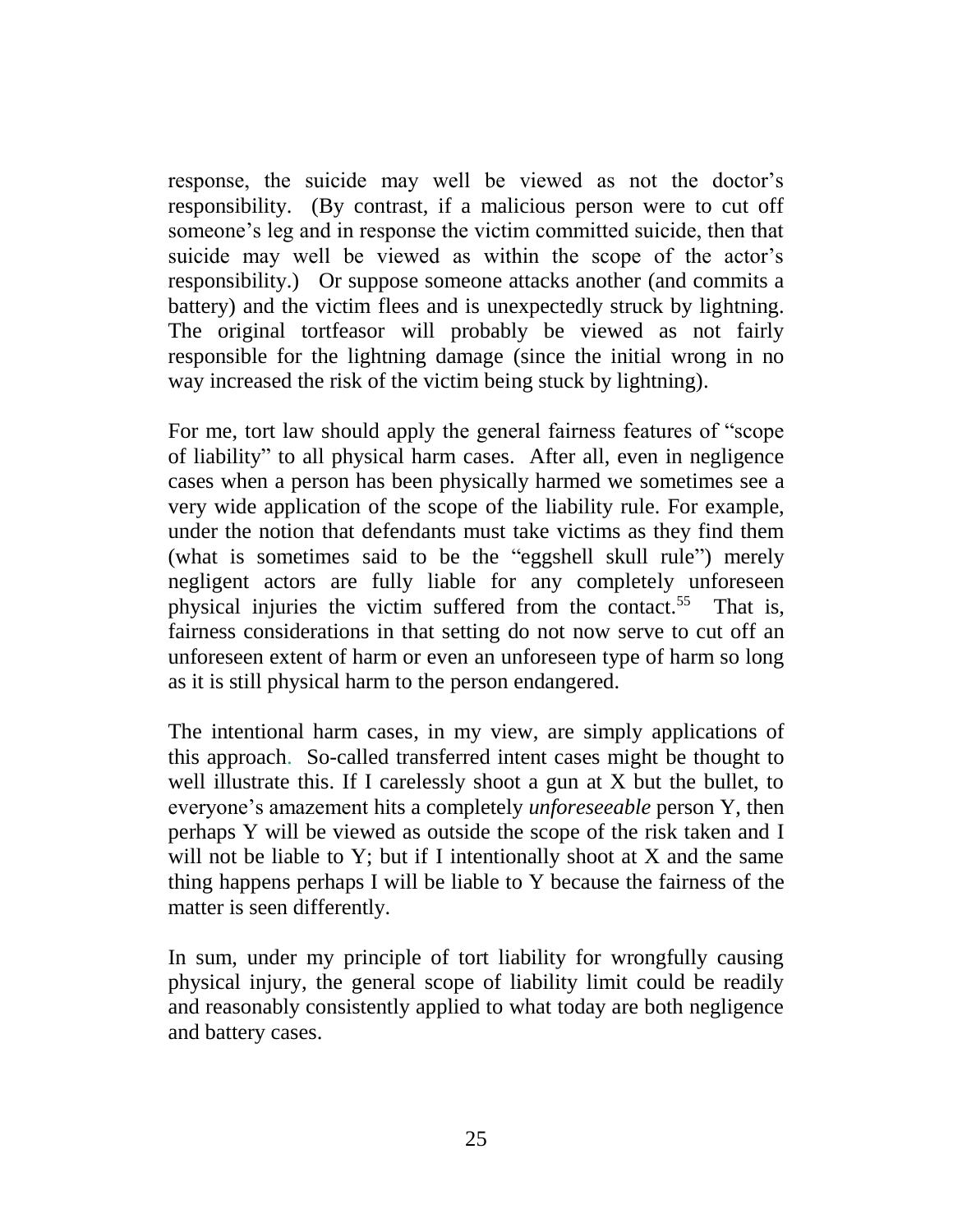response, the suicide may well be viewed as not the doctor's responsibility. (By contrast, if a malicious person were to cut off someone's leg and in response the victim committed suicide, then that suicide may well be viewed as within the scope of the actor's responsibility.) Or suppose someone attacks another (and commits a battery) and the victim flees and is unexpectedly struck by lightning. The original tortfeasor will probably be viewed as not fairly responsible for the lightning damage (since the initial wrong in no way increased the risk of the victim being stuck by lightning).

For me, tort law should apply the general fairness features of "scope of liability" to all physical harm cases. After all, even in negligence cases when a person has been physically harmed we sometimes see a very wide application of the scope of the liability rule. For example, under the notion that defendants must take victims as they find them (what is sometimes said to be the "eggshell skull rule") merely negligent actors are fully liable for any completely unforeseen physical injuries the victim suffered from the contact.[55] That is, fairness considerations in that setting do not now serve to cut off an unforeseen extent of harm or even an unforeseen type of harm so long as it is still physical harm to the person endangered.

The intentional harm cases, in my view, are simply applications of this approach. So-called transferred intent cases might be thought to well illustrate this. If I carelessly shoot a gun at X but the bullet, to everyone's amazement hits a completely *unforeseeable* person Y, then perhaps Y will be viewed as outside the scope of the risk taken and I will not be liable to Y; but if I intentionally shoot at X and the same thing happens perhaps I will be liable to Y because the fairness of the matter is seen differently.

In sum, under my principle of tort liability for wrongfully causing physical injury, the general scope of liability limit could be readily and reasonably consistently applied to what today are both negligence and battery cases.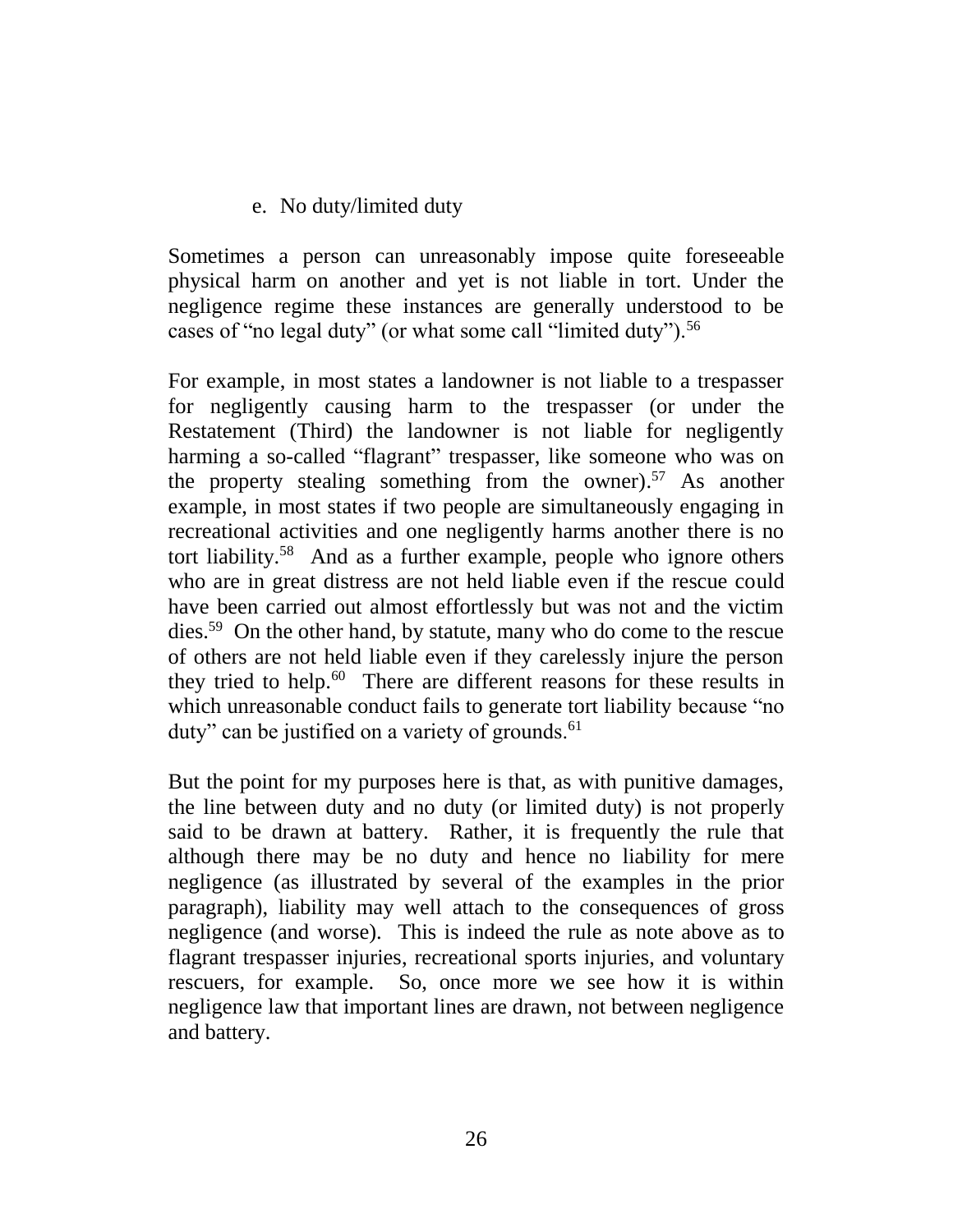e. No duty/limited duty

Sometimes a person can unreasonably impose quite foreseeable physical harm on another and yet is not liable in tort. Under the negligence regime these instances are generally understood to be cases of "no legal duty" (or what some call "limited duty").[56]

For example, in most states a landowner is not liable to a trespasser for negligently causing harm to the trespasser (or under the Restatement (Third) the landowner is not liable for negligently harming a so-called "flagrant" trespasser, like someone who was on the property stealing something from the owner).[57] As another example, in most states if two people are simultaneously engaging in recreational activities and one negligently harms another there is no tort liability.[58] And as a further example, people who ignore others who are in great distress are not held liable even if the rescue could have been carried out almost effortlessly but was not and the victim dies.[59] On the other hand, by statute, many who do come to the rescue of others are not held liable even if they carelessly injure the person they tried to help.[60] There are different reasons for these results in which unreasonable conduct fails to generate tort liability because "no duty" can be justified on a variety of grounds.[61]

But the point for my purposes here is that, as with punitive damages, the line between duty and no duty (or limited duty) is not properly said to be drawn at battery. Rather, it is frequently the rule that although there may be no duty and hence no liability for mere negligence (as illustrated by several of the examples in the prior paragraph), liability may well attach to the consequences of gross negligence (and worse). This is indeed the rule as note above as to flagrant trespasser injuries, recreational sports injuries, and voluntary rescuers, for example. So, once more we see how it is within negligence law that important lines are drawn, not between negligence and battery.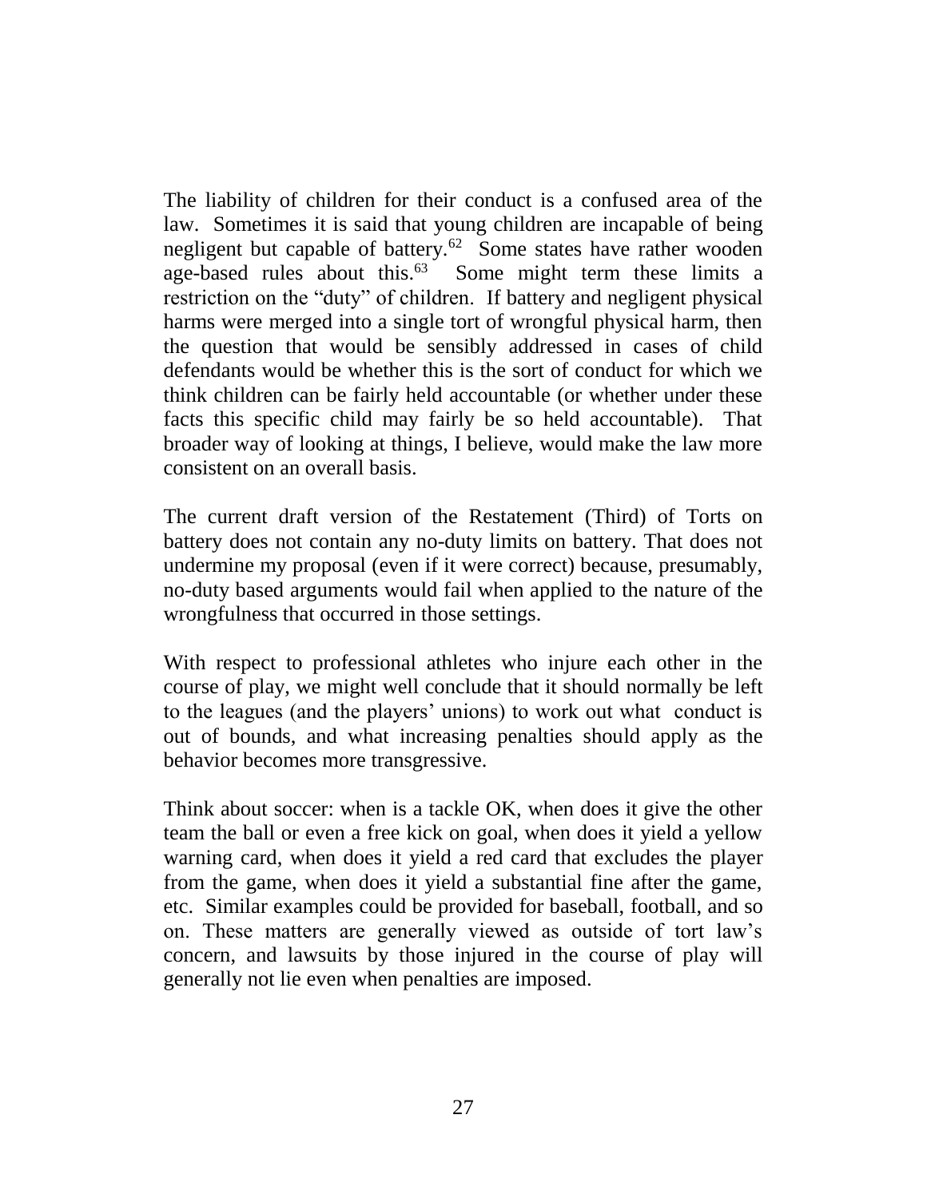The liability of children for their conduct is a confused area of the law. Sometimes it is said that young children are incapable of being negligent but capable of battery.[62] Some states have rather wooden age-based rules about this.[63] Some might term these limits a restriction on the "duty" of children. If battery and negligent physical harms were merged into a single tort of wrongful physical harm, then the question that would be sensibly addressed in cases of child defendants would be whether this is the sort of conduct for which we think children can be fairly held accountable (or whether under these facts this specific child may fairly be so held accountable). That broader way of looking at things, I believe, would make the law more consistent on an overall basis.

The current draft version of the Restatement (Third) of Torts on battery does not contain any no-duty limits on battery. That does not undermine my proposal (even if it were correct) because, presumably, no-duty based arguments would fail when applied to the nature of the wrongfulness that occurred in those settings.

With respect to professional athletes who injure each other in the course of play, we might well conclude that it should normally be left to the leagues (and the players' unions) to work out what conduct is out of bounds, and what increasing penalties should apply as the behavior becomes more transgressive.

Think about soccer: when is a tackle OK, when does it give the other team the ball or even a free kick on goal, when does it yield a yellow warning card, when does it yield a red card that excludes the player from the game, when does it yield a substantial fine after the game, etc. Similar examples could be provided for baseball, football, and so on. These matters are generally viewed as outside of tort law's concern, and lawsuits by those injured in the course of play will generally not lie even when penalties are imposed.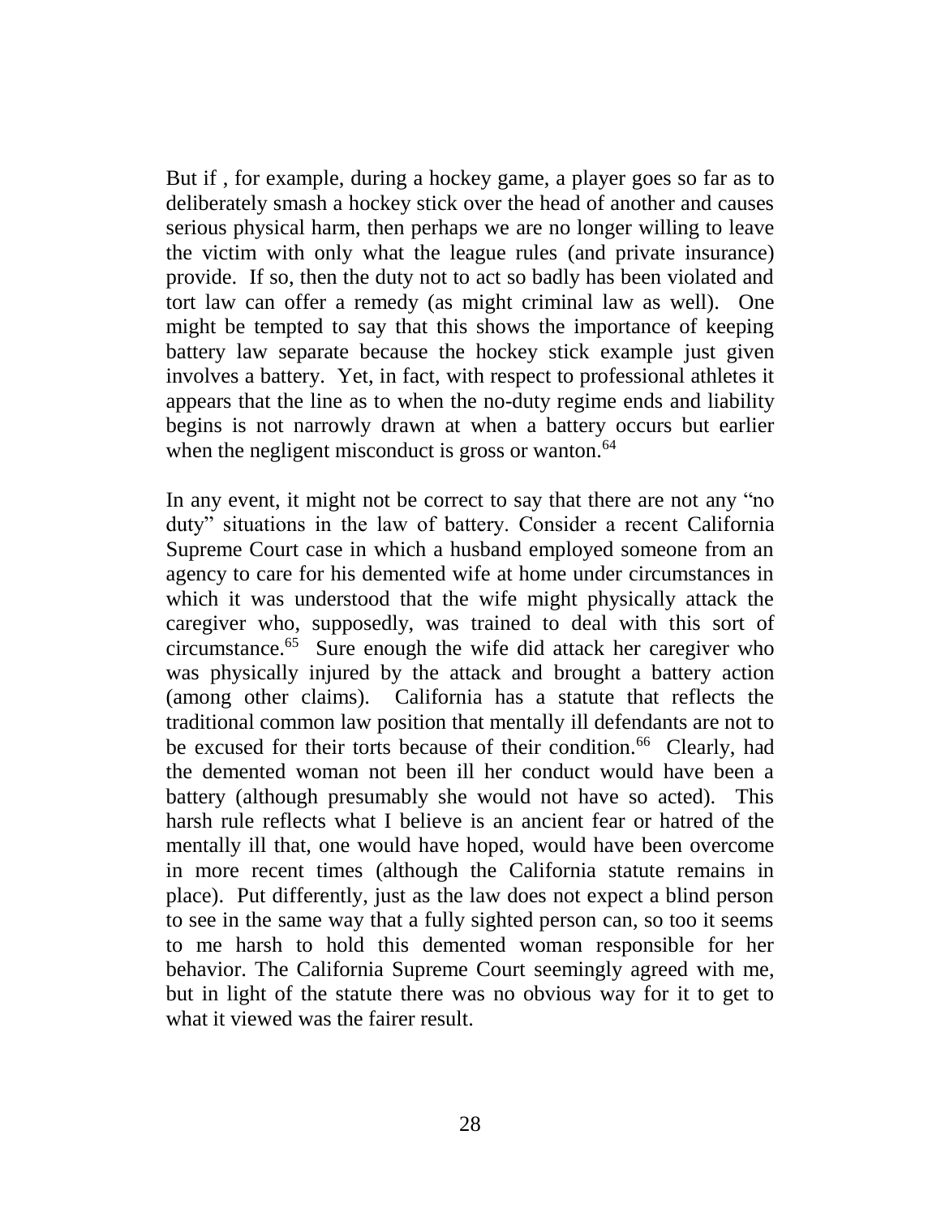But if , for example, during a hockey game, a player goes so far as to deliberately smash a hockey stick over the head of another and causes serious physical harm, then perhaps we are no longer willing to leave the victim with only what the league rules (and private insurance) provide. If so, then the duty not to act so badly has been violated and tort law can offer a remedy (as might criminal law as well). One might be tempted to say that this shows the importance of keeping battery law separate because the hockey stick example just given involves a battery. Yet, in fact, with respect to professional athletes it appears that the line as to when the no-duty regime ends and liability begins is not narrowly drawn at when a battery occurs but earlier when the negligent misconduct is gross or wanton.[64]

In any event, it might not be correct to say that there are not any "no duty" situations in the law of battery. Consider a recent California Supreme Court case in which a husband employed someone from an agency to care for his demented wife at home under circumstances in which it was understood that the wife might physically attack the caregiver who, supposedly, was trained to deal with this sort of circumstance.[65] Sure enough the wife did attack her caregiver who was physically injured by the attack and brought a battery action (among other claims). California has a statute that reflects the traditional common law position that mentally ill defendants are not to be excused for their torts because of their condition.[66] Clearly, had the demented woman not been ill her conduct would have been a battery (although presumably she would not have so acted). This harsh rule reflects what I believe is an ancient fear or hatred of the mentally ill that, one would have hoped, would have been overcome in more recent times (although the California statute remains in place). Put differently, just as the law does not expect a blind person to see in the same way that a fully sighted person can, so too it seems to me harsh to hold this demented woman responsible for her behavior. The California Supreme Court seemingly agreed with me, but in light of the statute there was no obvious way for it to get to what it viewed was the fairer result.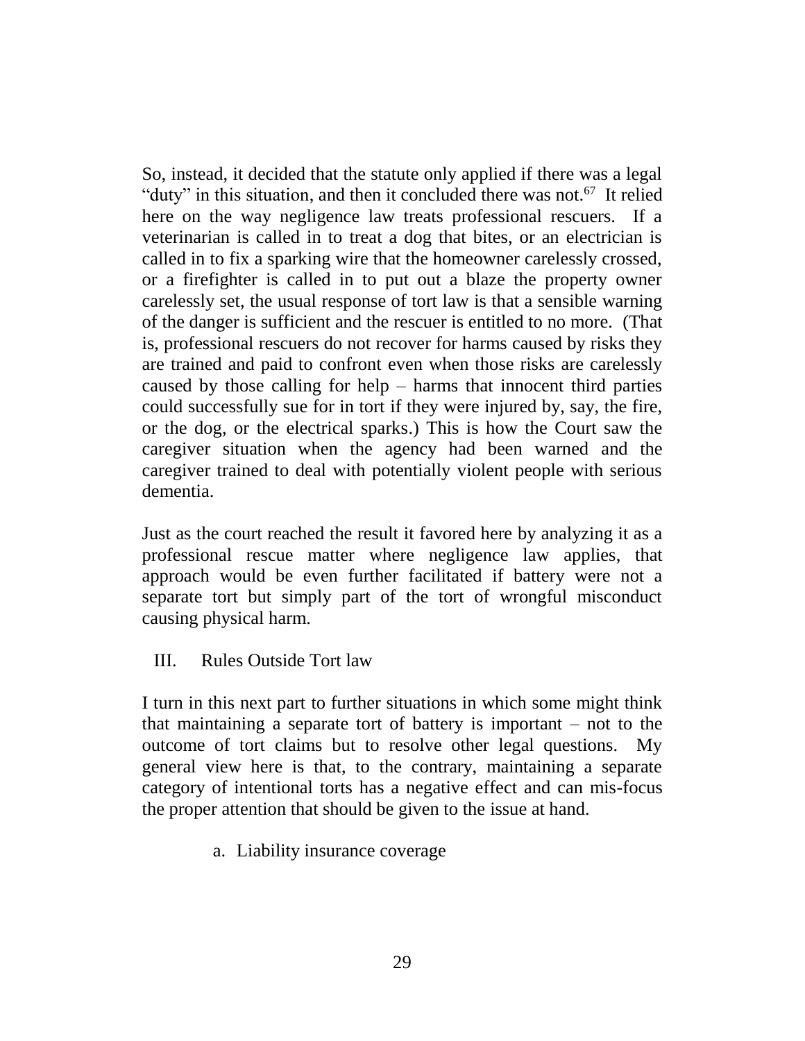So, instead, it decided that the statute only applied if there was a legal "duty" in this situation, and then it concluded there was not.[67] It relied here on the way negligence law treats professional rescuers. If a veterinarian is called in to treat a dog that bites, or an electrician is called in to fix a sparking wire that the homeowner carelessly crossed, or a firefighter is called in to put out a blaze the property owner carelessly set, the usual response of tort law is that a sensible warning of the danger is sufficient and the rescuer is entitled to no more. (That is, professional rescuers do not recover for harms caused by risks they are trained and paid to confront even when those risks are carelessly caused by those calling for help – harms that innocent third parties could successfully sue for in tort if they were injured by, say, the fire, or the dog, or the electrical sparks.) This is how the Court saw the caregiver situation when the agency had been warned and the caregiver trained to deal with potentially violent people with serious dementia.

Just as the court reached the result it favored here by analyzing it as a professional rescue matter where negligence law applies, that approach would be even further facilitated if battery were not a separate tort but simply part of the tort of wrongful misconduct causing physical harm.

## III. Rules Outside Tort law

I turn in this next part to further situations in which some might think that maintaining a separate tort of battery is important – not to the outcome of tort claims but to resolve other legal questions. My general view here is that, to the contrary, maintaining a separate category of intentional torts has a negative effect and can mis-focus the proper attention that should be given to the issue at hand.

### a. Liability insurance coverage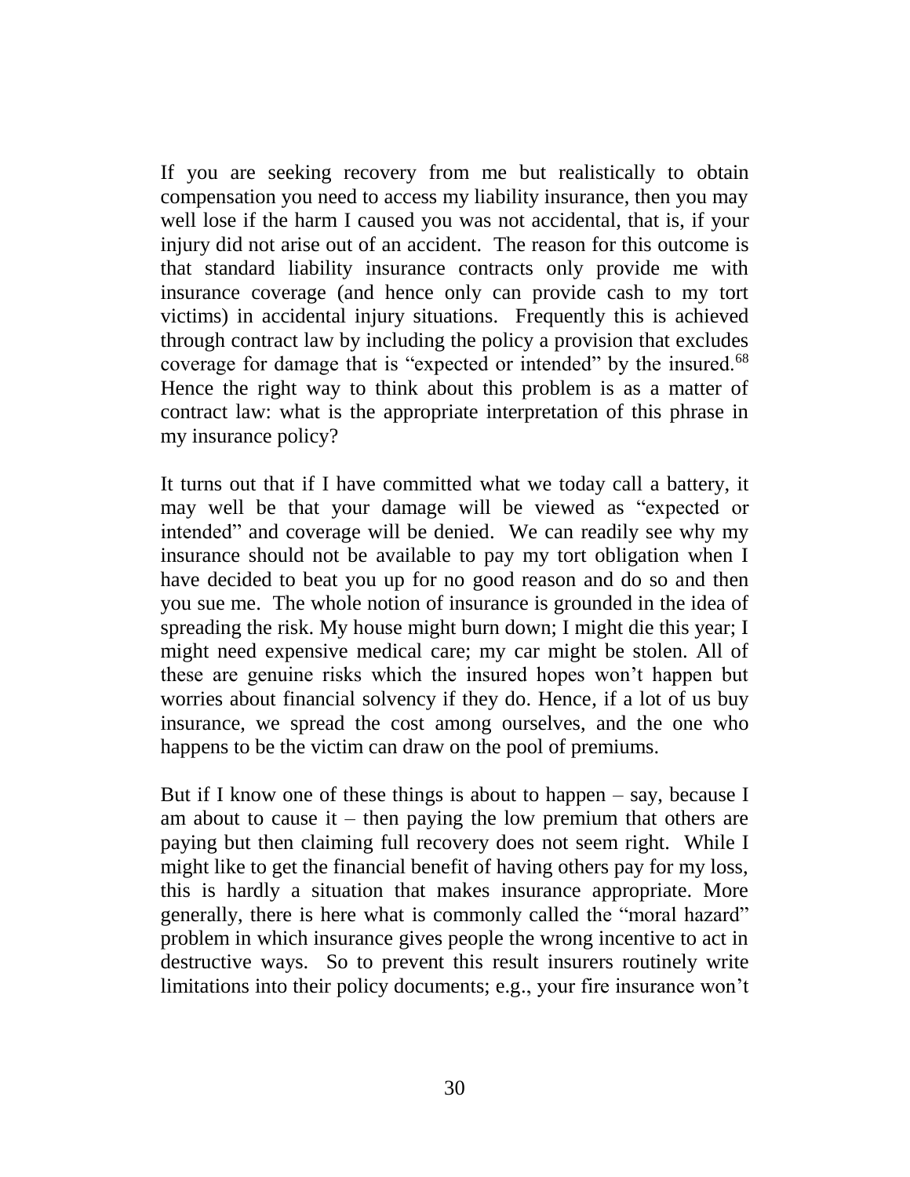If you are seeking recovery from me but realistically to obtain compensation you need to access my liability insurance, then you may well lose if the harm I caused you was not accidental, that is, if your injury did not arise out of an accident. The reason for this outcome is that standard liability insurance contracts only provide me with insurance coverage (and hence only can provide cash to my tort victims) in accidental injury situations. Frequently this is achieved through contract law by including the policy a provision that excludes coverage for damage that is "expected or intended" by the insured.[68] Hence the right way to think about this problem is as a matter of contract law: what is the appropriate interpretation of this phrase in my insurance policy?

It turns out that if I have committed what we today call a battery, it may well be that your damage will be viewed as "expected or intended" and coverage will be denied. We can readily see why my insurance should not be available to pay my tort obligation when I have decided to beat you up for no good reason and do so and then you sue me. The whole notion of insurance is grounded in the idea of spreading the risk. My house might burn down; I might die this year; I might need expensive medical care; my car might be stolen. All of these are genuine risks which the insured hopes won't happen but worries about financial solvency if they do. Hence, if a lot of us buy insurance, we spread the cost among ourselves, and the one who happens to be the victim can draw on the pool of premiums.

But if I know one of these things is about to happen – say, because I am about to cause it – then paying the low premium that others are paying but then claiming full recovery does not seem right. While I might like to get the financial benefit of having others pay for my loss, this is hardly a situation that makes insurance appropriate. More generally, there is here what is commonly called the "moral hazard" problem in which insurance gives people the wrong incentive to act in destructive ways. So to prevent this result insurers routinely write limitations into their policy documents; e.g., your fire insurance won't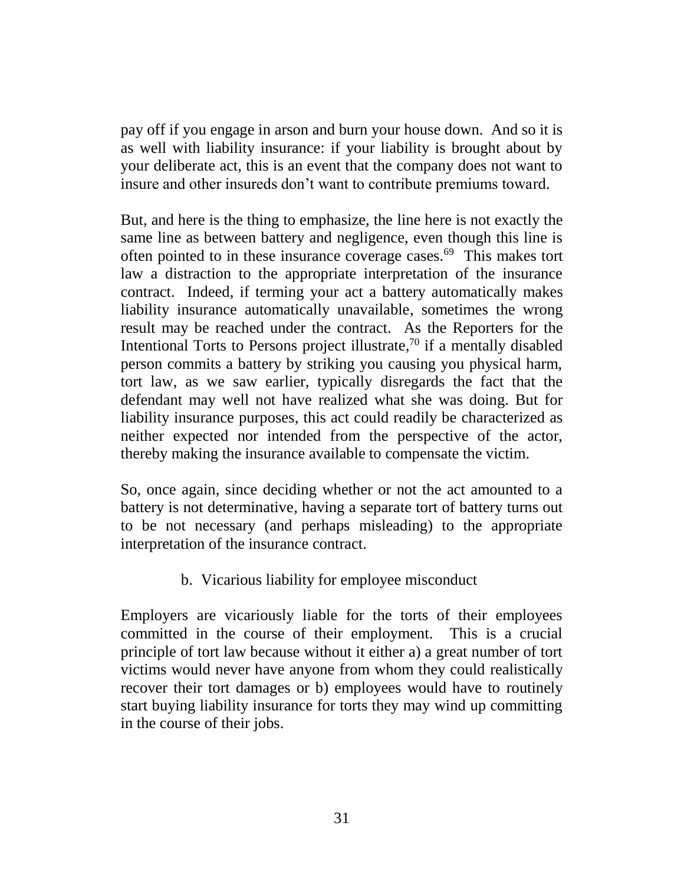pay off if you engage in arson and burn your house down. And so it is as well with liability insurance: if your liability is brought about by your deliberate act, this is an event that the company does not want to insure and other insureds don't want to contribute premiums toward.

But, and here is the thing to emphasize, the line here is not exactly the same line as between battery and negligence, even though this line is often pointed to in these insurance coverage cases.[69] This makes tort law a distraction to the appropriate interpretation of the insurance contract. Indeed, if terming your act a battery automatically makes liability insurance automatically unavailable, sometimes the wrong result may be reached under the contract. As the Reporters for the Intentional Torts to Persons project illustrate,[70] if a mentally disabled person commits a battery by striking you causing you physical harm, tort law, as we saw earlier, typically disregards the fact that the defendant may well not have realized what she was doing. But for liability insurance purposes, this act could readily be characterized as neither expected nor intended from the perspective of the actor, thereby making the insurance available to compensate the victim.

So, once again, since deciding whether or not the act amounted to a battery is not determinative, having a separate tort of battery turns out to be not necessary (and perhaps misleading) to the appropriate interpretation of the insurance contract.

### b. Vicarious liability for employee misconduct

Employers are vicariously liable for the torts of their employees committed in the course of their employment. This is a crucial principle of tort law because without it either a) a great number of tort victims would never have anyone from whom they could realistically recover their tort damages or b) employees would have to routinely start buying liability insurance for torts they may wind up committing in the course of their jobs.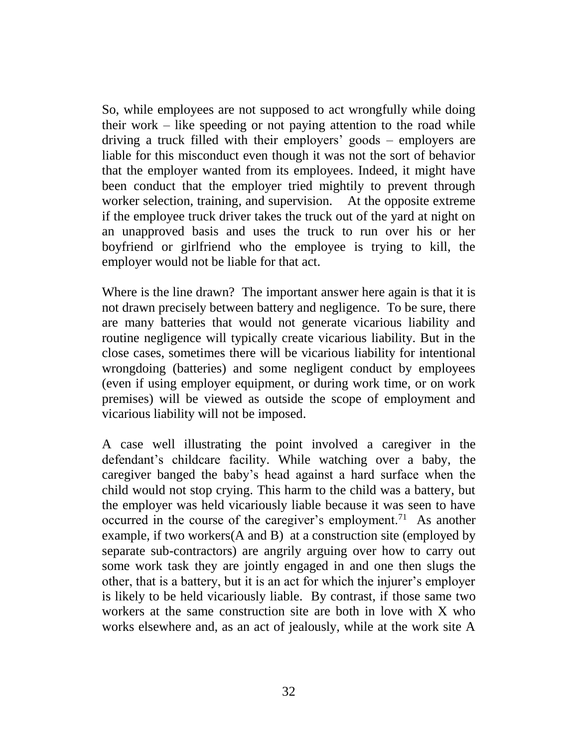So, while employees are not supposed to act wrongfully while doing their work – like speeding or not paying attention to the road while driving a truck filled with their employers' goods – employers are liable for this misconduct even though it was not the sort of behavior that the employer wanted from its employees. Indeed, it might have been conduct that the employer tried mightily to prevent through worker selection, training, and supervision. At the opposite extreme if the employee truck driver takes the truck out of the yard at night on an unapproved basis and uses the truck to run over his or her boyfriend or girlfriend who the employee is trying to kill, the employer would not be liable for that act.

Where is the line drawn? The important answer here again is that it is not drawn precisely between battery and negligence. To be sure, there are many batteries that would not generate vicarious liability and routine negligence will typically create vicarious liability. But in the close cases, sometimes there will be vicarious liability for intentional wrongdoing (batteries) and some negligent conduct by employees (even if using employer equipment, or during work time, or on work premises) will be viewed as outside the scope of employment and vicarious liability will not be imposed.

A case well illustrating the point involved a caregiver in the defendant's childcare facility. While watching over a baby, the caregiver banged the baby's head against a hard surface when the child would not stop crying. This harm to the child was a battery, but the employer was held vicariously liable because it was seen to have occurred in the course of the caregiver's employment.[71] As another example, if two workers(A and B) at a construction site (employed by separate sub-contractors) are angrily arguing over how to carry out some work task they are jointly engaged in and one then slugs the other, that is a battery, but it is an act for which the injurer's employer is likely to be held vicariously liable. By contrast, if those same two workers at the same construction site are both in love with X who works elsewhere and, as an act of jealously, while at the work site A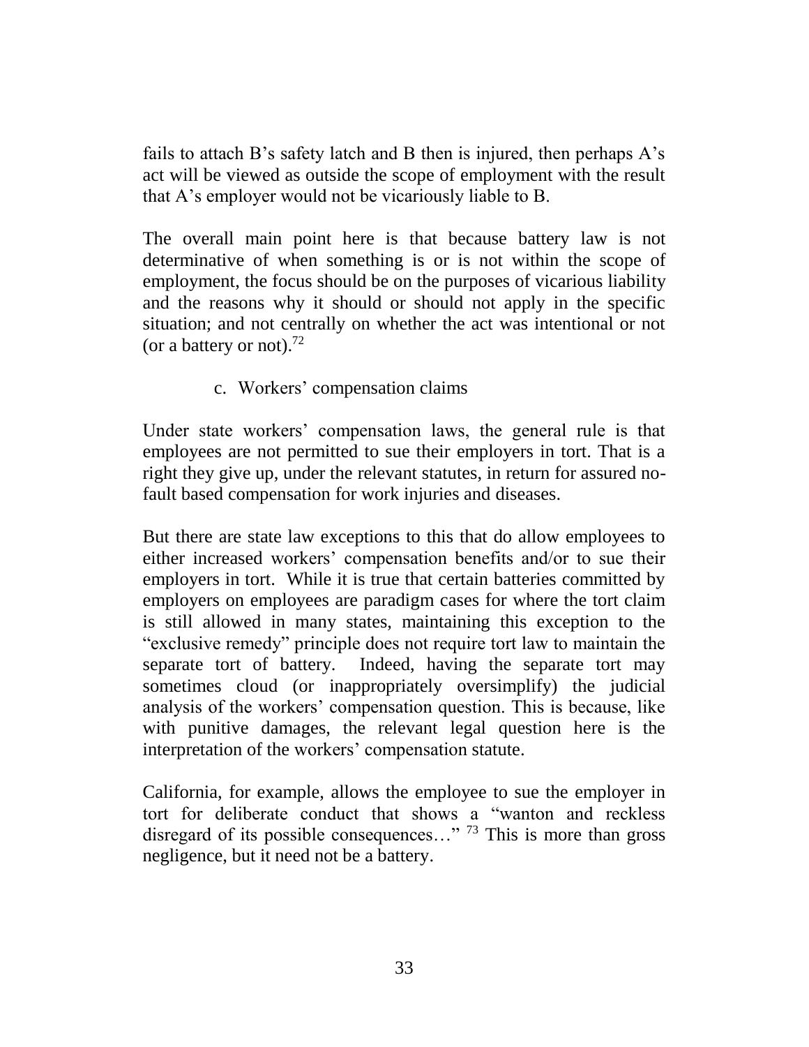fails to attach B's safety latch and B then is injured, then perhaps A's act will be viewed as outside the scope of employment with the result that A's employer would not be vicariously liable to B.

The overall main point here is that because battery law is not determinative of when something is or is not within the scope of employment, the focus should be on the purposes of vicarious liability and the reasons why it should or should not apply in the specific situation; and not centrally on whether the act was intentional or not (or a battery or not).[72]

### c. Workers' compensation claims

Under state workers' compensation laws, the general rule is that employees are not permitted to sue their employers in tort. That is a right they give up, under the relevant statutes, in return for assured no-fault based compensation for work injuries and diseases.

But there are state law exceptions to this that do allow employees to either increased workers' compensation benefits and/or to sue their employers in tort. While it is true that certain batteries committed by employers on employees are paradigm cases for where the tort claim is still allowed in many states, maintaining this exception to the "exclusive remedy" principle does not require tort law to maintain the separate tort of battery. Indeed, having the separate tort may sometimes cloud (or inappropriately oversimplify) the judicial analysis of the workers' compensation question. This is because, like with punitive damages, the relevant legal question here is the interpretation of the workers' compensation statute.

California, for example, allows the employee to sue the employer in tort for deliberate conduct that shows a "wanton and reckless disregard of its possible consequences…" [73] This is more than gross negligence, but it need not be a battery.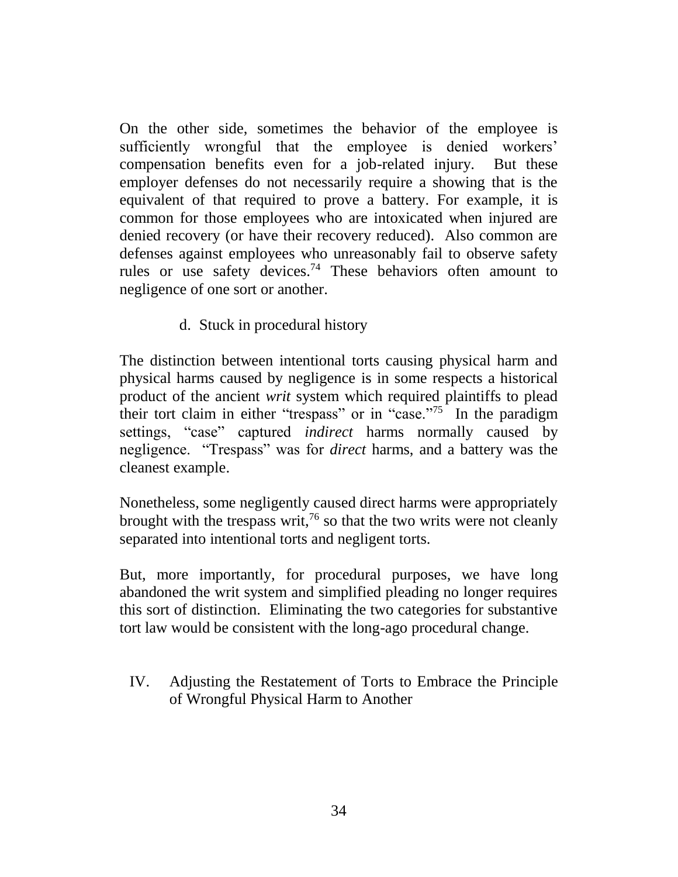On the other side, sometimes the behavior of the employee is sufficiently wrongful that the employee is denied workers' compensation benefits even for a job-related injury. But these employer defenses do not necessarily require a showing that is the equivalent of that required to prove a battery. For example, it is common for those employees who are intoxicated when injured are denied recovery (or have their recovery reduced). Also common are defenses against employees who unreasonably fail to observe safety rules or use safety devices.[74] These behaviors often amount to negligence of one sort or another.

#### d. Stuck in procedural history

The distinction between intentional torts causing physical harm and physical harms caused by negligence is in some respects a historical product of the ancient *writ* system which required plaintiffs to plead their tort claim in either "trespass" or in "case."[75] In the paradigm settings, "case" captured *indirect* harms normally caused by negligence. "Trespass" was for *direct* harms, and a battery was the cleanest example.

Nonetheless, some negligently caused direct harms were appropriately brought with the trespass writ,[76] so that the two writs were not cleanly separated into intentional torts and negligent torts.

But, more importantly, for procedural purposes, we have long abandoned the writ system and simplified pleading no longer requires this sort of distinction. Eliminating the two categories for substantive tort law would be consistent with the long-ago procedural change.

## IV. Adjusting the Restatement of Torts to Embrace the Principle of Wrongful Physical Harm to Another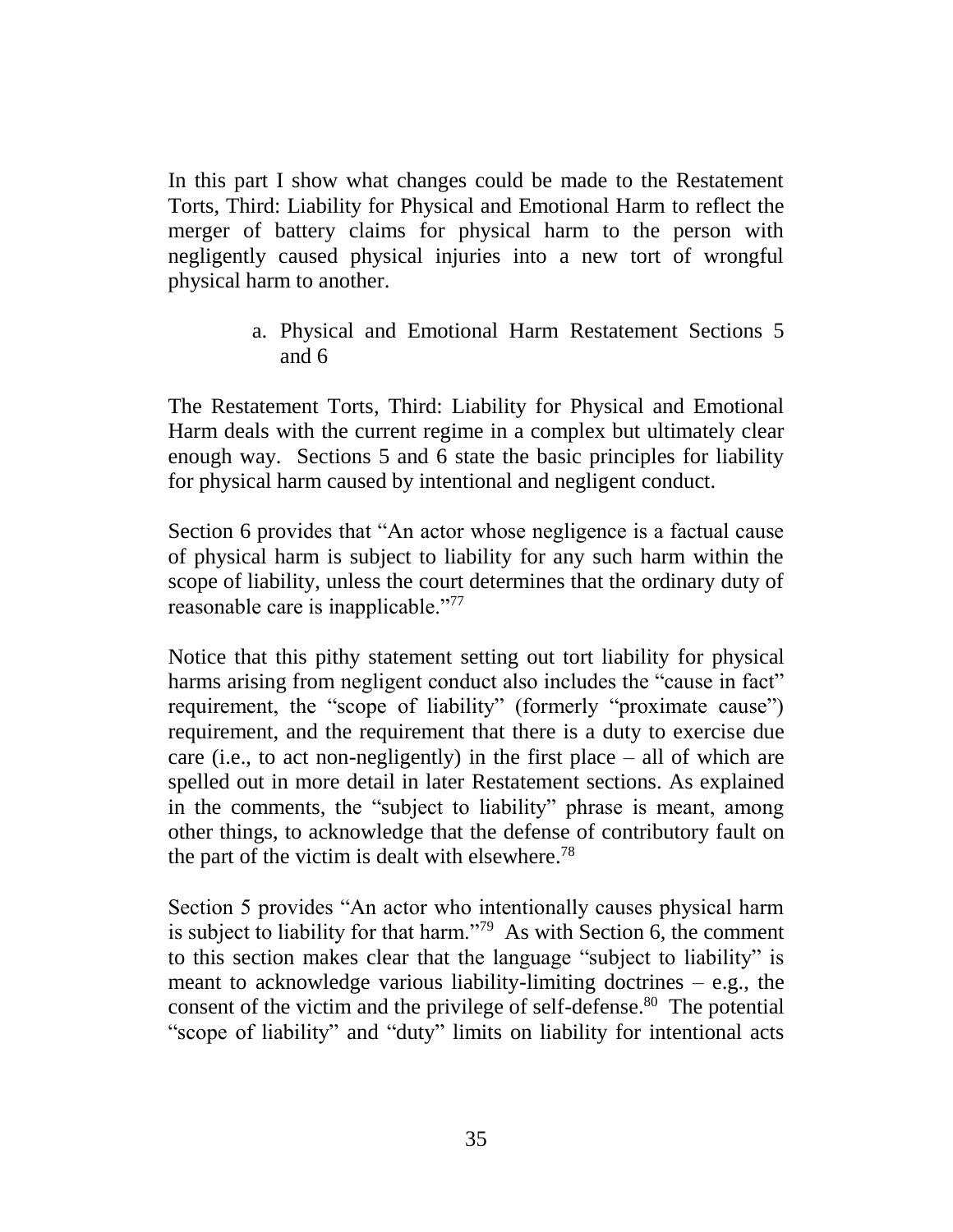In this part I show what changes could be made to the Restatement Torts, Third: Liability for Physical and Emotional Harm to reflect the merger of battery claims for physical harm to the person with negligently caused physical injuries into a new tort of wrongful physical harm to another.

### a. Physical and Emotional Harm Restatement Sections 5 and 6

The Restatement Torts, Third: Liability for Physical and Emotional Harm deals with the current regime in a complex but ultimately clear enough way. Sections 5 and 6 state the basic principles for liability for physical harm caused by intentional and negligent conduct.

Section 6 provides that "An actor whose negligence is a factual cause of physical harm is subject to liability for any such harm within the scope of liability, unless the court determines that the ordinary duty of reasonable care is inapplicable."[77]

Notice that this pithy statement setting out tort liability for physical harms arising from negligent conduct also includes the "cause in fact" requirement, the "scope of liability" (formerly "proximate cause") requirement, and the requirement that there is a duty to exercise due care (i.e., to act non-negligently) in the first place – all of which are spelled out in more detail in later Restatement sections. As explained in the comments, the "subject to liability" phrase is meant, among other things, to acknowledge that the defense of contributory fault on the part of the victim is dealt with elsewhere.[78]

Section 5 provides "An actor who intentionally causes physical harm is subject to liability for that harm."[79] As with Section 6, the comment to this section makes clear that the language "subject to liability" is meant to acknowledge various liability-limiting doctrines – e.g., the consent of the victim and the privilege of self-defense.[80] The potential "scope of liability" and "duty" limits on liability for intentional acts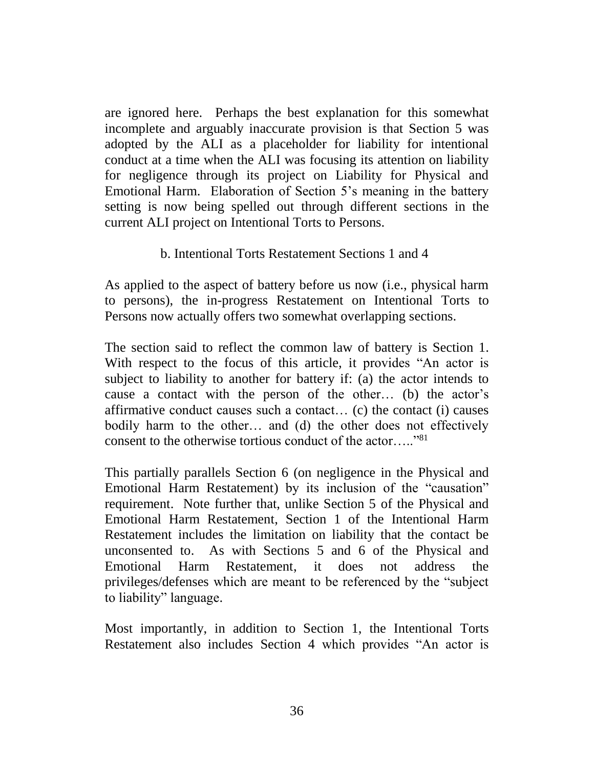are ignored here. Perhaps the best explanation for this somewhat incomplete and arguably inaccurate provision is that Section 5 was adopted by the ALI as a placeholder for liability for intentional conduct at a time when the ALI was focusing its attention on liability for negligence through its project on Liability for Physical and Emotional Harm. Elaboration of Section 5's meaning in the battery setting is now being spelled out through different sections in the current ALI project on Intentional Torts to Persons.

### b. Intentional Torts Restatement Sections 1 and 4

As applied to the aspect of battery before us now (i.e., physical harm to persons), the in-progress Restatement on Intentional Torts to Persons now actually offers two somewhat overlapping sections.

The section said to reflect the common law of battery is Section 1. With respect to the focus of this article, it provides "An actor is subject to liability to another for battery if: (a) the actor intends to cause a contact with the person of the other… (b) the actor's affirmative conduct causes such a contact… (c) the contact (i) causes bodily harm to the other… and (d) the other does not effectively consent to the otherwise tortious conduct of the actor….."[81]

This partially parallels Section 6 (on negligence in the Physical and Emotional Harm Restatement) by its inclusion of the "causation" requirement. Note further that, unlike Section 5 of the Physical and Emotional Harm Restatement, Section 1 of the Intentional Harm Restatement includes the limitation on liability that the contact be unconsented to. As with Sections 5 and 6 of the Physical and Emotional Harm Restatement, it does not address the privileges/defenses which are meant to be referenced by the "subject to liability" language.

Most importantly, in addition to Section 1, the Intentional Torts Restatement also includes Section 4 which provides "An actor is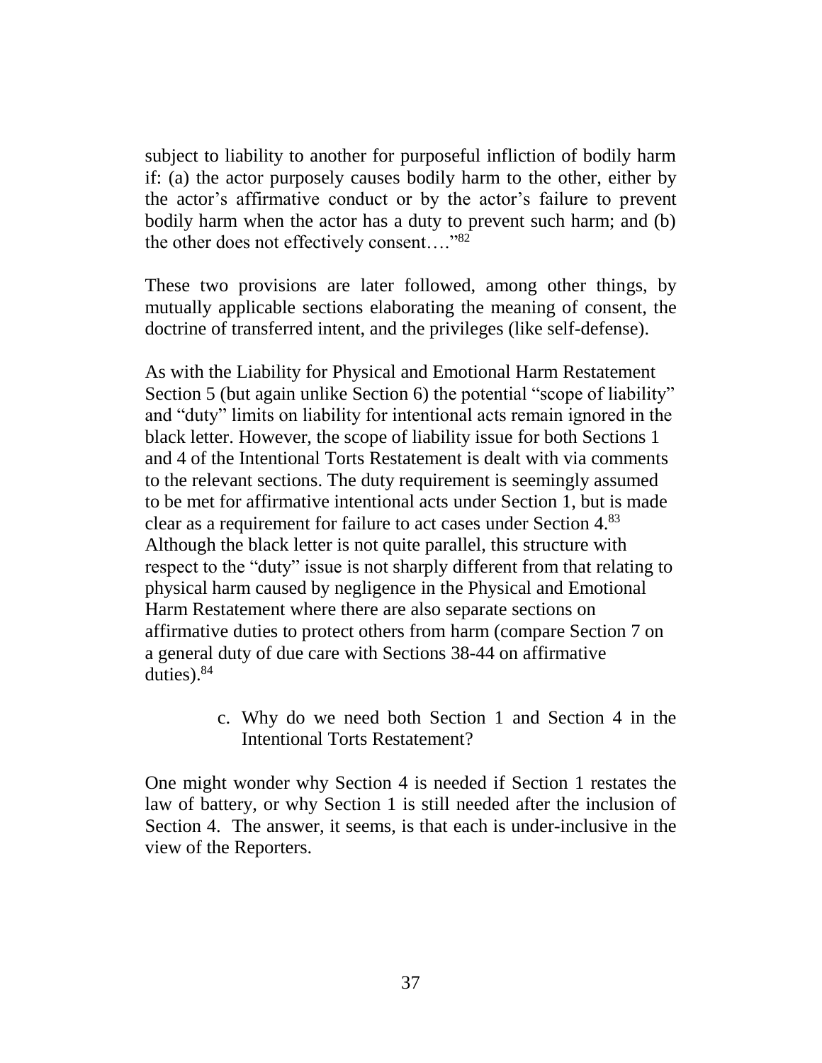subject to liability to another for purposeful infliction of bodily harm if: (a) the actor purposely causes bodily harm to the other, either by the actor's affirmative conduct or by the actor's failure to prevent bodily harm when the actor has a duty to prevent such harm; and (b) the other does not effectively consent…."[82]

These two provisions are later followed, among other things, by mutually applicable sections elaborating the meaning of consent, the doctrine of transferred intent, and the privileges (like self-defense).

As with the Liability for Physical and Emotional Harm Restatement Section 5 (but again unlike Section 6) the potential "scope of liability" and "duty" limits on liability for intentional acts remain ignored in the black letter. However, the scope of liability issue for both Sections 1 and 4 of the Intentional Torts Restatement is dealt with via comments to the relevant sections. The duty requirement is seemingly assumed to be met for affirmative intentional acts under Section 1, but is made clear as a requirement for failure to act cases under Section 4.[83] Although the black letter is not quite parallel, this structure with respect to the "duty" issue is not sharply different from that relating to physical harm caused by negligence in the Physical and Emotional Harm Restatement where there are also separate sections on affirmative duties to protect others from harm (compare Section 7 on a general duty of due care with Sections 38-44 on affirmative duties).[84]

c. Why do we need both Section 1 and Section 4 in the Intentional Torts Restatement?

One might wonder why Section 4 is needed if Section 1 restates the law of battery, or why Section 1 is still needed after the inclusion of Section 4. The answer, it seems, is that each is under-inclusive in the view of the Reporters.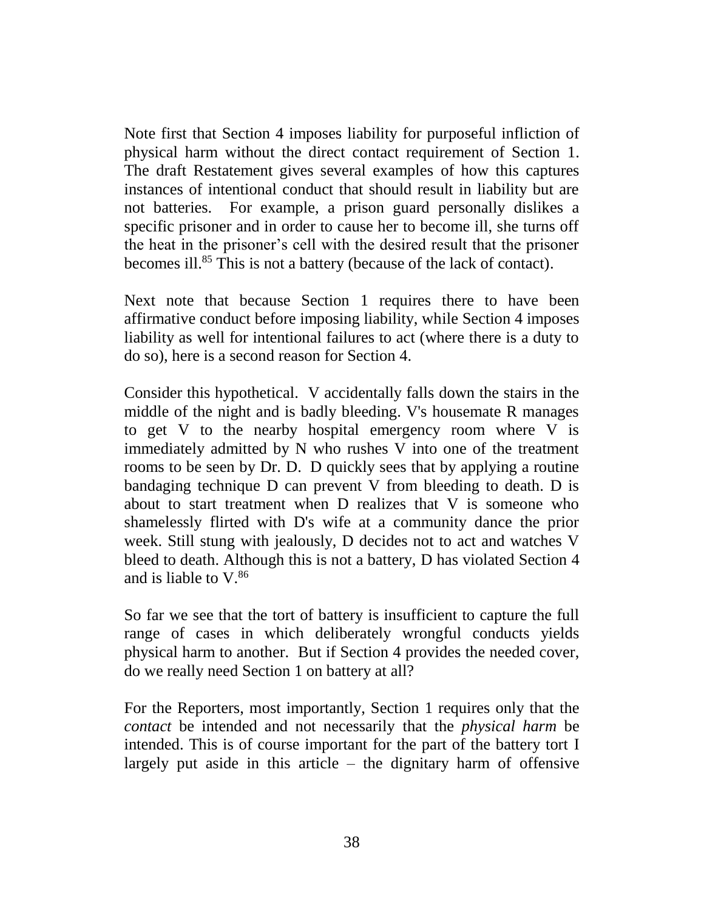Note first that Section 4 imposes liability for purposeful infliction of physical harm without the direct contact requirement of Section 1. The draft Restatement gives several examples of how this captures instances of intentional conduct that should result in liability but are not batteries. For example, a prison guard personally dislikes a specific prisoner and in order to cause her to become ill, she turns off the heat in the prisoner's cell with the desired result that the prisoner becomes ill.[85] This is not a battery (because of the lack of contact).

Next note that because Section 1 requires there to have been affirmative conduct before imposing liability, while Section 4 imposes liability as well for intentional failures to act (where there is a duty to do so), here is a second reason for Section 4.

Consider this hypothetical. V accidentally falls down the stairs in the middle of the night and is badly bleeding. V's housemate R manages to get V to the nearby hospital emergency room where V is immediately admitted by N who rushes V into one of the treatment rooms to be seen by Dr. D. D quickly sees that by applying a routine bandaging technique D can prevent V from bleeding to death. D is about to start treatment when D realizes that V is someone who shamelessly flirted with D's wife at a community dance the prior week. Still stung with jealously, D decides not to act and watches V bleed to death. Although this is not a battery, D has violated Section 4 and is liable to V.[86]

So far we see that the tort of battery is insufficient to capture the full range of cases in which deliberately wrongful conducts yields physical harm to another. But if Section 4 provides the needed cover, do we really need Section 1 on battery at all?

For the Reporters, most importantly, Section 1 requires only that the *contact* be intended and not necessarily that the *physical harm* be intended. This is of course important for the part of the battery tort I largely put aside in this article – the dignitary harm of offensive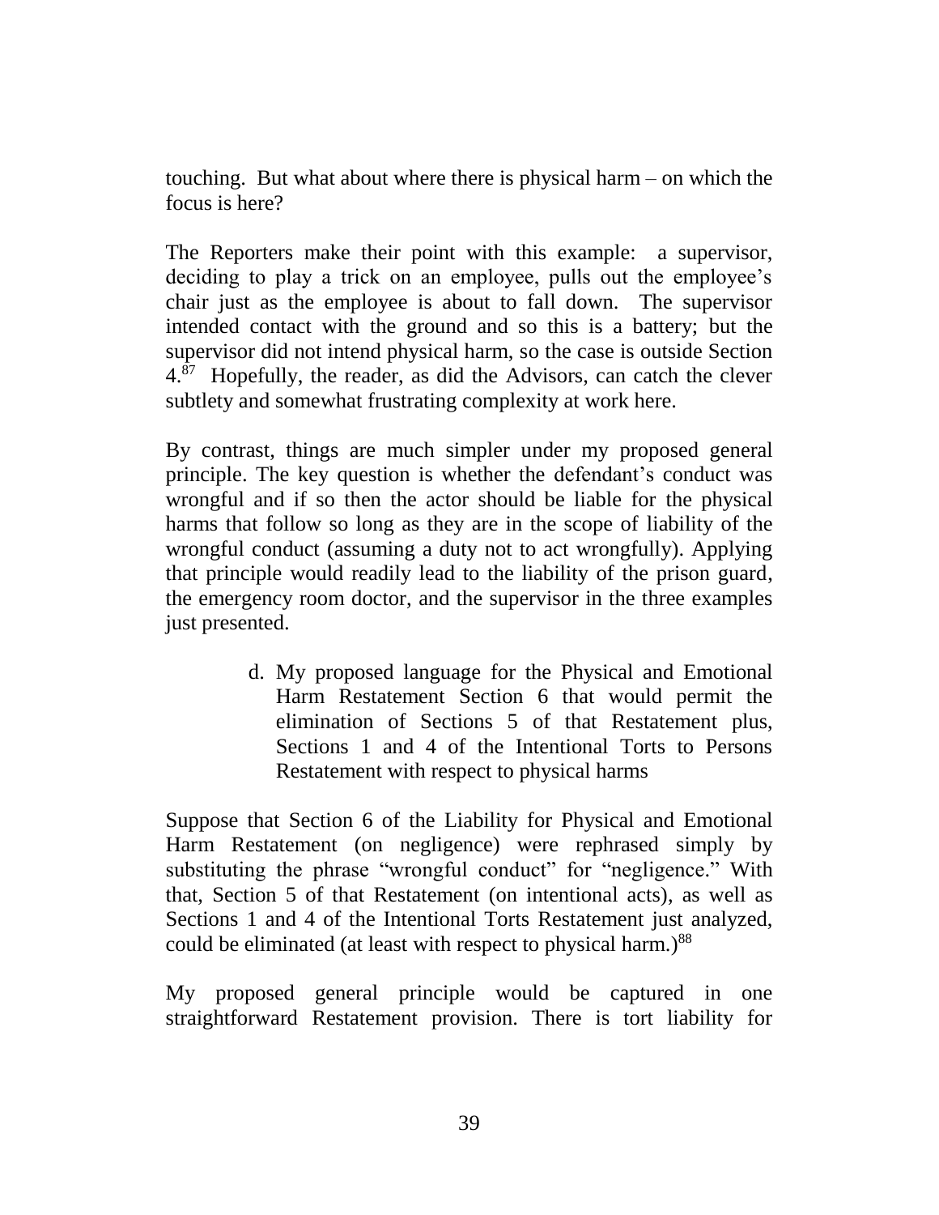touching. But what about where there is physical harm – on which the focus is here?

The Reporters make their point with this example: a supervisor, deciding to play a trick on an employee, pulls out the employee's chair just as the employee is about to fall down. The supervisor intended contact with the ground and so this is a battery; but the supervisor did not intend physical harm, so the case is outside Section 4.[87] Hopefully, the reader, as did the Advisors, can catch the clever subtlety and somewhat frustrating complexity at work here.

By contrast, things are much simpler under my proposed general principle. The key question is whether the defendant's conduct was wrongful and if so then the actor should be liable for the physical harms that follow so long as they are in the scope of liability of the wrongful conduct (assuming a duty not to act wrongfully). Applying that principle would readily lead to the liability of the prison guard, the emergency room doctor, and the supervisor in the three examples just presented.

d. My proposed language for the Physical and Emotional Harm Restatement Section 6 that would permit the elimination of Sections 5 of that Restatement plus, Sections 1 and 4 of the Intentional Torts to Persons Restatement with respect to physical harms

Suppose that Section 6 of the Liability for Physical and Emotional Harm Restatement (on negligence) were rephrased simply by substituting the phrase "wrongful conduct" for "negligence." With that, Section 5 of that Restatement (on intentional acts), as well as Sections 1 and 4 of the Intentional Torts Restatement just analyzed, could be eliminated (at least with respect to physical harm.)[88]

My proposed general principle would be captured in one straightforward Restatement provision. There is tort liability for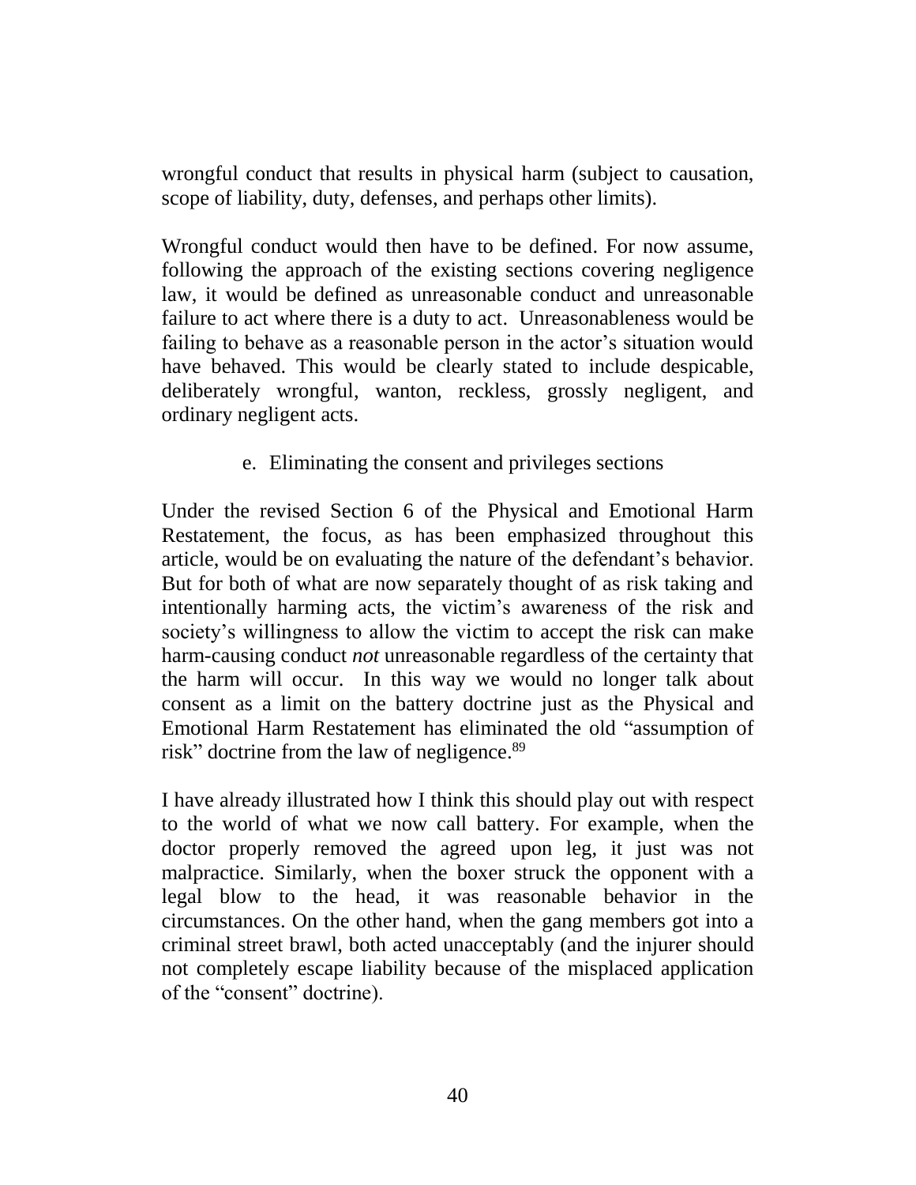wrongful conduct that results in physical harm (subject to causation, scope of liability, duty, defenses, and perhaps other limits).

Wrongful conduct would then have to be defined. For now assume, following the approach of the existing sections covering negligence law, it would be defined as unreasonable conduct and unreasonable failure to act where there is a duty to act. Unreasonableness would be failing to behave as a reasonable person in the actor's situation would have behaved. This would be clearly stated to include despicable, deliberately wrongful, wanton, reckless, grossly negligent, and ordinary negligent acts.

e. Eliminating the consent and privileges sections

Under the revised Section 6 of the Physical and Emotional Harm Restatement, the focus, as has been emphasized throughout this article, would be on evaluating the nature of the defendant's behavior. But for both of what are now separately thought of as risk taking and intentionally harming acts, the victim's awareness of the risk and society's willingness to allow the victim to accept the risk can make harm-causing conduct *not* unreasonable regardless of the certainty that the harm will occur. In this way we would no longer talk about consent as a limit on the battery doctrine just as the Physical and Emotional Harm Restatement has eliminated the old "assumption of risk" doctrine from the law of negligence.[89]

I have already illustrated how I think this should play out with respect to the world of what we now call battery. For example, when the doctor properly removed the agreed upon leg, it just was not malpractice. Similarly, when the boxer struck the opponent with a legal blow to the head, it was reasonable behavior in the circumstances. On the other hand, when the gang members got into a criminal street brawl, both acted unacceptably (and the injurer should not completely escape liability because of the misplaced application of the "consent" doctrine).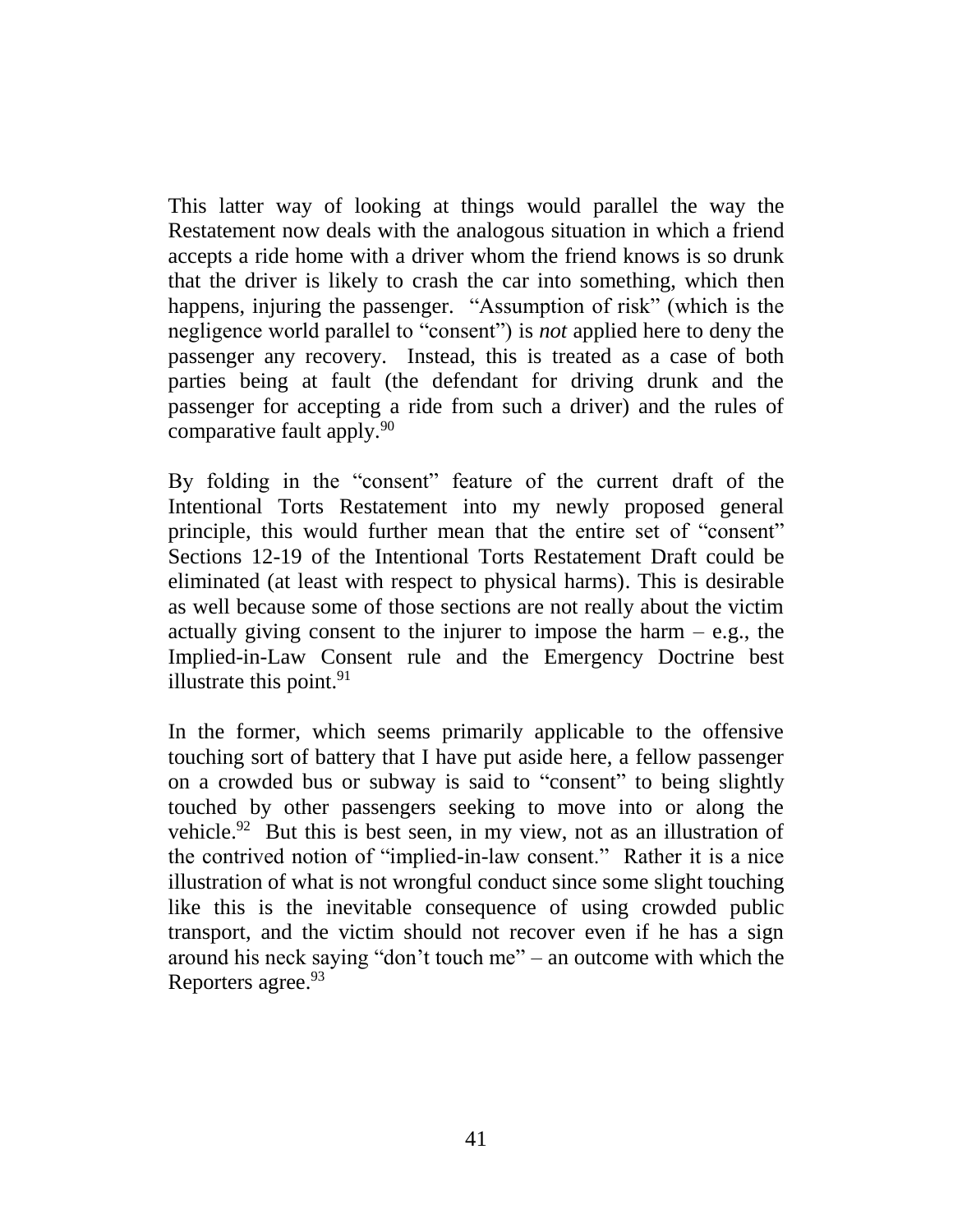This latter way of looking at things would parallel the way the Restatement now deals with the analogous situation in which a friend accepts a ride home with a driver whom the friend knows is so drunk that the driver is likely to crash the car into something, which then happens, injuring the passenger. "Assumption of risk" (which is the negligence world parallel to "consent") is *not* applied here to deny the passenger any recovery. Instead, this is treated as a case of both parties being at fault (the defendant for driving drunk and the passenger for accepting a ride from such a driver) and the rules of comparative fault apply.[90]

By folding in the "consent" feature of the current draft of the Intentional Torts Restatement into my newly proposed general principle, this would further mean that the entire set of "consent" Sections 12-19 of the Intentional Torts Restatement Draft could be eliminated (at least with respect to physical harms). This is desirable as well because some of those sections are not really about the victim actually giving consent to the injurer to impose the harm – e.g., the Implied-in-Law Consent rule and the Emergency Doctrine best illustrate this point.[91]

In the former, which seems primarily applicable to the offensive touching sort of battery that I have put aside here, a fellow passenger on a crowded bus or subway is said to "consent" to being slightly touched by other passengers seeking to move into or along the vehicle.[92] But this is best seen, in my view, not as an illustration of the contrived notion of "implied-in-law consent." Rather it is a nice illustration of what is not wrongful conduct since some slight touching like this is the inevitable consequence of using crowded public transport, and the victim should not recover even if he has a sign around his neck saying "don't touch me" – an outcome with which the Reporters agree.[93]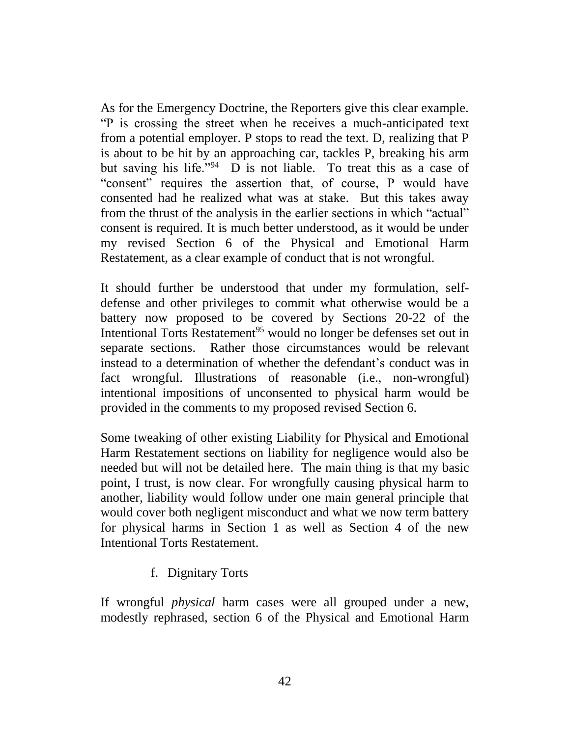As for the Emergency Doctrine, the Reporters give this clear example. "P is crossing the street when he receives a much-anticipated text from a potential employer. P stops to read the text. D, realizing that P is about to be hit by an approaching car, tackles P, breaking his arm but saving his life."[94] D is not liable. To treat this as a case of "consent" requires the assertion that, of course, P would have consented had he realized what was at stake. But this takes away from the thrust of the analysis in the earlier sections in which "actual" consent is required. It is much better understood, as it would be under my revised Section 6 of the Physical and Emotional Harm Restatement, as a clear example of conduct that is not wrongful.

It should further be understood that under my formulation, self-defense and other privileges to commit what otherwise would be a battery now proposed to be covered by Sections 20-22 of the Intentional Torts Restatement[95] would no longer be defenses set out in separate sections. Rather those circumstances would be relevant instead to a determination of whether the defendant's conduct was in fact wrongful. Illustrations of reasonable (i.e., non-wrongful) intentional impositions of unconsented to physical harm would be provided in the comments to my proposed revised Section 6.

Some tweaking of other existing Liability for Physical and Emotional Harm Restatement sections on liability for negligence would also be needed but will not be detailed here. The main thing is that my basic point, I trust, is now clear. For wrongfully causing physical harm to another, liability would follow under one main general principle that would cover both negligent misconduct and what we now term battery for physical harms in Section 1 as well as Section 4 of the new Intentional Torts Restatement.

f. Dignitary Torts

If wrongful *physical* harm cases were all grouped under a new, modestly rephrased, section 6 of the Physical and Emotional Harm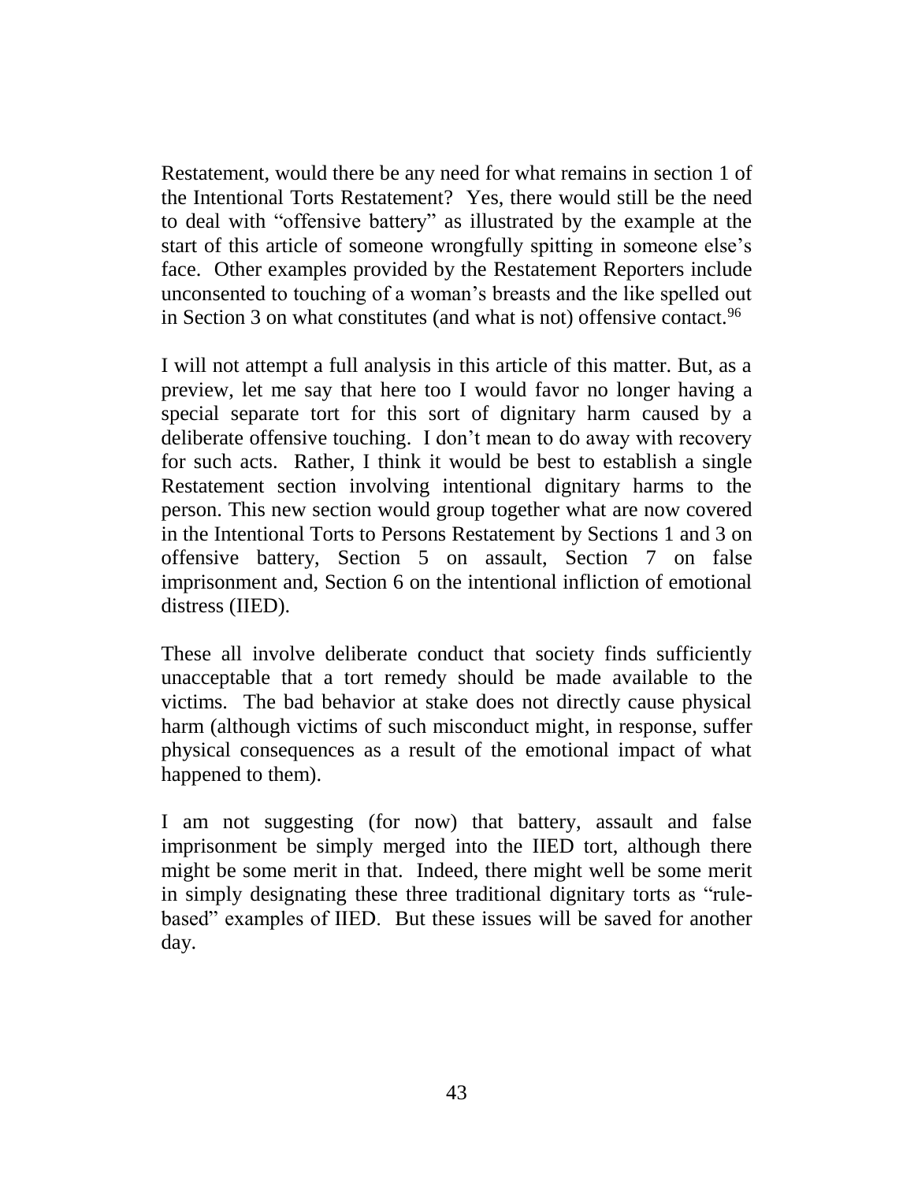Restatement, would there be any need for what remains in section 1 of the Intentional Torts Restatement? Yes, there would still be the need to deal with "offensive battery" as illustrated by the example at the start of this article of someone wrongfully spitting in someone else's face. Other examples provided by the Restatement Reporters include unconsented to touching of a woman's breasts and the like spelled out in Section 3 on what constitutes (and what is not) offensive contact.[96]

I will not attempt a full analysis in this article of this matter. But, as a preview, let me say that here too I would favor no longer having a special separate tort for this sort of dignitary harm caused by a deliberate offensive touching. I don't mean to do away with recovery for such acts. Rather, I think it would be best to establish a single Restatement section involving intentional dignitary harms to the person. This new section would group together what are now covered in the Intentional Torts to Persons Restatement by Sections 1 and 3 on offensive battery, Section 5 on assault, Section 7 on false imprisonment and, Section 6 on the intentional infliction of emotional distress (IIED).

These all involve deliberate conduct that society finds sufficiently unacceptable that a tort remedy should be made available to the victims. The bad behavior at stake does not directly cause physical harm (although victims of such misconduct might, in response, suffer physical consequences as a result of the emotional impact of what happened to them).

I am not suggesting (for now) that battery, assault and false imprisonment be simply merged into the IIED tort, although there might be some merit in that. Indeed, there might well be some merit in simply designating these three traditional dignitary torts as "rule-based" examples of IIED. But these issues will be saved for another day.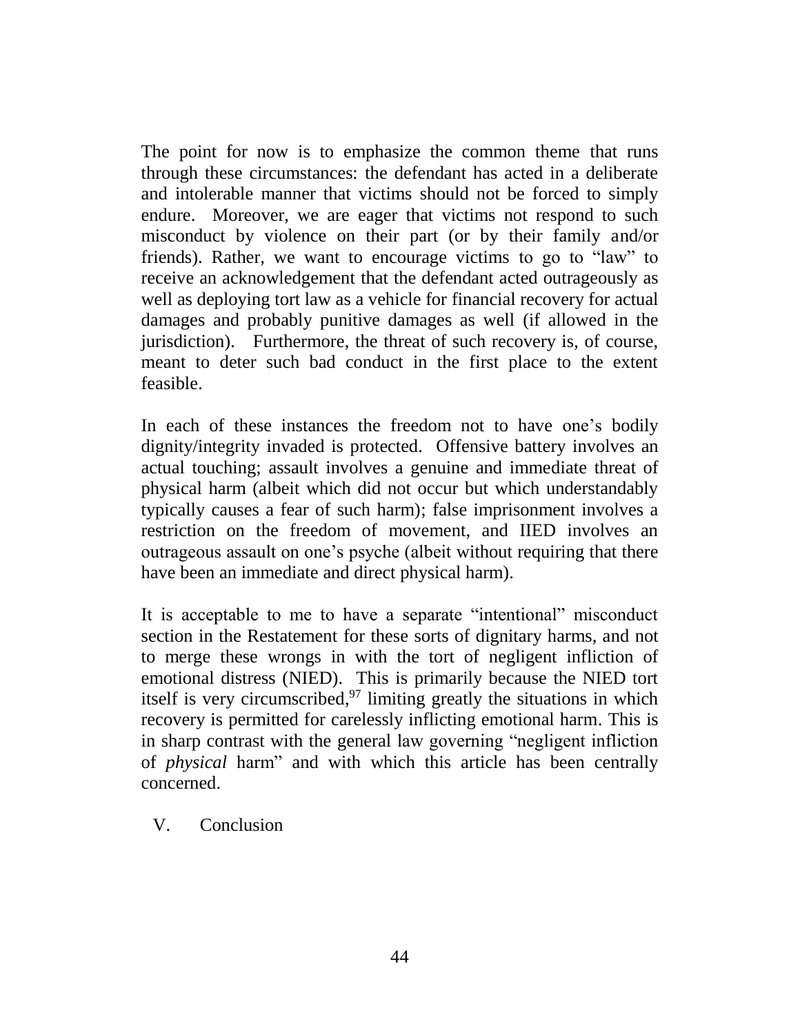The point for now is to emphasize the common theme that runs through these circumstances: the defendant has acted in a deliberate and intolerable manner that victims should not be forced to simply endure. Moreover, we are eager that victims not respond to such misconduct by violence on their part (or by their family and/or friends). Rather, we want to encourage victims to go to "law" to receive an acknowledgement that the defendant acted outrageously as well as deploying tort law as a vehicle for financial recovery for actual damages and probably punitive damages as well (if allowed in the jurisdiction). Furthermore, the threat of such recovery is, of course, meant to deter such bad conduct in the first place to the extent feasible.

In each of these instances the freedom not to have one's bodily dignity/integrity invaded is protected. Offensive battery involves an actual touching; assault involves a genuine and immediate threat of physical harm (albeit which did not occur but which understandably typically causes a fear of such harm); false imprisonment involves a restriction on the freedom of movement, and IIED involves an outrageous assault on one's psyche (albeit without requiring that there have been an immediate and direct physical harm).

It is acceptable to me to have a separate "intentional" misconduct section in the Restatement for these sorts of dignitary harms, and not to merge these wrongs in with the tort of negligent infliction of emotional distress (NIED). This is primarily because the NIED tort itself is very circumscribed,[97] limiting greatly the situations in which recovery is permitted for carelessly inflicting emotional harm. This is in sharp contrast with the general law governing "negligent infliction of *physical* harm" and with which this article has been centrally concerned.

## V. Conclusion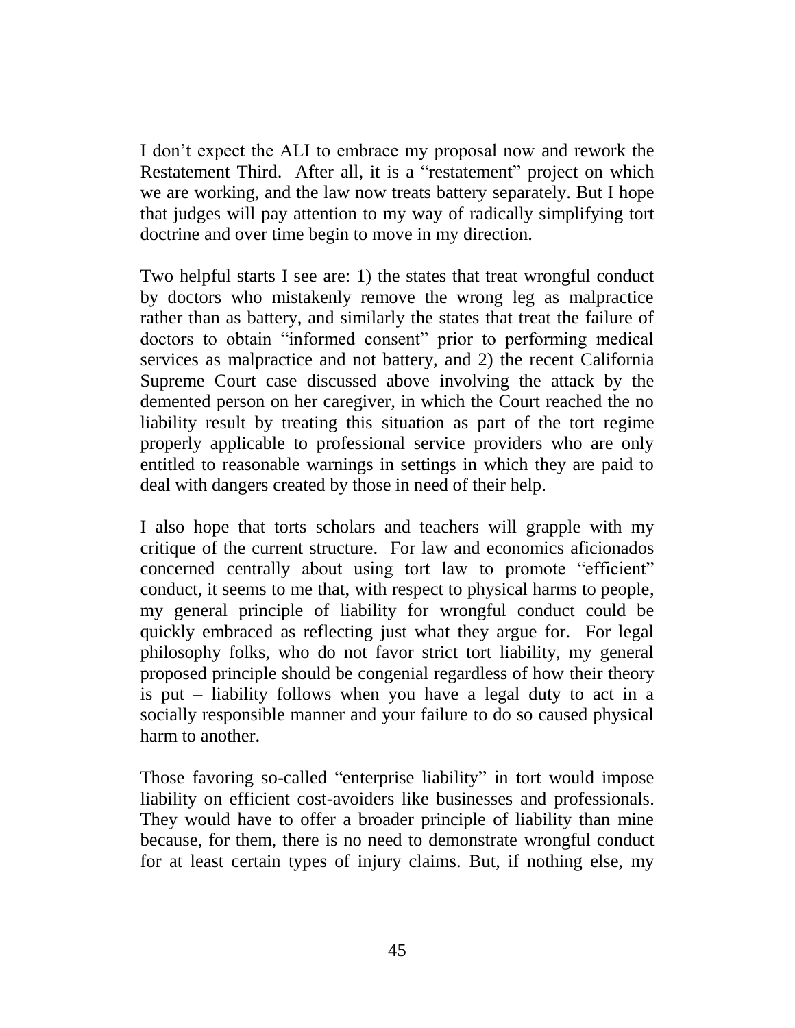I don't expect the ALI to embrace my proposal now and rework the Restatement Third. After all, it is a "restatement" project on which we are working, and the law now treats battery separately. But I hope that judges will pay attention to my way of radically simplifying tort doctrine and over time begin to move in my direction.

Two helpful starts I see are: 1) the states that treat wrongful conduct by doctors who mistakenly remove the wrong leg as malpractice rather than as battery, and similarly the states that treat the failure of doctors to obtain "informed consent" prior to performing medical services as malpractice and not battery, and 2) the recent California Supreme Court case discussed above involving the attack by the demented person on her caregiver, in which the Court reached the no liability result by treating this situation as part of the tort regime properly applicable to professional service providers who are only entitled to reasonable warnings in settings in which they are paid to deal with dangers created by those in need of their help.

I also hope that torts scholars and teachers will grapple with my critique of the current structure. For law and economics aficionados concerned centrally about using tort law to promote "efficient" conduct, it seems to me that, with respect to physical harms to people, my general principle of liability for wrongful conduct could be quickly embraced as reflecting just what they argue for. For legal philosophy folks, who do not favor strict tort liability, my general proposed principle should be congenial regardless of how their theory is put – liability follows when you have a legal duty to act in a socially responsible manner and your failure to do so caused physical harm to another.

Those favoring so-called "enterprise liability" in tort would impose liability on efficient cost-avoiders like businesses and professionals. They would have to offer a broader principle of liability than mine because, for them, there is no need to demonstrate wrongful conduct for at least certain types of injury claims. But, if nothing else, my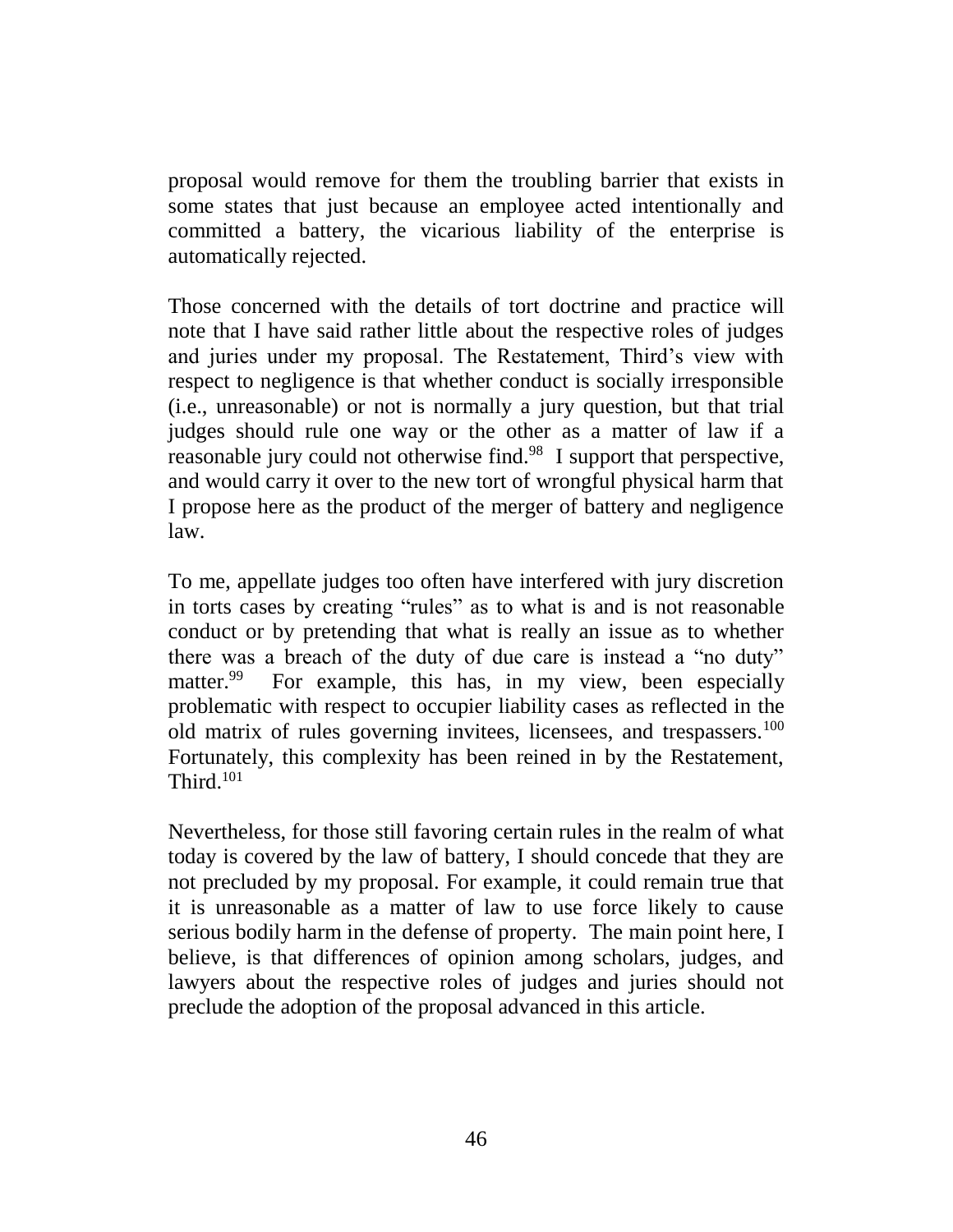proposal would remove for them the troubling barrier that exists in some states that just because an employee acted intentionally and committed a battery, the vicarious liability of the enterprise is automatically rejected.

Those concerned with the details of tort doctrine and practice will note that I have said rather little about the respective roles of judges and juries under my proposal. The Restatement, Third's view with respect to negligence is that whether conduct is socially irresponsible (i.e., unreasonable) or not is normally a jury question, but that trial judges should rule one way or the other as a matter of law if a reasonable jury could not otherwise find.[98] I support that perspective, and would carry it over to the new tort of wrongful physical harm that I propose here as the product of the merger of battery and negligence law.

To me, appellate judges too often have interfered with jury discretion in torts cases by creating "rules" as to what is and is not reasonable conduct or by pretending that what is really an issue as to whether there was a breach of the duty of due care is instead a "no duty" matter.[99] For example, this has, in my view, been especially problematic with respect to occupier liability cases as reflected in the old matrix of rules governing invitees, licensees, and trespassers.[100] Fortunately, this complexity has been reined in by the Restatement, Third.[101]

Nevertheless, for those still favoring certain rules in the realm of what today is covered by the law of battery, I should concede that they are not precluded by my proposal. For example, it could remain true that it is unreasonable as a matter of law to use force likely to cause serious bodily harm in the defense of property. The main point here, I believe, is that differences of opinion among scholars, judges, and lawyers about the respective roles of judges and juries should not preclude the adoption of the proposal advanced in this article.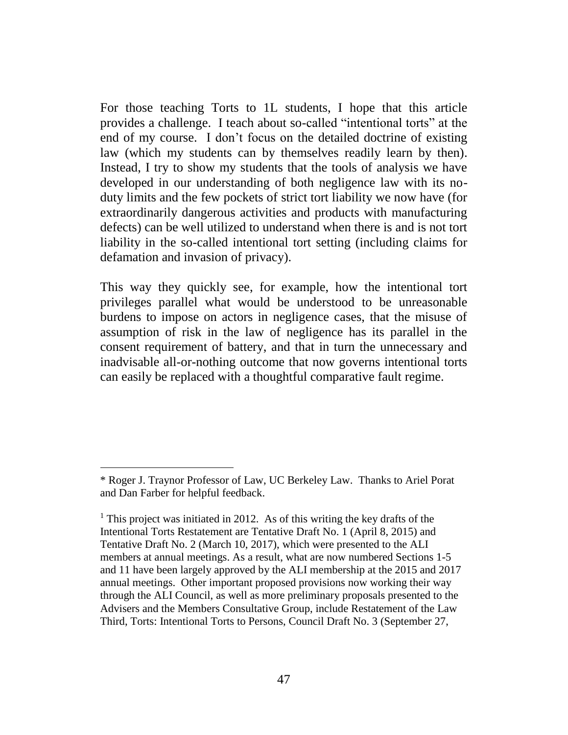For those teaching Torts to 1L students, I hope that this article provides a challenge. I teach about so-called "intentional torts" at the end of my course. I don't focus on the detailed doctrine of existing law (which my students can by themselves readily learn by then). Instead, I try to show my students that the tools of analysis we have developed in our understanding of both negligence law with its no-duty limits and the few pockets of strict tort liability we now have (for extraordinarily dangerous activities and products with manufacturing defects) can be well utilized to understand when there is and is not tort liability in the so-called intentional tort setting (including claims for defamation and invasion of privacy).

This way they quickly see, for example, how the intentional tort privileges parallel what would be understood to be unreasonable burdens to impose on actors in negligence cases, that the misuse of assumption of risk in the law of negligence has its parallel in the consent requirement of battery, and that in turn the unnecessary and inadvisable all-or-nothing outcome that now governs intentional torts can easily be replaced with a thoughtful comparative fault regime.

---

\* Roger J. Traynor Professor of Law, UC Berkeley Law. Thanks to Ariel Porat and Dan Farber for helpful feedback.

[1] This project was initiated in 2012. As of this writing the key drafts of the Intentional Torts Restatement are Tentative Draft No. 1 (April 8, 2015) and Tentative Draft No. 2 (March 10, 2017), which were presented to the ALI members at annual meetings. As a result, what are now numbered Sections 1-5 and 11 have been largely approved by the ALI membership at the 2015 and 2017 annual meetings. Other important proposed provisions now working their way through the ALI Council, as well as more preliminary proposals presented to the Advisers and the Members Consultative Group, include Restatement of the Law Third, Torts: Intentional Torts to Persons, Council Draft No. 3 (September 27,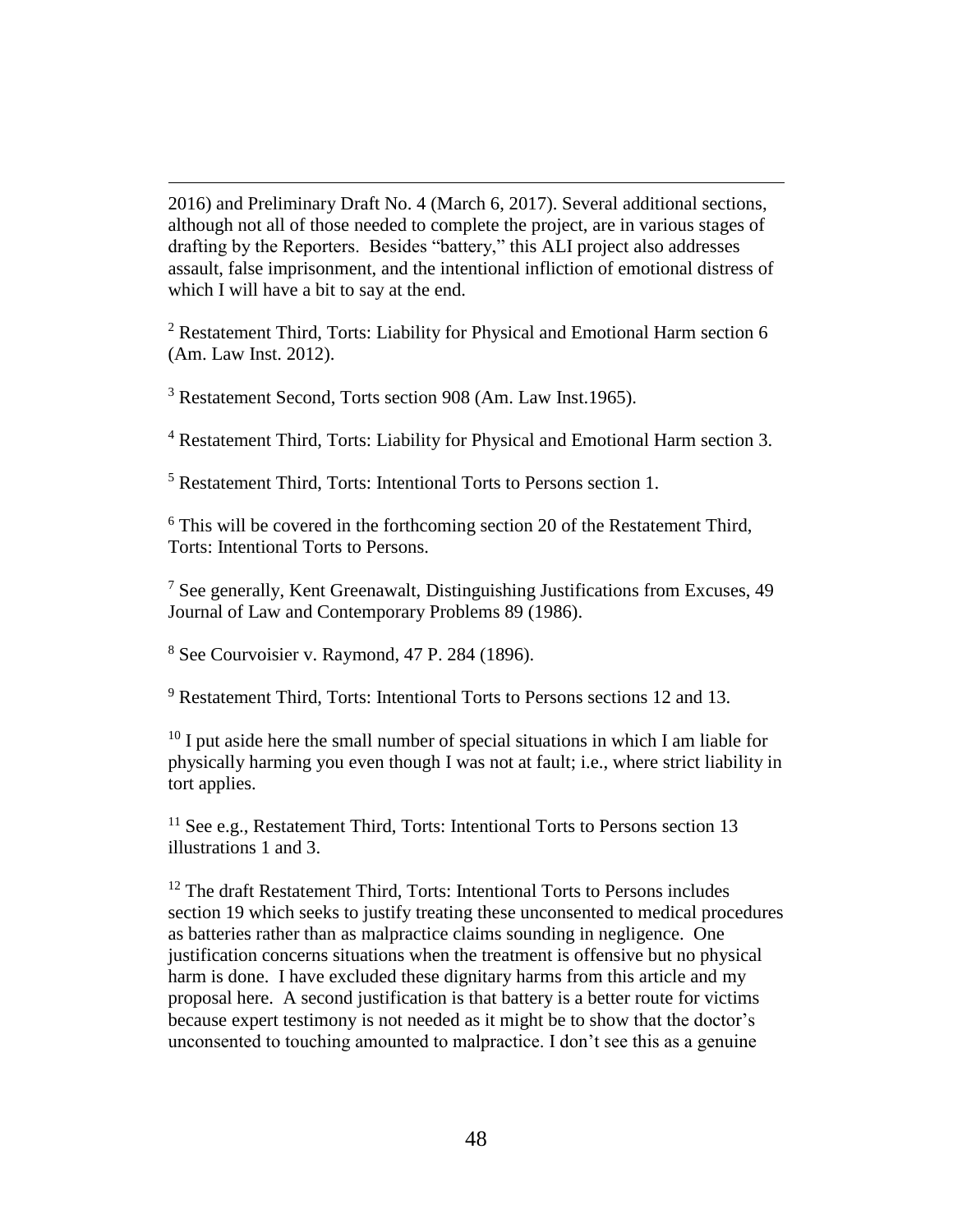2016) and Preliminary Draft No. 4 (March 6, 2017). Several additional sections, although not all of those needed to complete the project, are in various stages of drafting by the Reporters. Besides "battery," this ALI project also addresses assault, false imprisonment, and the intentional infliction of emotional distress of which I will have a bit to say at the end.

[2] Restatement Third, Torts: Liability for Physical and Emotional Harm section 6 (Am. Law Inst. 2012).

[3] Restatement Second, Torts section 908 (Am. Law Inst.1965).

[4] Restatement Third, Torts: Liability for Physical and Emotional Harm section 3.

[5] Restatement Third, Torts: Intentional Torts to Persons section 1.

[6] This will be covered in the forthcoming section 20 of the Restatement Third, Torts: Intentional Torts to Persons.

[7] See generally, Kent Greenawalt, Distinguishing Justifications from Excuses, 49 Journal of Law and Contemporary Problems 89 (1986).

[8] See Courvoisier v. Raymond, 47 P. 284 (1896).

[9] Restatement Third, Torts: Intentional Torts to Persons sections 12 and 13.

[10] I put aside here the small number of special situations in which I am liable for physically harming you even though I was not at fault; i.e., where strict liability in tort applies.

[11] See e.g., Restatement Third, Torts: Intentional Torts to Persons section 13 illustrations 1 and 3.

[12] The draft Restatement Third, Torts: Intentional Torts to Persons includes section 19 which seeks to justify treating these unconsented to medical procedures as batteries rather than as malpractice claims sounding in negligence. One justification concerns situations when the treatment is offensive but no physical harm is done. I have excluded these dignitary harms from this article and my proposal here. A second justification is that battery is a better route for victims because expert testimony is not needed as it might be to show that the doctor's unconsented to touching amounted to malpractice. I don't see this as a genuine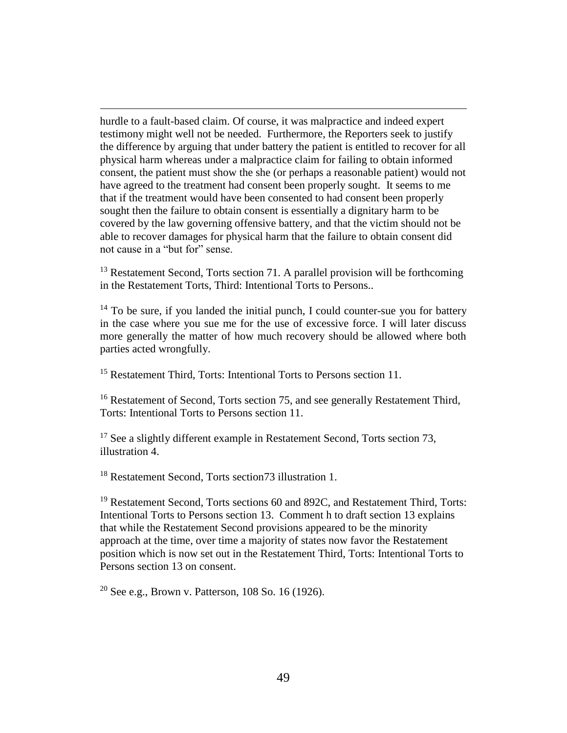hurdle to a fault-based claim. Of course, it was malpractice and indeed expert testimony might well not be needed. Furthermore, the Reporters seek to justify the difference by arguing that under battery the patient is entitled to recover for all physical harm whereas under a malpractice claim for failing to obtain informed consent, the patient must show the she (or perhaps a reasonable patient) would not have agreed to the treatment had consent been properly sought. It seems to me that if the treatment would have been consented to had consent been properly sought then the failure to obtain consent is essentially a dignitary harm to be covered by the law governing offensive battery, and that the victim should not be able to recover damages for physical harm that the failure to obtain consent did not cause in a "but for" sense.

[13] Restatement Second, Torts section 71. A parallel provision will be forthcoming in the Restatement Torts, Third: Intentional Torts to Persons..

[14] To be sure, if you landed the initial punch, I could counter-sue you for battery in the case where you sue me for the use of excessive force. I will later discuss more generally the matter of how much recovery should be allowed where both parties acted wrongfully.

[15] Restatement Third, Torts: Intentional Torts to Persons section 11.

[16] Restatement of Second, Torts section 75, and see generally Restatement Third, Torts: Intentional Torts to Persons section 11.

[17] See a slightly different example in Restatement Second, Torts section 73, illustration 4.

[18] Restatement Second, Torts section73 illustration 1.

[19] Restatement Second, Torts sections 60 and 892C, and Restatement Third, Torts: Intentional Torts to Persons section 13. Comment h to draft section 13 explains that while the Restatement Second provisions appeared to be the minority approach at the time, over time a majority of states now favor the Restatement position which is now set out in the Restatement Third, Torts: Intentional Torts to Persons section 13 on consent.

[20] See e.g., Brown v. Patterson, 108 So. 16 (1926).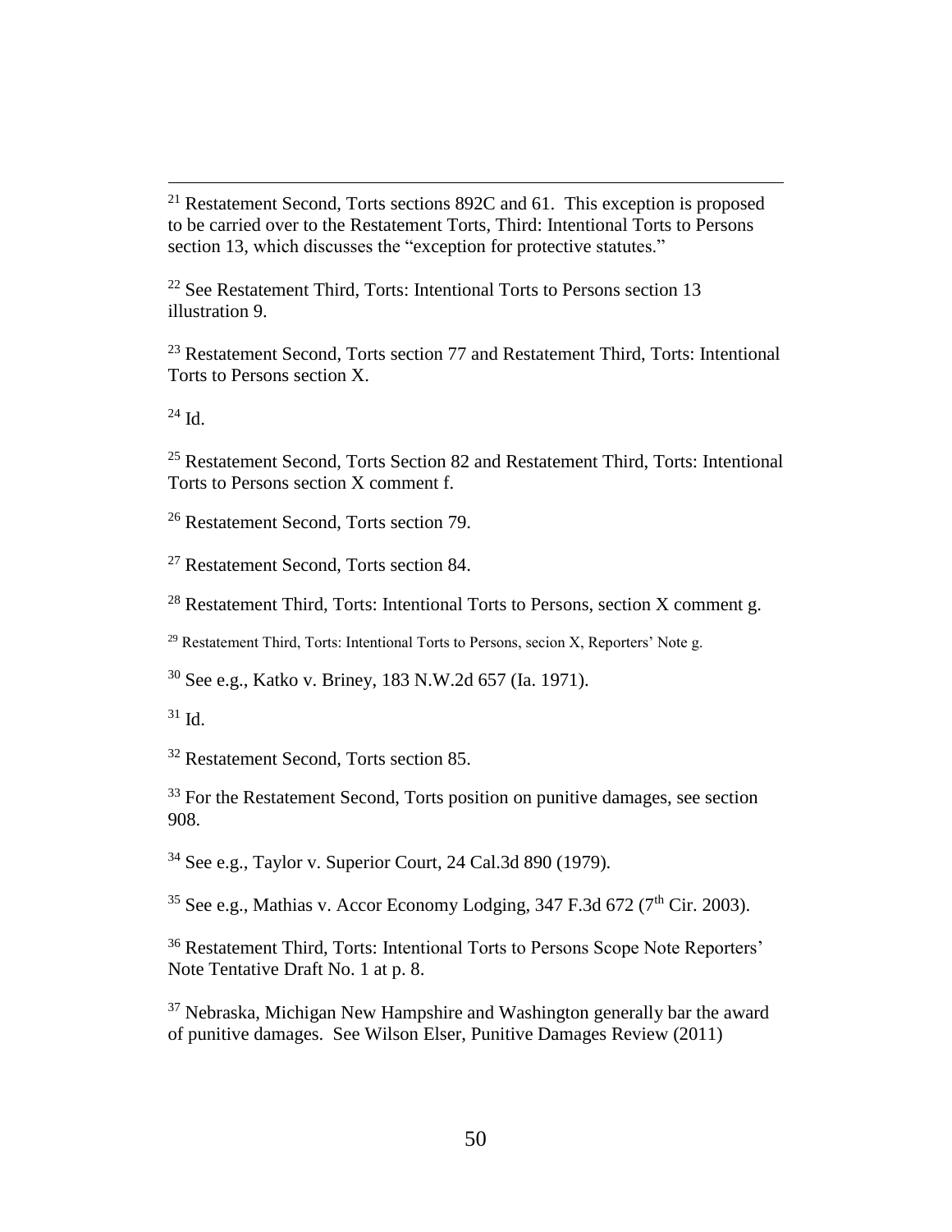[21] Restatement Second, Torts sections 892C and 61. This exception is proposed to be carried over to the Restatement Torts, Third: Intentional Torts to Persons section 13, which discusses the "exception for protective statutes."

[22] See Restatement Third, Torts: Intentional Torts to Persons section 13 illustration 9.

[23] Restatement Second, Torts section 77 and Restatement Third, Torts: Intentional Torts to Persons section X.

[24] Id.

[25] Restatement Second, Torts Section 82 and Restatement Third, Torts: Intentional Torts to Persons section X comment f.

[26] Restatement Second, Torts section 79.

[27] Restatement Second, Torts section 84.

[28] Restatement Third, Torts: Intentional Torts to Persons, section X comment g.

[29] Restatement Third, Torts: Intentional Torts to Persons, secion X, Reporters' Note g.

[30] See e.g., Katko v. Briney, 183 N.W.2d 657 (Ia. 1971).

[31] Id.

[32] Restatement Second, Torts section 85.

[33] For the Restatement Second, Torts position on punitive damages, see section 908.

[34] See e.g., Taylor v. Superior Court, 24 Cal.3d 890 (1979).

[35] See e.g., Mathias v. Accor Economy Lodging, 347 F.3d 672 (7th Cir. 2003).

[36] Restatement Third, Torts: Intentional Torts to Persons Scope Note Reporters' Note Tentative Draft No. 1 at p. 8.

[37] Nebraska, Michigan New Hampshire and Washington generally bar the award of punitive damages. See Wilson Elser, Punitive Damages Review (2011)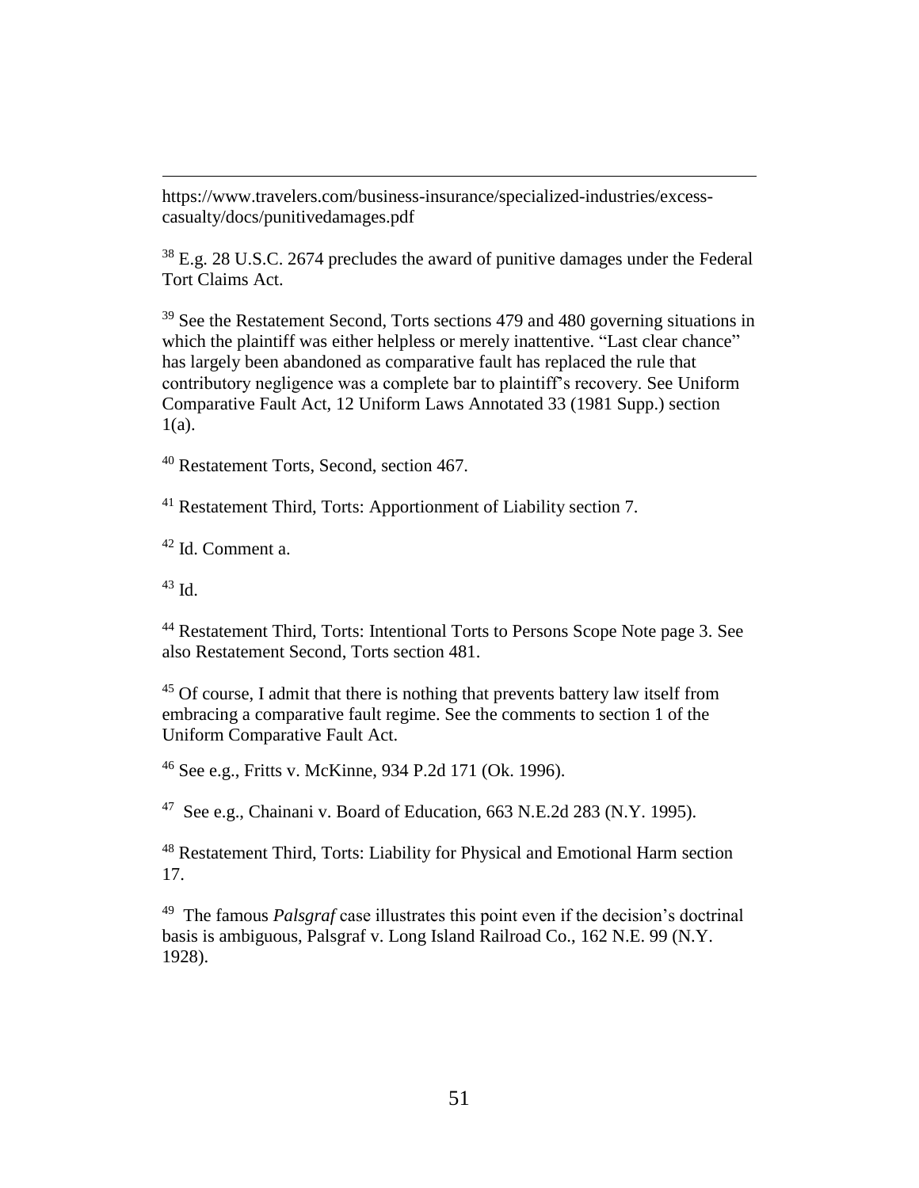https://www.travelers.com/business-insurance/specialized-industries/excess-casualty/docs/punitivedamages.pdf

[38] E.g. 28 U.S.C. 2674 precludes the award of punitive damages under the Federal Tort Claims Act.

[39] See the Restatement Second, Torts sections 479 and 480 governing situations in which the plaintiff was either helpless or merely inattentive. "Last clear chance" has largely been abandoned as comparative fault has replaced the rule that contributory negligence was a complete bar to plaintiff's recovery. See Uniform Comparative Fault Act, 12 Uniform Laws Annotated 33 (1981 Supp.) section 1(a).

[40] Restatement Torts, Second, section 467.

[41] Restatement Third, Torts: Apportionment of Liability section 7.

[42] Id. Comment a.

[43] Id.

[44] Restatement Third, Torts: Intentional Torts to Persons Scope Note page 3. See also Restatement Second, Torts section 481.

[45] Of course, I admit that there is nothing that prevents battery law itself from embracing a comparative fault regime. See the comments to section 1 of the Uniform Comparative Fault Act.

[46] See e.g., Fritts v. McKinne, 934 P.2d 171 (Ok. 1996).

[47] See e.g., Chainani v. Board of Education, 663 N.E.2d 283 (N.Y. 1995).

[48] Restatement Third, Torts: Liability for Physical and Emotional Harm section 17.

[49] The famous *Palsgraf* case illustrates this point even if the decision's doctrinal basis is ambiguous, Palsgraf v. Long Island Railroad Co., 162 N.E. 99 (N.Y. 1928).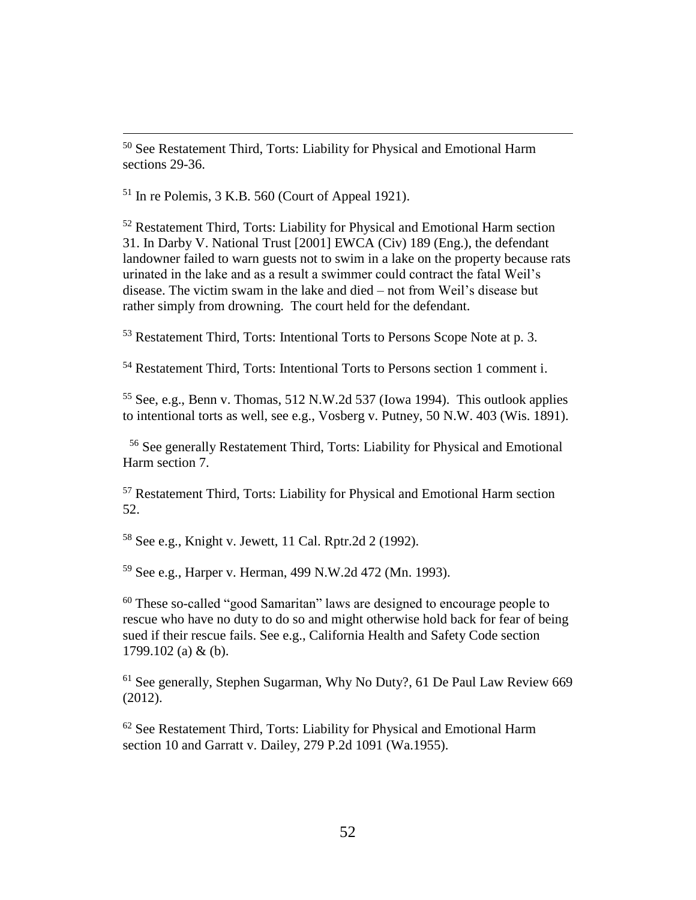[50] See Restatement Third, Torts: Liability for Physical and Emotional Harm sections 29-36.

[51] In re Polemis, 3 K.B. 560 (Court of Appeal 1921).

[52] Restatement Third, Torts: Liability for Physical and Emotional Harm section 31. In Darby V. National Trust [2001] EWCA (Civ) 189 (Eng.), the defendant landowner failed to warn guests not to swim in a lake on the property because rats urinated in the lake and as a result a swimmer could contract the fatal Weil's disease. The victim swam in the lake and died – not from Weil's disease but rather simply from drowning. The court held for the defendant.

[53] Restatement Third, Torts: Intentional Torts to Persons Scope Note at p. 3.

[54] Restatement Third, Torts: Intentional Torts to Persons section 1 comment i.

[55] See, e.g., Benn v. Thomas, 512 N.W.2d 537 (Iowa 1994). This outlook applies to intentional torts as well, see e.g., Vosberg v. Putney, 50 N.W. 403 (Wis. 1891).

[56] See generally Restatement Third, Torts: Liability for Physical and Emotional Harm section 7.

[57] Restatement Third, Torts: Liability for Physical and Emotional Harm section 52.

[58] See e.g., Knight v. Jewett, 11 Cal. Rptr.2d 2 (1992).

[59] See e.g., Harper v. Herman, 499 N.W.2d 472 (Mn. 1993).

[60] These so-called "good Samaritan" laws are designed to encourage people to rescue who have no duty to do so and might otherwise hold back for fear of being sued if their rescue fails. See e.g., California Health and Safety Code section 1799.102 (a) & (b).

[61] See generally, Stephen Sugarman, Why No Duty?, 61 De Paul Law Review 669 (2012).

[62] See Restatement Third, Torts: Liability for Physical and Emotional Harm section 10 and Garratt v. Dailey, 279 P.2d 1091 (Wa.1955).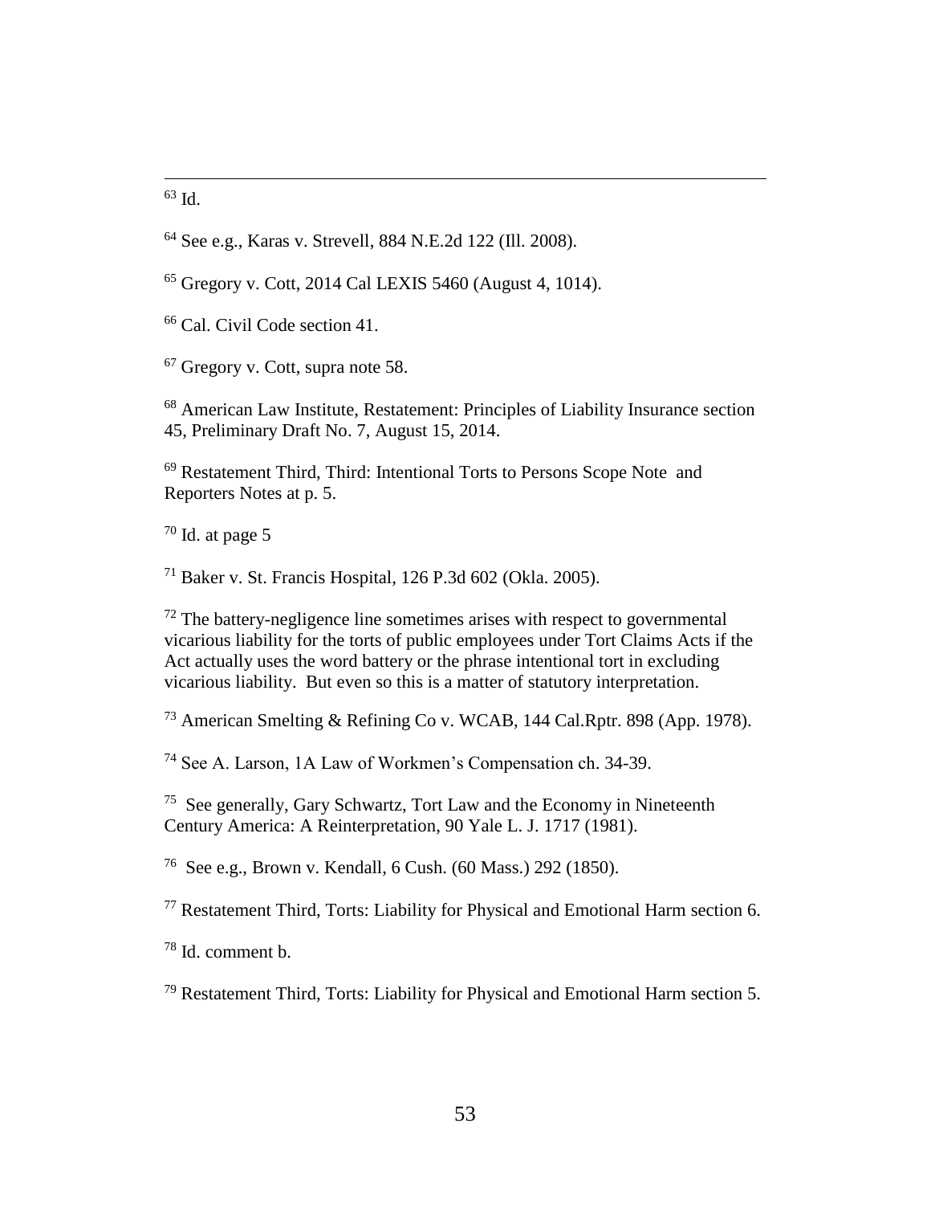[63] Id.

[64] See e.g., Karas v. Strevell, 884 N.E.2d 122 (Ill. 2008).

[65] Gregory v. Cott, 2014 Cal LEXIS 5460 (August 4, 1014).

[66] Cal. Civil Code section 41.

[67] Gregory v. Cott, supra note 58.

[68] American Law Institute, Restatement: Principles of Liability Insurance section 45, Preliminary Draft No. 7, August 15, 2014.

[69] Restatement Third, Third: Intentional Torts to Persons Scope Note and Reporters Notes at p. 5.

[70] Id. at page 5

[71] Baker v. St. Francis Hospital, 126 P.3d 602 (Okla. 2005).

[72] The battery-negligence line sometimes arises with respect to governmental vicarious liability for the torts of public employees under Tort Claims Acts if the Act actually uses the word battery or the phrase intentional tort in excluding vicarious liability. But even so this is a matter of statutory interpretation.

[73] American Smelting & Refining Co v. WCAB, 144 Cal.Rptr. 898 (App. 1978).

[74] See A. Larson, 1A Law of Workmen's Compensation ch. 34-39.

[75] See generally, Gary Schwartz, Tort Law and the Economy in Nineteenth Century America: A Reinterpretation, 90 Yale L. J. 1717 (1981).

[76] See e.g., Brown v. Kendall, 6 Cush. (60 Mass.) 292 (1850).

[77] Restatement Third, Torts: Liability for Physical and Emotional Harm section 6.

[78] Id. comment b.

[79] Restatement Third, Torts: Liability for Physical and Emotional Harm section 5.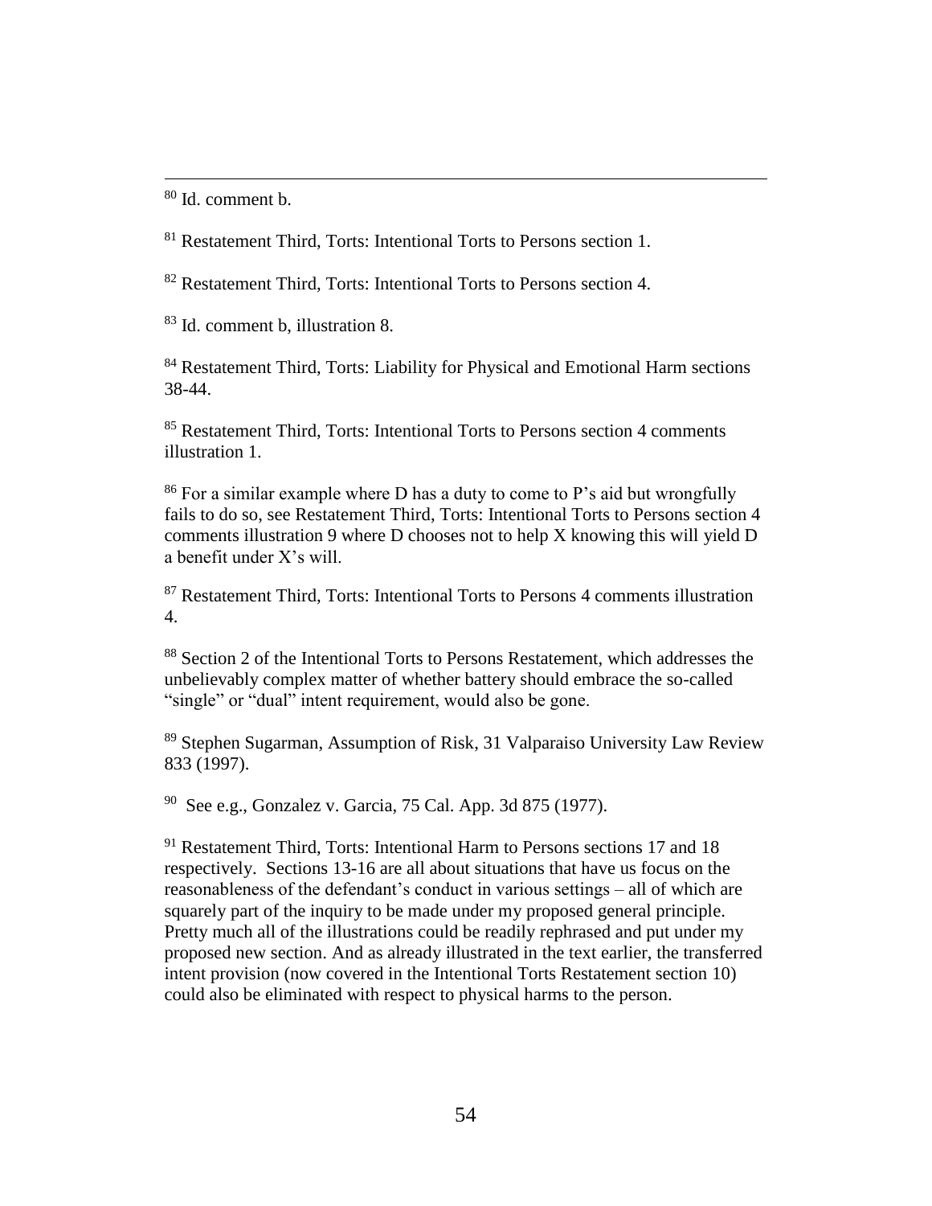[80] Id. comment b.

[81] Restatement Third, Torts: Intentional Torts to Persons section 1.

[82] Restatement Third, Torts: Intentional Torts to Persons section 4.

[83] Id. comment b, illustration 8.

[84] Restatement Third, Torts: Liability for Physical and Emotional Harm sections 38-44.

[85] Restatement Third, Torts: Intentional Torts to Persons section 4 comments illustration 1.

[86] For a similar example where D has a duty to come to P's aid but wrongfully fails to do so, see Restatement Third, Torts: Intentional Torts to Persons section 4 comments illustration 9 where D chooses not to help X knowing this will yield D a benefit under X's will.

[87] Restatement Third, Torts: Intentional Torts to Persons 4 comments illustration 4.

[88] Section 2 of the Intentional Torts to Persons Restatement, which addresses the unbelievably complex matter of whether battery should embrace the so-called "single" or "dual" intent requirement, would also be gone.

[89] Stephen Sugarman, Assumption of Risk, 31 Valparaiso University Law Review 833 (1997).

[90] See e.g., Gonzalez v. Garcia, 75 Cal. App. 3d 875 (1977).

[91] Restatement Third, Torts: Intentional Harm to Persons sections 17 and 18 respectively. Sections 13-16 are all about situations that have us focus on the reasonableness of the defendant's conduct in various settings – all of which are squarely part of the inquiry to be made under my proposed general principle. Pretty much all of the illustrations could be readily rephrased and put under my proposed new section. And as already illustrated in the text earlier, the transferred intent provision (now covered in the Intentional Torts Restatement section 10) could also be eliminated with respect to physical harms to the person.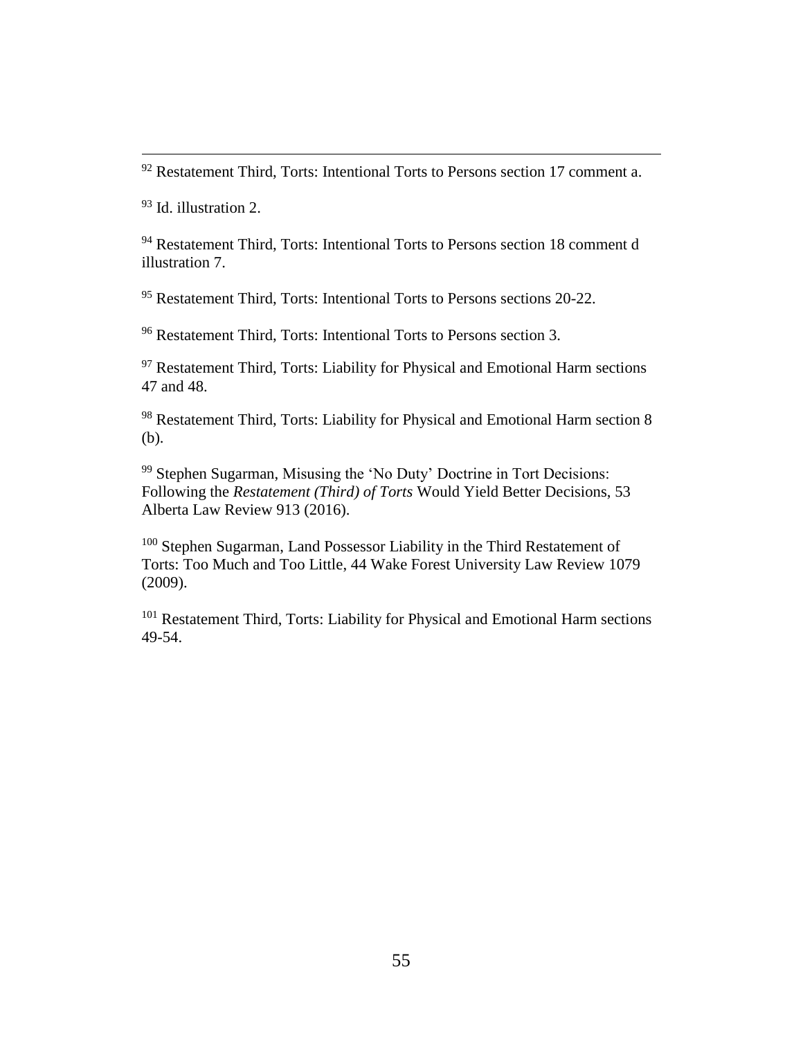[92] Restatement Third, Torts: Intentional Torts to Persons section 17 comment a.

[93] Id. illustration 2.

[94] Restatement Third, Torts: Intentional Torts to Persons section 18 comment d illustration 7.

[95] Restatement Third, Torts: Intentional Torts to Persons sections 20-22.

[96] Restatement Third, Torts: Intentional Torts to Persons section 3.

[97] Restatement Third, Torts: Liability for Physical and Emotional Harm sections 47 and 48.

[98] Restatement Third, Torts: Liability for Physical and Emotional Harm section 8 (b).

[99] Stephen Sugarman, Misusing the 'No Duty' Doctrine in Tort Decisions: Following the *Restatement (Third) of Torts* Would Yield Better Decisions, 53 Alberta Law Review 913 (2016).

[100] Stephen Sugarman, Land Possessor Liability in the Third Restatement of Torts: Too Much and Too Little, 44 Wake Forest University Law Review 1079 (2009).

[101] Restatement Third, Torts: Liability for Physical and Emotional Harm sections 49-54.